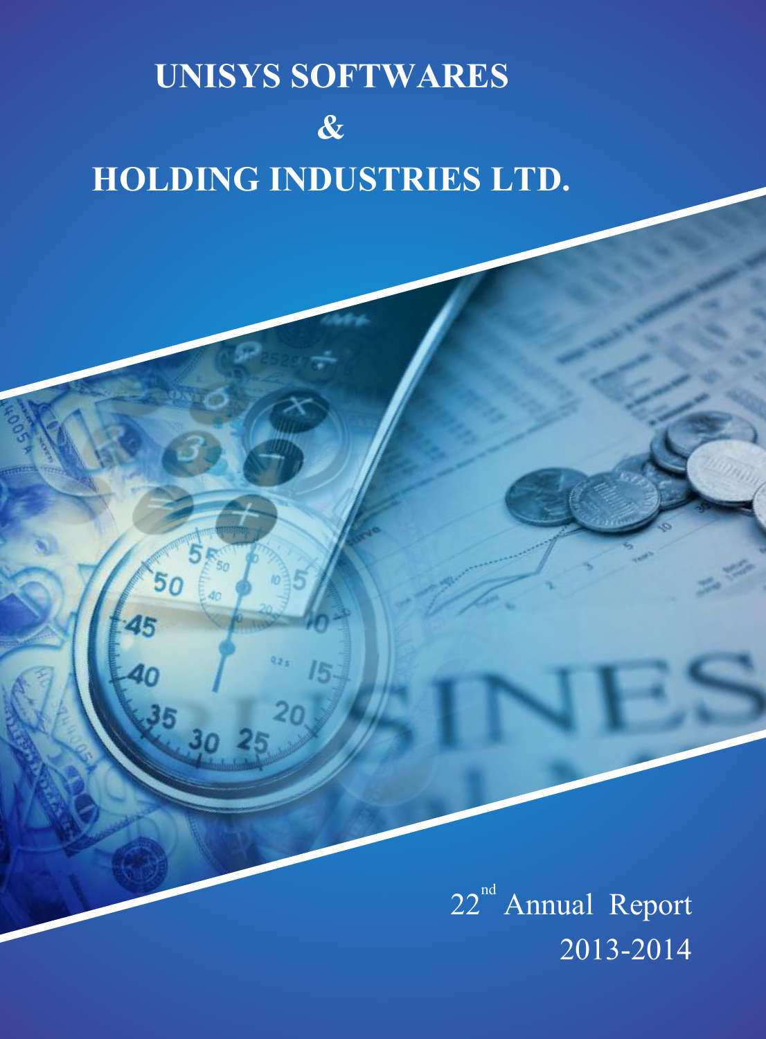# UNISYS SOFTWARES & HOLDING INDUSTRIES LTD.

22nd Annual Report

2013-2014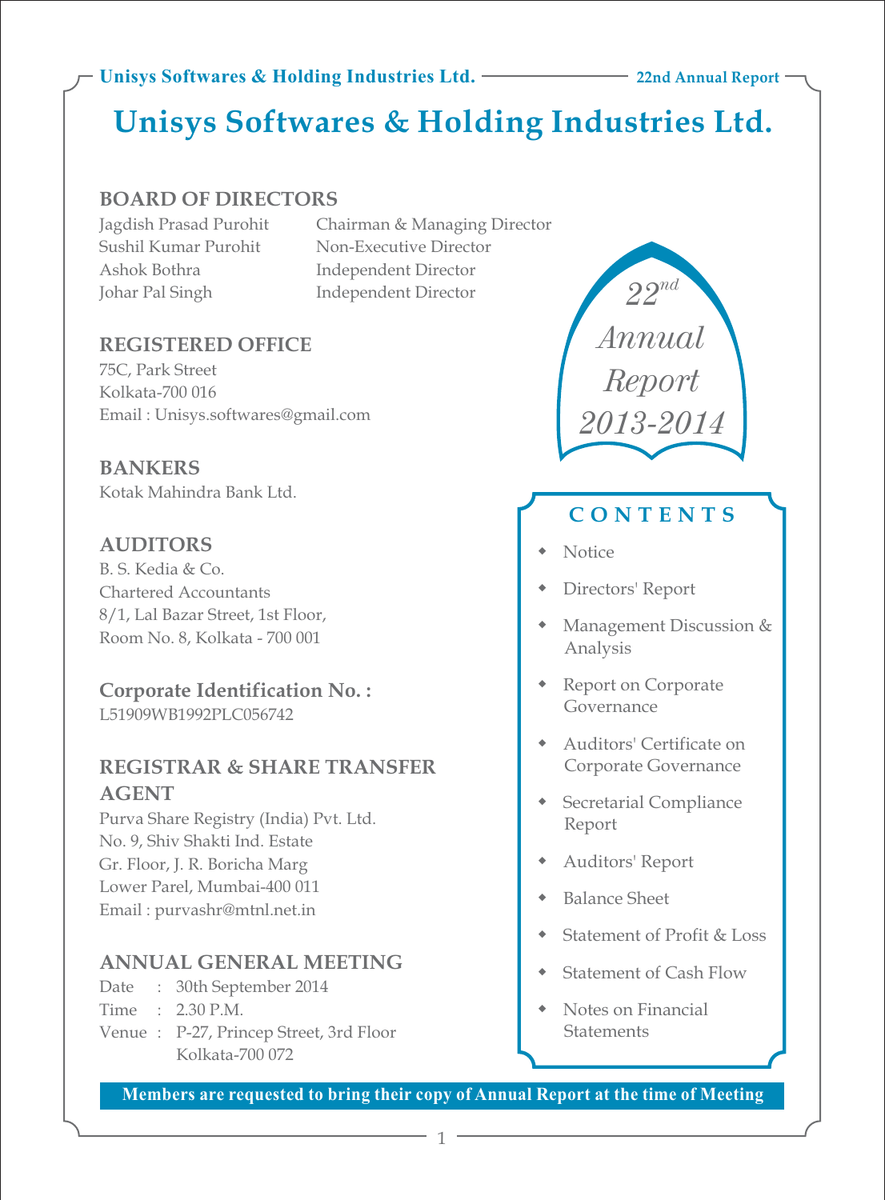# Unisys Softwares & Holding Industries Ltd.

## BOARD OF DIRECTORS

| | |
|---|---|
| Jagdish Prasad Purohit | Chairman & Managing Director |
| Sushil Kumar Purohit | Non-Executive Director |
| Ashok Bothra | Independent Director |
| Johar Pal Singh | Independent Director |

*22nd Annual Report 2013-2014*

## REGISTERED OFFICE

75C, Park Street
Kolkata-700 016
Email : Unisys.softwares@gmail.com

## BANKERS

Kotak Mahindra Bank Ltd.

## AUDITORS

B. S. Kedia & Co.
Chartered Accountants
8/1, Lal Bazar Street, 1st Floor,
Room No. 8, Kolkata - 700 001

## Corporate Identification No. :

L51909WB1992PLC056742

## REGISTRAR & SHARE TRANSFER AGENT

Purva Share Registry (India) Pvt. Ltd.
No. 9, Shiv Shakti Ind. Estate
Gr. Floor, J. R. Boricha Marg
Lower Parel, Mumbai-400 011
Email : purvashr@mtnl.net.in

## ANNUAL GENERAL MEETING

Date : 30th September 2014
Time : 2.30 P.M.
Venue : P-27, Princep Street, 3rd Floor
Kolkata-700 072

## CONTENTS

- Notice
- Directors' Report
- Management Discussion & Analysis
- Report on Corporate Governance
- Auditors' Certificate on Corporate Governance
- Secretarial Compliance Report
- Auditors' Report
- Balance Sheet
- Statement of Profit & Loss
- Statement of Cash Flow
- Notes on Financial Statements

**Members are requested to bring their copy of Annual Report at the time of Meeting**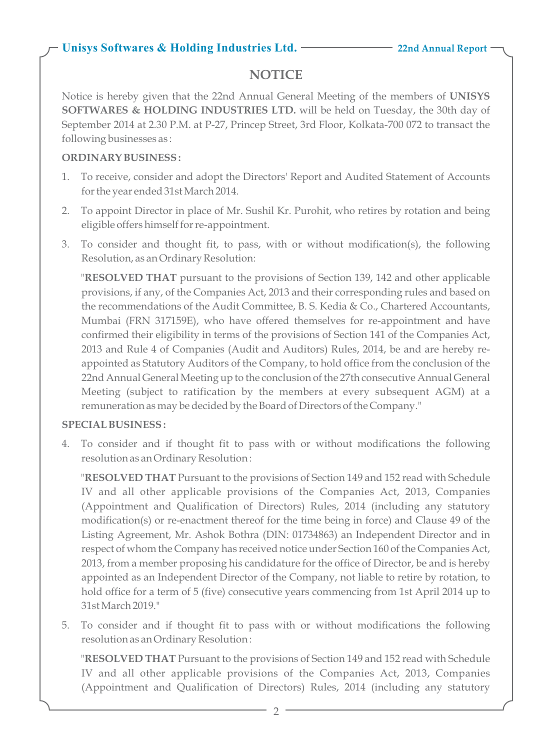# NOTICE

Notice is hereby given that the 22nd Annual General Meeting of the members of **UNISYS SOFTWARES & HOLDING INDUSTRIES LTD.** will be held on Tuesday, the 30th day of September 2014 at 2.30 P.M. at P-27, Princep Street, 3rd Floor, Kolkata-700 072 to transact the following businesses as :

**ORDINARY BUSINESS :**

1. To receive, consider and adopt the Directors' Report and Audited Statement of Accounts for the year ended 31st March 2014.

2. To appoint Director in place of Mr. Sushil Kr. Purohit, who retires by rotation and being eligible offers himself for re-appointment.

3. To consider and thought fit, to pass, with or without modification(s), the following Resolution, as an Ordinary Resolution:

   "**RESOLVED THAT** pursuant to the provisions of Section 139, 142 and other applicable provisions, if any, of the Companies Act, 2013 and their corresponding rules and based on the recommendations of the Audit Committee, B. S. Kedia & Co., Chartered Accountants, Mumbai (FRN 317159E), who have offered themselves for re-appointment and have confirmed their eligibility in terms of the provisions of Section 141 of the Companies Act, 2013 and Rule 4 of Companies (Audit and Auditors) Rules, 2014, be and are hereby re-appointed as Statutory Auditors of the Company, to hold office from the conclusion of the 22nd Annual General Meeting up to the conclusion of the 27th consecutive Annual General Meeting (subject to ratification by the members at every subsequent AGM) at a remuneration as may be decided by the Board of Directors of the Company."

**SPECIAL BUSINESS :**

4. To consider and if thought fit to pass with or without modifications the following resolution as an Ordinary Resolution :

   "**RESOLVED THAT** Pursuant to the provisions of Section 149 and 152 read with Schedule IV and all other applicable provisions of the Companies Act, 2013, Companies (Appointment and Qualification of Directors) Rules, 2014 (including any statutory modification(s) or re-enactment thereof for the time being in force) and Clause 49 of the Listing Agreement, Mr. Ashok Bothra (DIN: 01734863) an Independent Director and in respect of whom the Company has received notice under Section 160 of the Companies Act, 2013, from a member proposing his candidature for the office of Director, be and is hereby appointed as an Independent Director of the Company, not liable to retire by rotation, to hold office for a term of 5 (five) consecutive years commencing from 1st April 2014 up to 31st March 2019."

5. To consider and if thought fit to pass with or without modifications the following resolution as an Ordinary Resolution :

   "**RESOLVED THAT** Pursuant to the provisions of Section 149 and 152 read with Schedule IV and all other applicable provisions of the Companies Act, 2013, Companies (Appointment and Qualification of Directors) Rules, 2014 (including any statutory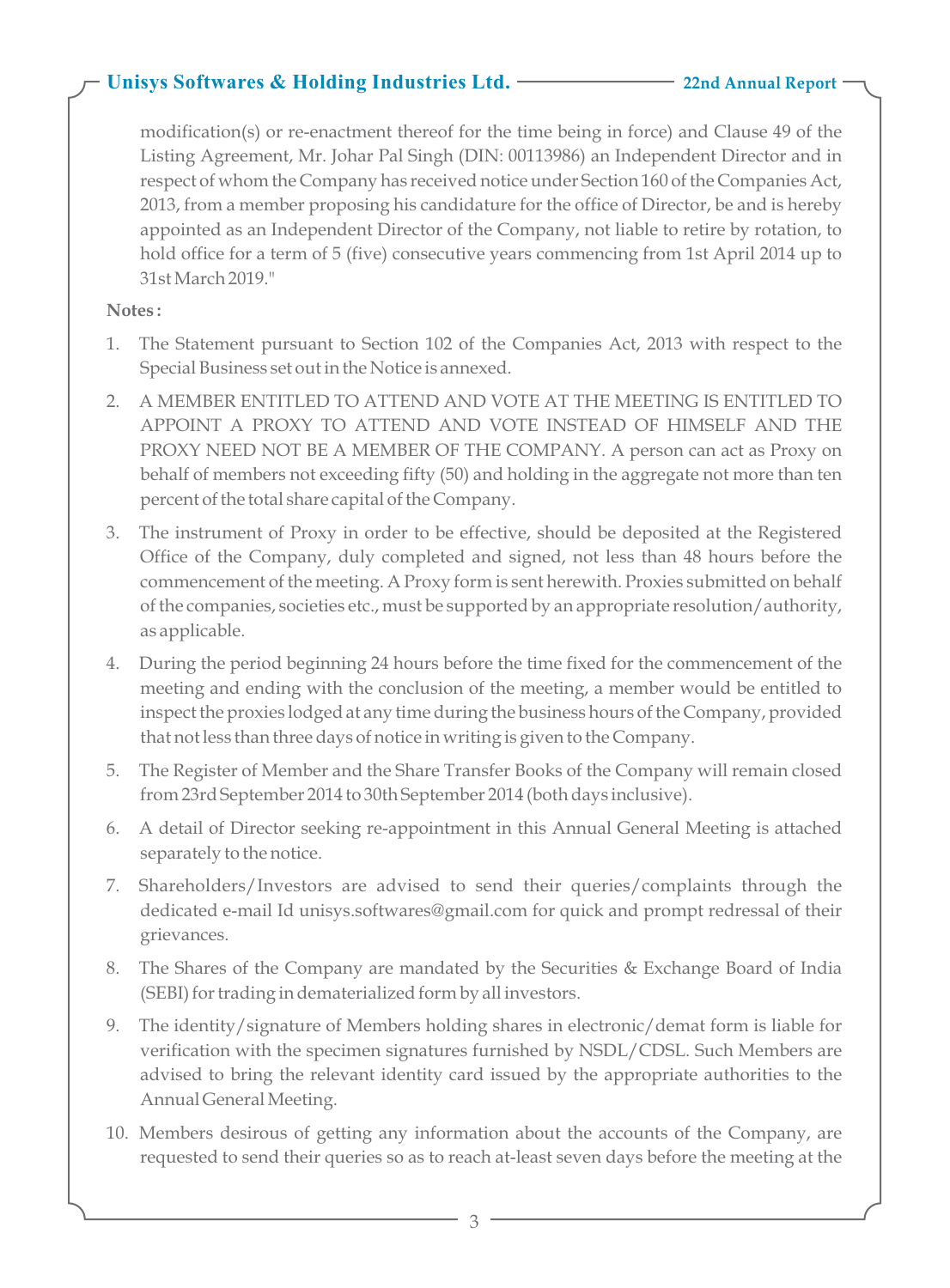modification(s) or re-enactment thereof for the time being in force) and Clause 49 of the Listing Agreement, Mr. Johar Pal Singh (DIN: 00113986) an Independent Director and in respect of whom the Company has received notice under Section 160 of the Companies Act, 2013, from a member proposing his candidature for the office of Director, be and is hereby appointed as an Independent Director of the Company, not liable to retire by rotation, to hold office for a term of 5 (five) consecutive years commencing from 1st April 2014 up to 31st March 2019."

**Notes :**

1. The Statement pursuant to Section 102 of the Companies Act, 2013 with respect to the Special Business set out in the Notice is annexed.
2. A MEMBER ENTITLED TO ATTEND AND VOTE AT THE MEETING IS ENTITLED TO APPOINT A PROXY TO ATTEND AND VOTE INSTEAD OF HIMSELF AND THE PROXY NEED NOT BE A MEMBER OF THE COMPANY. A person can act as Proxy on behalf of members not exceeding fifty (50) and holding in the aggregate not more than ten percent of the total share capital of the Company.
3. The instrument of Proxy in order to be effective, should be deposited at the Registered Office of the Company, duly completed and signed, not less than 48 hours before the commencement of the meeting. A Proxy form is sent herewith. Proxies submitted on behalf of the companies, societies etc., must be supported by an appropriate resolution/authority, as applicable.
4. During the period beginning 24 hours before the time fixed for the commencement of the meeting and ending with the conclusion of the meeting, a member would be entitled to inspect the proxies lodged at any time during the business hours of the Company, provided that not less than three days of notice in writing is given to the Company.
5. The Register of Member and the Share Transfer Books of the Company will remain closed from 23rd September 2014 to 30th September 2014 (both days inclusive).
6. A detail of Director seeking re-appointment in this Annual General Meeting is attached separately to the notice.
7. Shareholders/Investors are advised to send their queries/complaints through the dedicated e-mail Id unisys.softwares@gmail.com for quick and prompt redressal of their grievances.
8. The Shares of the Company are mandated by the Securities & Exchange Board of India (SEBI) for trading in dematerialized form by all investors.
9. The identity/signature of Members holding shares in electronic/demat form is liable for verification with the specimen signatures furnished by NSDL/CDSL. Such Members are advised to bring the relevant identity card issued by the appropriate authorities to the Annual General Meeting.
10. Members desirous of getting any information about the accounts of the Company, are requested to send their queries so as to reach at-least seven days before the meeting at the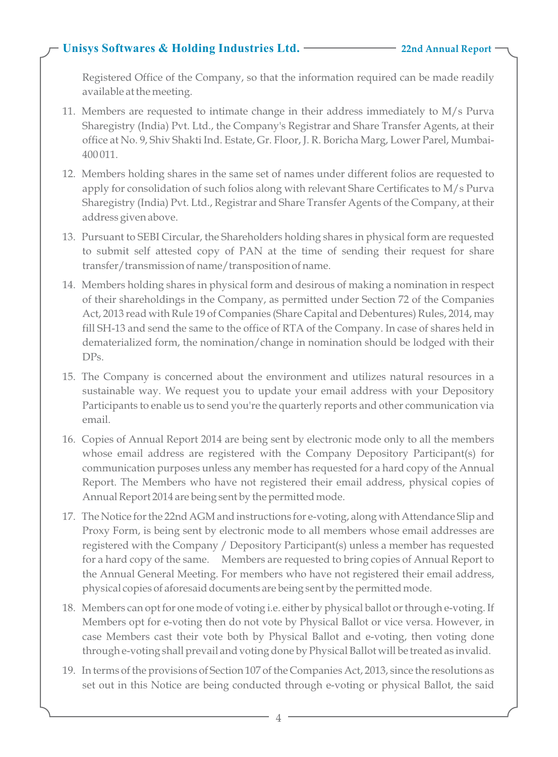Registered Office of the Company, so that the information required can be made readily available at the meeting.

11. Members are requested to intimate change in their address immediately to M/s Purva Sharegistry (India) Pvt. Ltd., the Company's Registrar and Share Transfer Agents, at their office at No. 9, Shiv Shakti Ind. Estate, Gr. Floor, J. R. Boricha Marg, Lower Parel, Mumbai-400 011.

12. Members holding shares in the same set of names under different folios are requested to apply for consolidation of such folios along with relevant Share Certificates to M/s Purva Sharegistry (India) Pvt. Ltd., Registrar and Share Transfer Agents of the Company, at their address given above.

13. Pursuant to SEBI Circular, the Shareholders holding shares in physical form are requested to submit self attested copy of PAN at the time of sending their request for share transfer/transmission of name/transposition of name.

14. Members holding shares in physical form and desirous of making a nomination in respect of their shareholdings in the Company, as permitted under Section 72 of the Companies Act, 2013 read with Rule 19 of Companies (Share Capital and Debentures) Rules, 2014, may fill SH-13 and send the same to the office of RTA of the Company. In case of shares held in dematerialized form, the nomination/change in nomination should be lodged with their DPs.

15. The Company is concerned about the environment and utilizes natural resources in a sustainable way. We request you to update your email address with your Depository Participants to enable us to send you're the quarterly reports and other communication via email.

16. Copies of Annual Report 2014 are being sent by electronic mode only to all the members whose email address are registered with the Company Depository Participant(s) for communication purposes unless any member has requested for a hard copy of the Annual Report. The Members who have not registered their email address, physical copies of Annual Report 2014 are being sent by the permitted mode.

17. The Notice for the 22nd AGM and instructions for e-voting, along with Attendance Slip and Proxy Form, is being sent by electronic mode to all members whose email addresses are registered with the Company / Depository Participant(s) unless a member has requested for a hard copy of the same. Members are requested to bring copies of Annual Report to the Annual General Meeting. For members who have not registered their email address, physical copies of aforesaid documents are being sent by the permitted mode.

18. Members can opt for one mode of voting i.e. either by physical ballot or through e-voting. If Members opt for e-voting then do not vote by Physical Ballot or vice versa. However, in case Members cast their vote both by Physical Ballot and e-voting, then voting done through e-voting shall prevail and voting done by Physical Ballot will be treated as invalid.

19. In terms of the provisions of Section 107 of the Companies Act, 2013, since the resolutions as set out in this Notice are being conducted through e-voting or physical Ballot, the said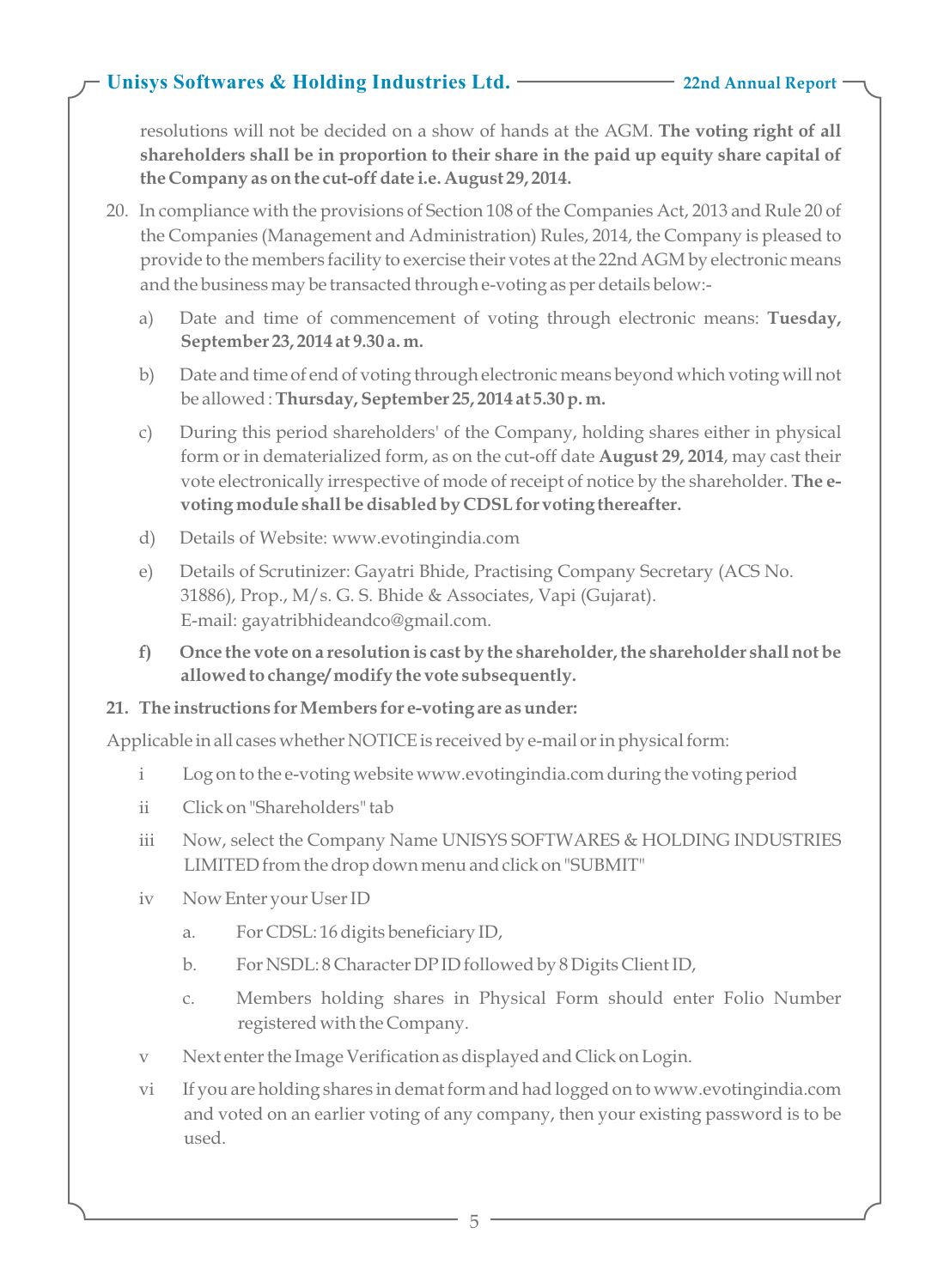resolutions will not be decided on a show of hands at the AGM. **The voting right of all shareholders shall be in proportion to their share in the paid up equity share capital of the Company as on the cut-off date i.e. August 29, 2014.**

20. In compliance with the provisions of Section 108 of the Companies Act, 2013 and Rule 20 of the Companies (Management and Administration) Rules, 2014, the Company is pleased to provide to the members facility to exercise their votes at the 22nd AGM by electronic means and the business may be transacted through e-voting as per details below:-

    a) Date and time of commencement of voting through electronic means: **Tuesday, September 23, 2014 at 9.30 a. m.**

    b) Date and time of end of voting through electronic means beyond which voting will not be allowed : **Thursday, September 25, 2014 at 5.30 p. m.**

    c) During this period shareholders' of the Company, holding shares either in physical form or in dematerialized form, as on the cut-off date **August 29, 2014**, may cast their vote electronically irrespective of mode of receipt of notice by the shareholder. **The e-voting module shall be disabled by CDSL for voting thereafter.**

    d) Details of Website: www.evotingindia.com

    e) Details of Scrutinizer: Gayatri Bhide, Practising Company Secretary (ACS No. 31886), Prop., M/s. G. S. Bhide & Associates, Vapi (Gujarat). E-mail: gayatribhideandco@gmail.com.

    **f) Once the vote on a resolution is cast by the shareholder, the shareholder shall not be allowed to change/ modify the vote subsequently.**

**21. The instructions for Members for e-voting are as under:**

Applicable in all cases whether NOTICE is received by e-mail or in physical form:

- i Log on to the e-voting website www.evotingindia.com during the voting period
- ii Click on "Shareholders" tab
- iii Now, select the Company Name UNISYS SOFTWARES & HOLDING INDUSTRIES LIMITED from the drop down menu and click on "SUBMIT"
- iv Now Enter your User ID
    - a. For CDSL: 16 digits beneficiary ID,
    - b. For NSDL: 8 Character DP ID followed by 8 Digits Client ID,
    - c. Members holding shares in Physical Form should enter Folio Number registered with the Company.
- v Next enter the Image Verification as displayed and Click on Login.
- vi If you are holding shares in demat form and had logged on to www.evotingindia.com and voted on an earlier voting of any company, then your existing password is to be used.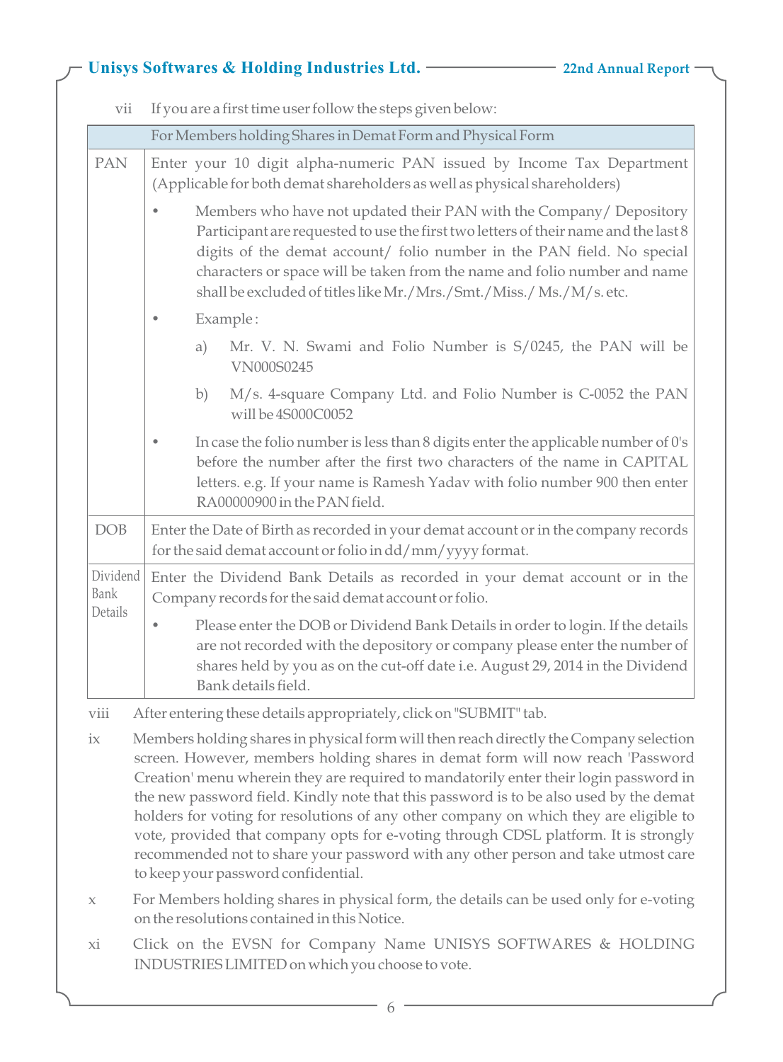vii If you are a first time user follow the steps given below:

| | For Members holding Shares in Demat Form and Physical Form |
|---|---|
| PAN | Enter your 10 digit alpha-numeric PAN issued by Income Tax Department (Applicable for both demat shareholders as well as physical shareholders)<br>• Members who have not updated their PAN with the Company/ Depository Participant are requested to use the first two letters of their name and the last 8 digits of the demat account/ folio number in the PAN field. No special characters or space will be taken from the name and folio number and name shall be excluded of titles like Mr./Mrs./Smt./Miss./ Ms./M/s. etc.<br>• Example :<br>a) Mr. V. N. Swami and Folio Number is S/0245, the PAN will be VN000S0245<br>b) M/s. 4-square Company Ltd. and Folio Number is C-0052 the PAN will be 4S000C0052<br>• In case the folio number is less than 8 digits enter the applicable number of 0's before the number after the first two characters of the name in CAPITAL letters. e.g. If your name is Ramesh Yadav with folio number 900 then enter RA00000900 in the PAN field. |
| DOB | Enter the Date of Birth as recorded in your demat account or in the company records for the said demat account or folio in dd/mm/yyyy format. |
| Dividend Bank Details | Enter the Dividend Bank Details as recorded in your demat account or in the Company records for the said demat account or folio.<br>• Please enter the DOB or Dividend Bank Details in order to login. If the details are not recorded with the depository or company please enter the number of shares held by you as on the cut-off date i.e. August 29, 2014 in the Dividend Bank details field. |

viii After entering these details appropriately, click on "SUBMIT" tab.

ix Members holding shares in physical form will then reach directly the Company selection screen. However, members holding shares in demat form will now reach 'Password Creation' menu wherein they are required to mandatorily enter their login password in the new password field. Kindly note that this password is to be also used by the demat holders for voting for resolutions of any other company on which they are eligible to vote, provided that company opts for e-voting through CDSL platform. It is strongly recommended not to share your password with any other person and take utmost care to keep your password confidential.

x For Members holding shares in physical form, the details can be used only for e-voting on the resolutions contained in this Notice.

xi Click on the EVSN for Company Name UNISYS SOFTWARES & HOLDING INDUSTRIES LIMITED on which you choose to vote.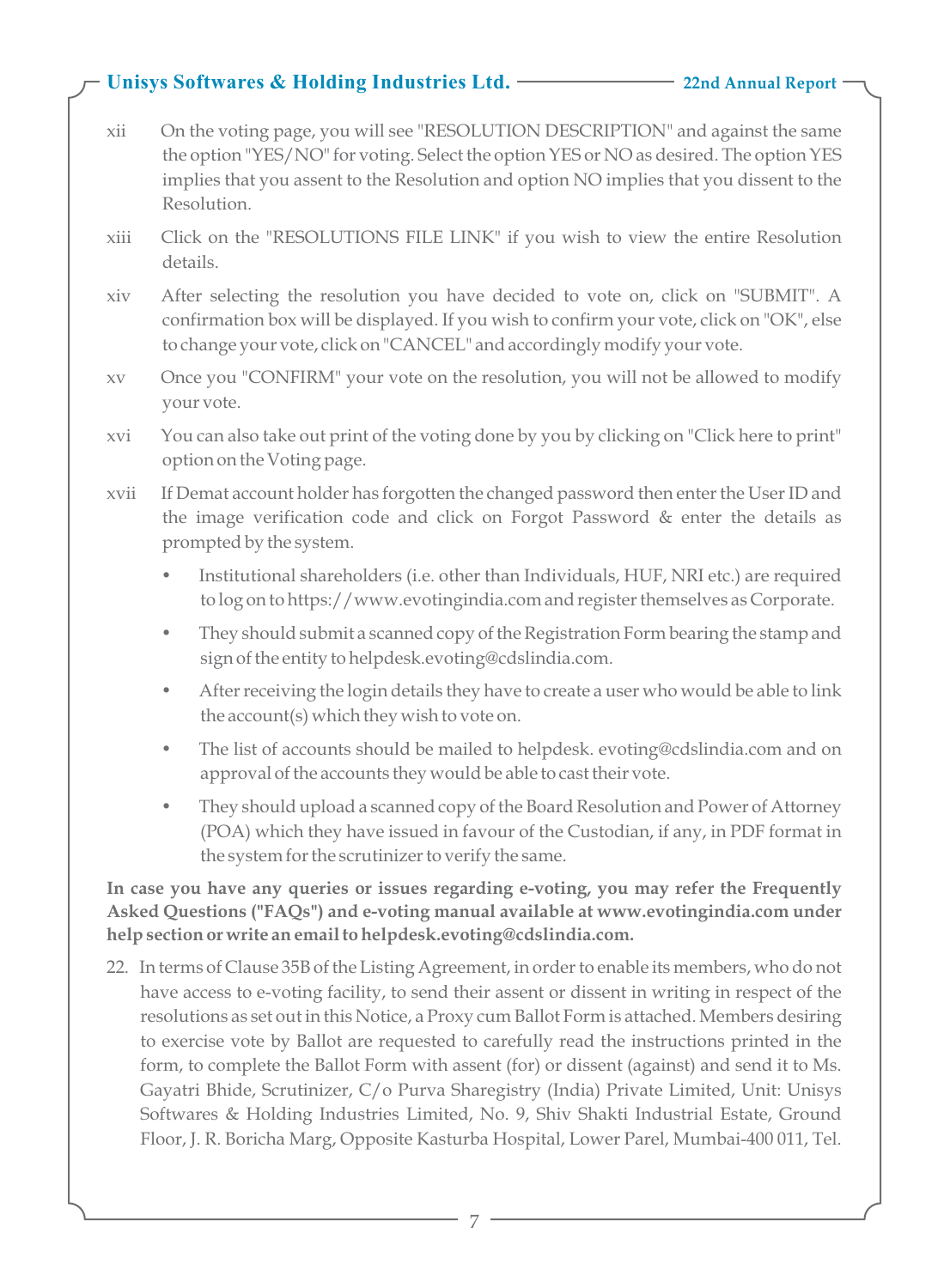xii On the voting page, you will see "RESOLUTION DESCRIPTION" and against the same the option "YES/NO" for voting. Select the option YES or NO as desired. The option YES implies that you assent to the Resolution and option NO implies that you dissent to the Resolution.

xiii Click on the "RESOLUTIONS FILE LINK" if you wish to view the entire Resolution details.

xiv After selecting the resolution you have decided to vote on, click on "SUBMIT". A confirmation box will be displayed. If you wish to confirm your vote, click on "OK", else to change your vote, click on "CANCEL" and accordingly modify your vote.

xv Once you "CONFIRM" your vote on the resolution, you will not be allowed to modify your vote.

xvi You can also take out print of the voting done by you by clicking on "Click here to print" option on the Voting page.

xvii If Demat account holder has forgotten the changed password then enter the User ID and the image verification code and click on Forgot Password & enter the details as prompted by the system.

- Institutional shareholders (i.e. other than Individuals, HUF, NRI etc.) are required to log on to https://www.evotingindia.com and register themselves as Corporate.
- They should submit a scanned copy of the Registration Form bearing the stamp and sign of the entity to helpdesk.evoting@cdslindia.com.
- After receiving the login details they have to create a user who would be able to link the account(s) which they wish to vote on.
- The list of accounts should be mailed to helpdesk. evoting@cdslindia.com and on approval of the accounts they would be able to cast their vote.
- They should upload a scanned copy of the Board Resolution and Power of Attorney (POA) which they have issued in favour of the Custodian, if any, in PDF format in the system for the scrutinizer to verify the same.

**In case you have any queries or issues regarding e-voting, you may refer the Frequently Asked Questions ("FAQs") and e-voting manual available at www.evotingindia.com under help section or write an email to helpdesk.evoting@cdslindia.com.**

22. In terms of Clause 35B of the Listing Agreement, in order to enable its members, who do not have access to e-voting facility, to send their assent or dissent in writing in respect of the resolutions as set out in this Notice, a Proxy cum Ballot Form is attached. Members desiring to exercise vote by Ballot are requested to carefully read the instructions printed in the form, to complete the Ballot Form with assent (for) or dissent (against) and send it to Ms. Gayatri Bhide, Scrutinizer, C/o Purva Sharegistry (India) Private Limited, Unit: Unisys Softwares & Holding Industries Limited, No. 9, Shiv Shakti Industrial Estate, Ground Floor, J. R. Boricha Marg, Opposite Kasturba Hospital, Lower Parel, Mumbai-400 011, Tel.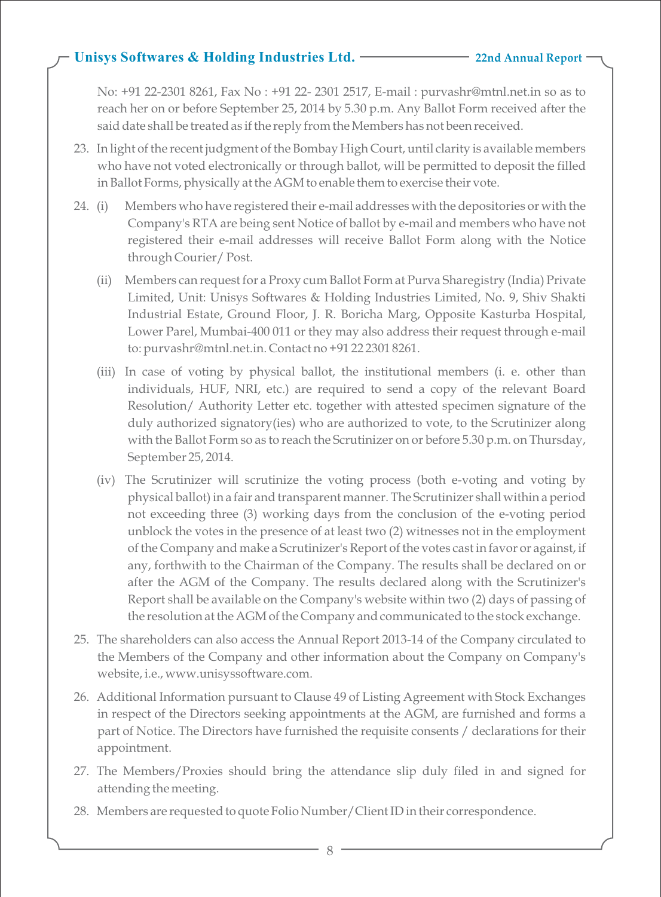No: +91 22-2301 8261, Fax No : +91 22- 2301 2517, E-mail : purvashr@mtnl.net.in so as to reach her on or before September 25, 2014 by 5.30 p.m. Any Ballot Form received after the said date shall be treated as if the reply from the Members has not been received.

23. In light of the recent judgment of the Bombay High Court, until clarity is available members who have not voted electronically or through ballot, will be permitted to deposit the filled in Ballot Forms, physically at the AGM to enable them to exercise their vote.

24. (i) Members who have registered their e-mail addresses with the depositories or with the Company's RTA are being sent Notice of ballot by e-mail and members who have not registered their e-mail addresses will receive Ballot Form along with the Notice through Courier/ Post.

    (ii) Members can request for a Proxy cum Ballot Form at Purva Sharegistry (India) Private Limited, Unit: Unisys Softwares & Holding Industries Limited, No. 9, Shiv Shakti Industrial Estate, Ground Floor, J. R. Boricha Marg, Opposite Kasturba Hospital, Lower Parel, Mumbai-400 011 or they may also address their request through e-mail to: purvashr@mtnl.net.in. Contact no +91 22 2301 8261.

    (iii) In case of voting by physical ballot, the institutional members (i. e. other than individuals, HUF, NRI, etc.) are required to send a copy of the relevant Board Resolution/ Authority Letter etc. together with attested specimen signature of the duly authorized signatory(ies) who are authorized to vote, to the Scrutinizer along with the Ballot Form so as to reach the Scrutinizer on or before 5.30 p.m. on Thursday, September 25, 2014.

    (iv) The Scrutinizer will scrutinize the voting process (both e-voting and voting by physical ballot) in a fair and transparent manner. The Scrutinizer shall within a period not exceeding three (3) working days from the conclusion of the e-voting period unblock the votes in the presence of at least two (2) witnesses not in the employment of the Company and make a Scrutinizer's Report of the votes cast in favor or against, if any, forthwith to the Chairman of the Company. The results shall be declared on or after the AGM of the Company. The results declared along with the Scrutinizer's Report shall be available on the Company's website within two (2) days of passing of the resolution at the AGM of the Company and communicated to the stock exchange.

25. The shareholders can also access the Annual Report 2013-14 of the Company circulated to the Members of the Company and other information about the Company on Company's website, i.e., www.unisyssoftware.com.

26. Additional Information pursuant to Clause 49 of Listing Agreement with Stock Exchanges in respect of the Directors seeking appointments at the AGM, are furnished and forms a part of Notice. The Directors have furnished the requisite consents / declarations for their appointment.

27. The Members/Proxies should bring the attendance slip duly filed in and signed for attending the meeting.

28. Members are requested to quote Folio Number/Client ID in their correspondence.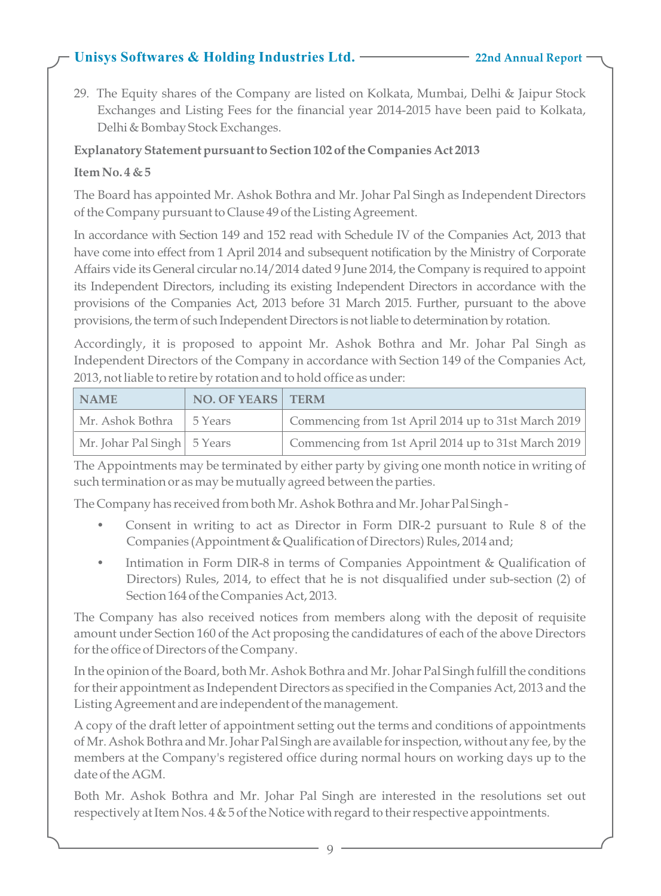29. The Equity shares of the Company are listed on Kolkata, Mumbai, Delhi & Jaipur Stock Exchanges and Listing Fees for the financial year 2014-2015 have been paid to Kolkata, Delhi & Bombay Stock Exchanges.

**Explanatory Statement pursuant to Section 102 of the Companies Act 2013**

**Item No. 4 & 5**

The Board has appointed Mr. Ashok Bothra and Mr. Johar Pal Singh as Independent Directors of the Company pursuant to Clause 49 of the Listing Agreement.

In accordance with Section 149 and 152 read with Schedule IV of the Companies Act, 2013 that have come into effect from 1 April 2014 and subsequent notification by the Ministry of Corporate Affairs vide its General circular no.14/2014 dated 9 June 2014, the Company is required to appoint its Independent Directors, including its existing Independent Directors in accordance with the provisions of the Companies Act, 2013 before 31 March 2015. Further, pursuant to the above provisions, the term of such Independent Directors is not liable to determination by rotation.

Accordingly, it is proposed to appoint Mr. Ashok Bothra and Mr. Johar Pal Singh as Independent Directors of the Company in accordance with Section 149 of the Companies Act, 2013, not liable to retire by rotation and to hold office as under:

| NAME | NO. OF YEARS | TERM |
|---|---|---|
| Mr. Ashok Bothra | 5 Years | Commencing from 1st April 2014 up to 31st March 2019 |
| Mr. Johar Pal Singh | 5 Years | Commencing from 1st April 2014 up to 31st March 2019 |

The Appointments may be terminated by either party by giving one month notice in writing of such termination or as may be mutually agreed between the parties.

The Company has received from both Mr. Ashok Bothra and Mr. Johar Pal Singh -

- Consent in writing to act as Director in Form DIR-2 pursuant to Rule 8 of the Companies (Appointment & Qualification of Directors) Rules, 2014 and;
- Intimation in Form DIR-8 in terms of Companies Appointment & Qualification of Directors) Rules, 2014, to effect that he is not disqualified under sub-section (2) of Section 164 of the Companies Act, 2013.

The Company has also received notices from members along with the deposit of requisite amount under Section 160 of the Act proposing the candidatures of each of the above Directors for the office of Directors of the Company.

In the opinion of the Board, both Mr. Ashok Bothra and Mr. Johar Pal Singh fulfill the conditions for their appointment as Independent Directors as specified in the Companies Act, 2013 and the Listing Agreement and are independent of the management.

A copy of the draft letter of appointment setting out the terms and conditions of appointments of Mr. Ashok Bothra and Mr. Johar Pal Singh are available for inspection, without any fee, by the members at the Company's registered office during normal hours on working days up to the date of the AGM.

Both Mr. Ashok Bothra and Mr. Johar Pal Singh are interested in the resolutions set out respectively at Item Nos. 4 & 5 of the Notice with regard to their respective appointments.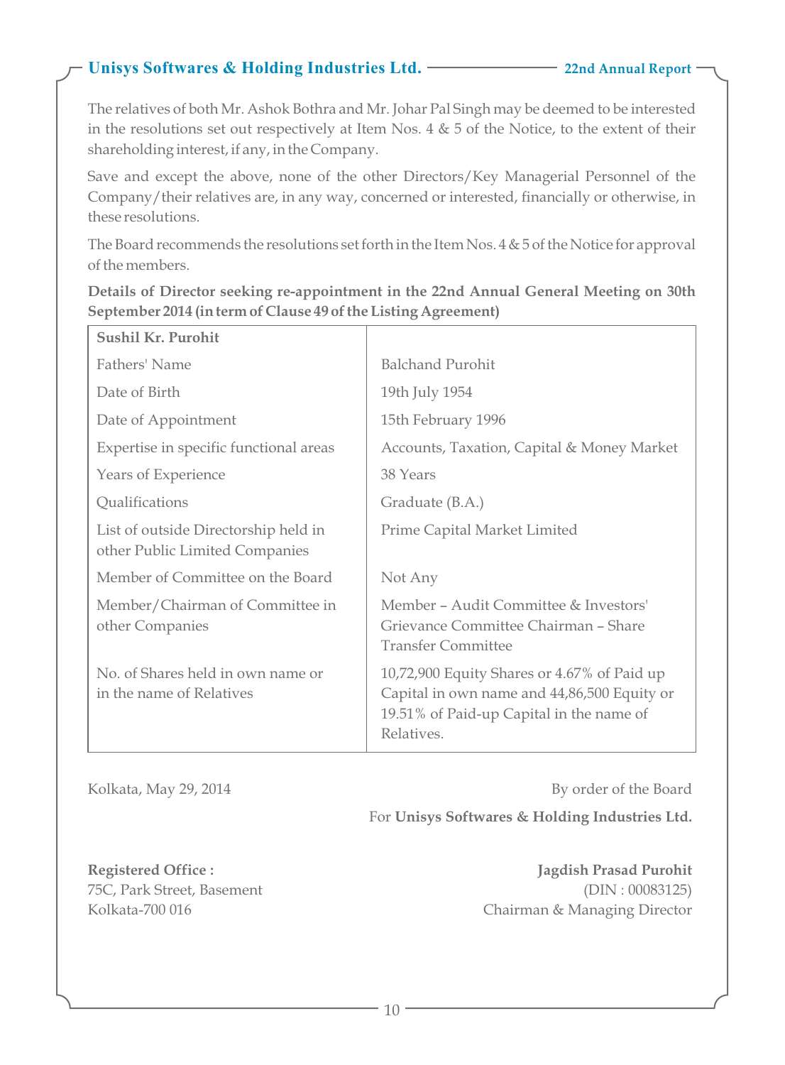The relatives of both Mr. Ashok Bothra and Mr. Johar Pal Singh may be deemed to be interested in the resolutions set out respectively at Item Nos. 4 & 5 of the Notice, to the extent of their shareholding interest, if any, in the Company.

Save and except the above, none of the other Directors/Key Managerial Personnel of the Company/their relatives are, in any way, concerned or interested, financially or otherwise, in these resolutions.

The Board recommends the resolutions set forth in the Item Nos. 4 & 5 of the Notice for approval of the members.

**Details of Director seeking re-appointment in the 22nd Annual General Meeting on 30th September 2014 (in term of Clause 49 of the Listing Agreement)**

| **Sushil Kr. Purohit** | |
|---|---|
| Fathers' Name | Balchand Purohit |
| Date of Birth | 19th July 1954 |
| Date of Appointment | 15th February 1996 |
| Expertise in specific functional areas | Accounts, Taxation, Capital & Money Market |
| Years of Experience | 38 Years |
| Qualifications | Graduate (B.A.) |
| List of outside Directorship held in other Public Limited Companies | Prime Capital Market Limited |
| Member of Committee on the Board | Not Any |
| Member/Chairman of Committee in other Companies | Member – Audit Committee & Investors' Grievance Committee Chairman – Share Transfer Committee |
| No. of Shares held in own name or in the name of Relatives | 10,72,900 Equity Shares or 4.67% of Paid up Capital in own name and 44,86,500 Equity or 19.51% of Paid-up Capital in the name of Relatives. |

Kolkata, May 29, 2014

By order of the Board
For **Unisys Softwares & Holding Industries Ltd.**

**Registered Office :**
75C, Park Street, Basement
Kolkata-700 016

**Jagdish Prasad Purohit**
(DIN : 00083125)
Chairman & Managing Director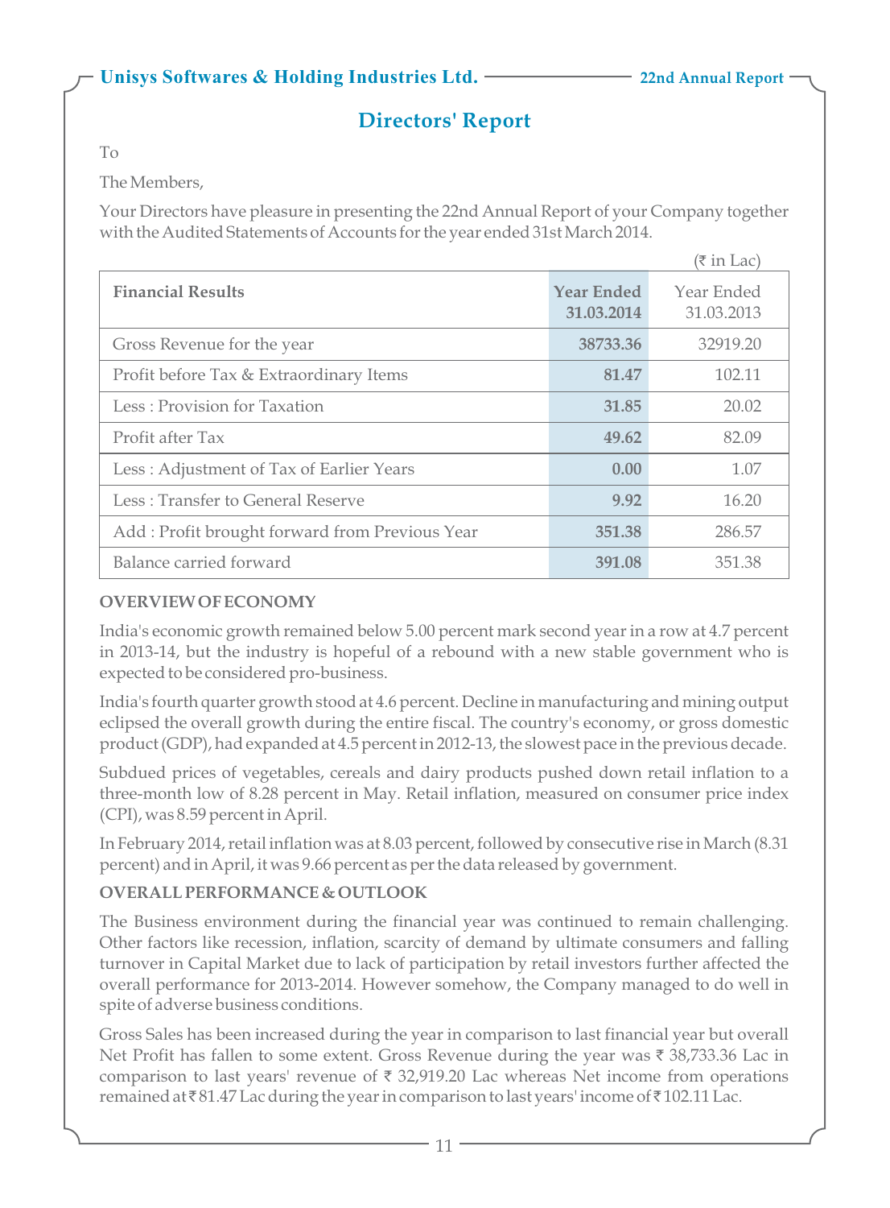# Directors' Report

To

The Members,

Your Directors have pleasure in presenting the 22nd Annual Report of your Company together with the Audited Statements of Accounts for the year ended 31st March 2014.

(₹ in Lac)

| Financial Results | **Year Ended 31.03.2014** | Year Ended 31.03.2013 |
|---|---|---|
| Gross Revenue for the year | **38733.36** | 32919.20 |
| Profit before Tax & Extraordinary Items | **81.47** | 102.11 |
| Less : Provision for Taxation | **31.85** | 20.02 |
| Profit after Tax | **49.62** | 82.09 |
| Less : Adjustment of Tax of Earlier Years | **0.00** | 1.07 |
| Less : Transfer to General Reserve | **9.92** | 16.20 |
| Add : Profit brought forward from Previous Year | **351.38** | 286.57 |
| Balance carried forward | **391.08** | 351.38 |

**OVERVIEW OF ECONOMY**

India's economic growth remained below 5.00 percent mark second year in a row at 4.7 percent in 2013-14, but the industry is hopeful of a rebound with a new stable government who is expected to be considered pro-business.

India's fourth quarter growth stood at 4.6 percent. Decline in manufacturing and mining output eclipsed the overall growth during the entire fiscal. The country's economy, or gross domestic product (GDP), had expanded at 4.5 percent in 2012-13, the slowest pace in the previous decade.

Subdued prices of vegetables, cereals and dairy products pushed down retail inflation to a three-month low of 8.28 percent in May. Retail inflation, measured on consumer price index (CPI), was 8.59 percent in April.

In February 2014, retail inflation was at 8.03 percent, followed by consecutive rise in March (8.31 percent) and in April, it was 9.66 percent as per the data released by government.

**OVERALL PERFORMANCE & OUTLOOK**

The Business environment during the financial year was continued to remain challenging. Other factors like recession, inflation, scarcity of demand by ultimate consumers and falling turnover in Capital Market due to lack of participation by retail investors further affected the overall performance for 2013-2014. However somehow, the Company managed to do well in spite of adverse business conditions.

Gross Sales has been increased during the year in comparison to last financial year but overall Net Profit has fallen to some extent. Gross Revenue during the year was ₹ 38,733.36 Lac in comparison to last years' revenue of ₹ 32,919.20 Lac whereas Net income from operations remained at ₹ 81.47 Lac during the year in comparison to last years' income of ₹ 102.11 Lac.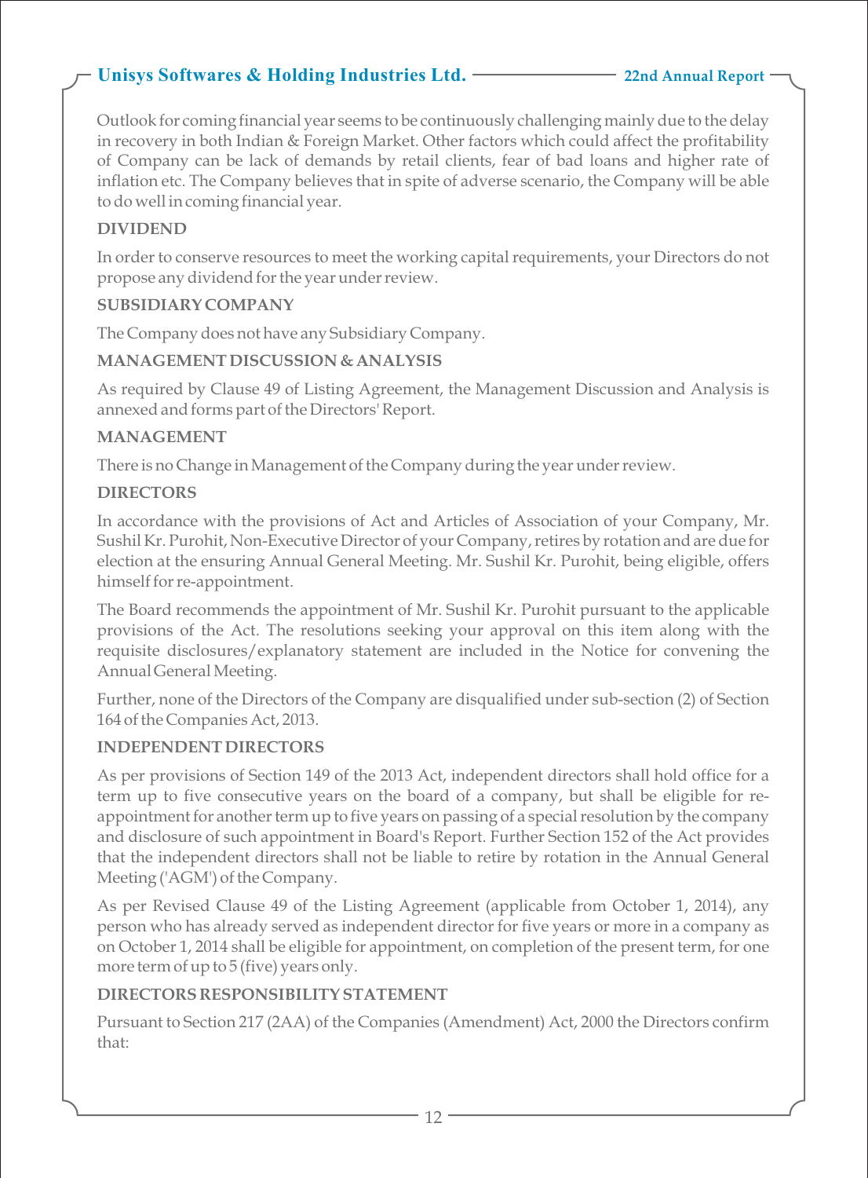Outlook for coming financial year seems to be continuously challenging mainly due to the delay in recovery in both Indian & Foreign Market. Other factors which could affect the profitability of Company can be lack of demands by retail clients, fear of bad loans and higher rate of inflation etc. The Company believes that in spite of adverse scenario, the Company will be able to do well in coming financial year.

**DIVIDEND**

In order to conserve resources to meet the working capital requirements, your Directors do not propose any dividend for the year under review.

**SUBSIDIARY COMPANY**

The Company does not have any Subsidiary Company.

**MANAGEMENT DISCUSSION & ANALYSIS**

As required by Clause 49 of Listing Agreement, the Management Discussion and Analysis is annexed and forms part of the Directors' Report.

**MANAGEMENT**

There is no Change in Management of the Company during the year under review.

**DIRECTORS**

In accordance with the provisions of Act and Articles of Association of your Company, Mr. Sushil Kr. Purohit, Non-Executive Director of your Company, retires by rotation and are due for election at the ensuring Annual General Meeting. Mr. Sushil Kr. Purohit, being eligible, offers himself for re-appointment.

The Board recommends the appointment of Mr. Sushil Kr. Purohit pursuant to the applicable provisions of the Act. The resolutions seeking your approval on this item along with the requisite disclosures/explanatory statement are included in the Notice for convening the Annual General Meeting.

Further, none of the Directors of the Company are disqualified under sub-section (2) of Section 164 of the Companies Act, 2013.

**INDEPENDENT DIRECTORS**

As per provisions of Section 149 of the 2013 Act, independent directors shall hold office for a term up to five consecutive years on the board of a company, but shall be eligible for re-appointment for another term up to five years on passing of a special resolution by the company and disclosure of such appointment in Board's Report. Further Section 152 of the Act provides that the independent directors shall not be liable to retire by rotation in the Annual General Meeting ('AGM') of the Company.

As per Revised Clause 49 of the Listing Agreement (applicable from October 1, 2014), any person who has already served as independent director for five years or more in a company as on October 1, 2014 shall be eligible for appointment, on completion of the present term, for one more term of up to 5 (five) years only.

**DIRECTORS RESPONSIBILITY STATEMENT**

Pursuant to Section 217 (2AA) of the Companies (Amendment) Act, 2000 the Directors confirm that: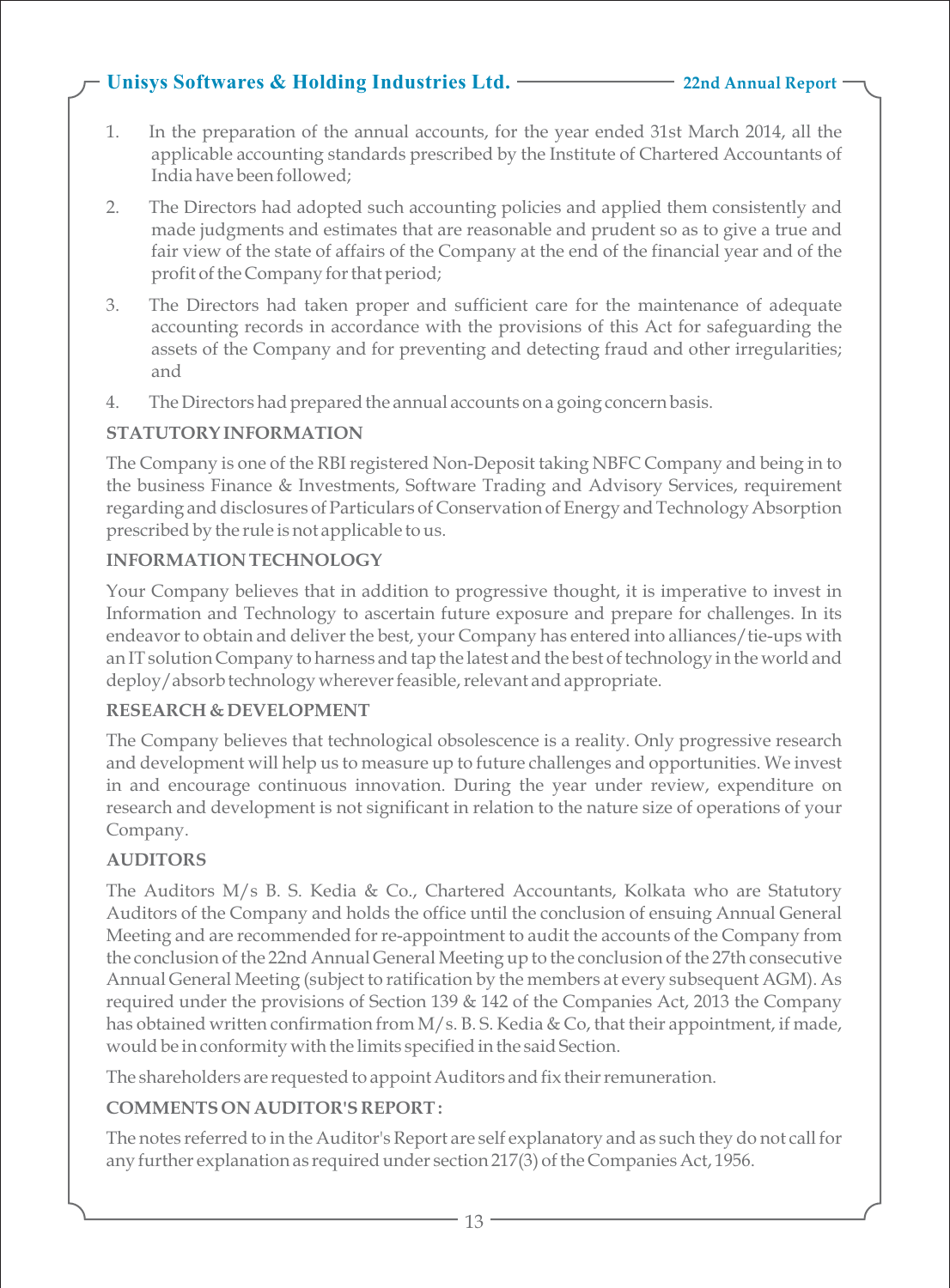1. In the preparation of the annual accounts, for the year ended 31st March 2014, all the applicable accounting standards prescribed by the Institute of Chartered Accountants of India have been followed;

2. The Directors had adopted such accounting policies and applied them consistently and made judgments and estimates that are reasonable and prudent so as to give a true and fair view of the state of affairs of the Company at the end of the financial year and of the profit of the Company for that period;

3. The Directors had taken proper and sufficient care for the maintenance of adequate accounting records in accordance with the provisions of this Act for safeguarding the assets of the Company and for preventing and detecting fraud and other irregularities; and

4. The Directors had prepared the annual accounts on a going concern basis.

**STATUTORY INFORMATION**

The Company is one of the RBI registered Non-Deposit taking NBFC Company and being in to the business Finance & Investments, Software Trading and Advisory Services, requirement regarding and disclosures of Particulars of Conservation of Energy and Technology Absorption prescribed by the rule is not applicable to us.

**INFORMATION TECHNOLOGY**

Your Company believes that in addition to progressive thought, it is imperative to invest in Information and Technology to ascertain future exposure and prepare for challenges. In its endeavor to obtain and deliver the best, your Company has entered into alliances/tie-ups with an IT solution Company to harness and tap the latest and the best of technology in the world and deploy/absorb technology wherever feasible, relevant and appropriate.

**RESEARCH & DEVELOPMENT**

The Company believes that technological obsolescence is a reality. Only progressive research and development will help us to measure up to future challenges and opportunities. We invest in and encourage continuous innovation. During the year under review, expenditure on research and development is not significant in relation to the nature size of operations of your Company.

**AUDITORS**

The Auditors M/s B. S. Kedia & Co., Chartered Accountants, Kolkata who are Statutory Auditors of the Company and holds the office until the conclusion of ensuing Annual General Meeting and are recommended for re-appointment to audit the accounts of the Company from the conclusion of the 22nd Annual General Meeting up to the conclusion of the 27th consecutive Annual General Meeting (subject to ratification by the members at every subsequent AGM). As required under the provisions of Section 139 & 142 of the Companies Act, 2013 the Company has obtained written confirmation from M/s. B. S. Kedia & Co, that their appointment, if made, would be in conformity with the limits specified in the said Section.

The shareholders are requested to appoint Auditors and fix their remuneration.

**COMMENTS ON AUDITOR'S REPORT :**

The notes referred to in the Auditor's Report are self explanatory and as such they do not call for any further explanation as required under section 217(3) of the Companies Act, 1956.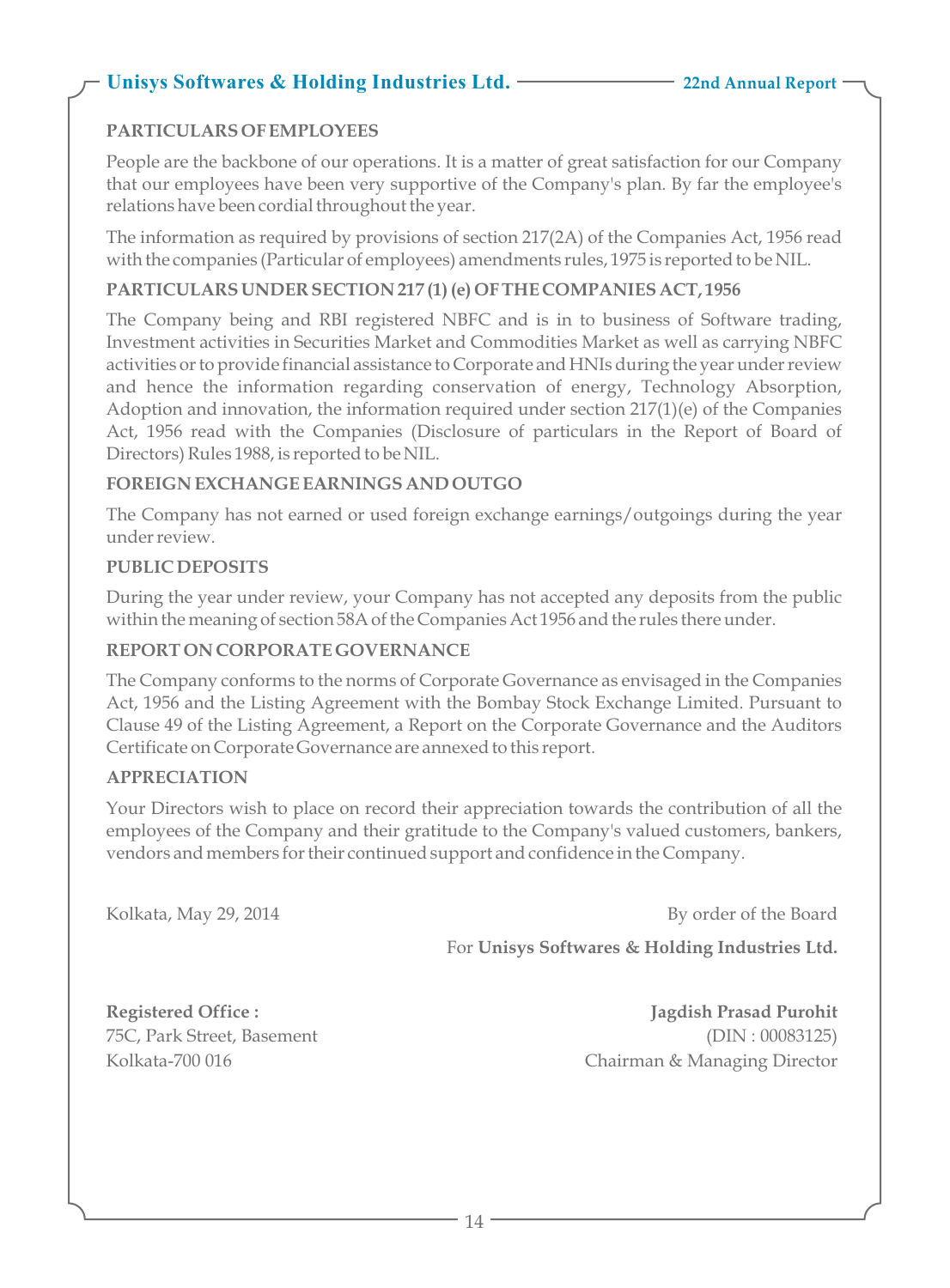## PARTICULARS OF EMPLOYEES

People are the backbone of our operations. It is a matter of great satisfaction for our Company that our employees have been very supportive of the Company's plan. By far the employee's relations have been cordial throughout the year.

The information as required by provisions of section 217(2A) of the Companies Act, 1956 read with the companies (Particular of employees) amendments rules, 1975 is reported to be NIL.

## PARTICULARS UNDER SECTION 217 (1) (e) OF THE COMPANIES ACT, 1956

The Company being and RBI registered NBFC and is in to business of Software trading, Investment activities in Securities Market and Commodities Market as well as carrying NBFC activities or to provide financial assistance to Corporate and HNIs during the year under review and hence the information regarding conservation of energy, Technology Absorption, Adoption and innovation, the information required under section 217(1)(e) of the Companies Act, 1956 read with the Companies (Disclosure of particulars in the Report of Board of Directors) Rules 1988, is reported to be NIL.

## FOREIGN EXCHANGE EARNINGS AND OUTGO

The Company has not earned or used foreign exchange earnings/outgoings during the year under review.

## PUBLIC DEPOSITS

During the year under review, your Company has not accepted any deposits from the public within the meaning of section 58A of the Companies Act 1956 and the rules there under.

## REPORT ON CORPORATE GOVERNANCE

The Company conforms to the norms of Corporate Governance as envisaged in the Companies Act, 1956 and the Listing Agreement with the Bombay Stock Exchange Limited. Pursuant to Clause 49 of the Listing Agreement, a Report on the Corporate Governance and the Auditors Certificate on Corporate Governance are annexed to this report.

## APPRECIATION

Your Directors wish to place on record their appreciation towards the contribution of all the employees of the Company and their gratitude to the Company's valued customers, bankers, vendors and members for their continued support and confidence in the Company.

Kolkata, May 29, 2014

By order of the Board
For **Unisys Softwares & Holding Industries Ltd.**

**Registered Office :**
75C, Park Street, Basement
Kolkata-700 016

**Jagdish Prasad Purohit**
(DIN : 00083125)
Chairman & Managing Director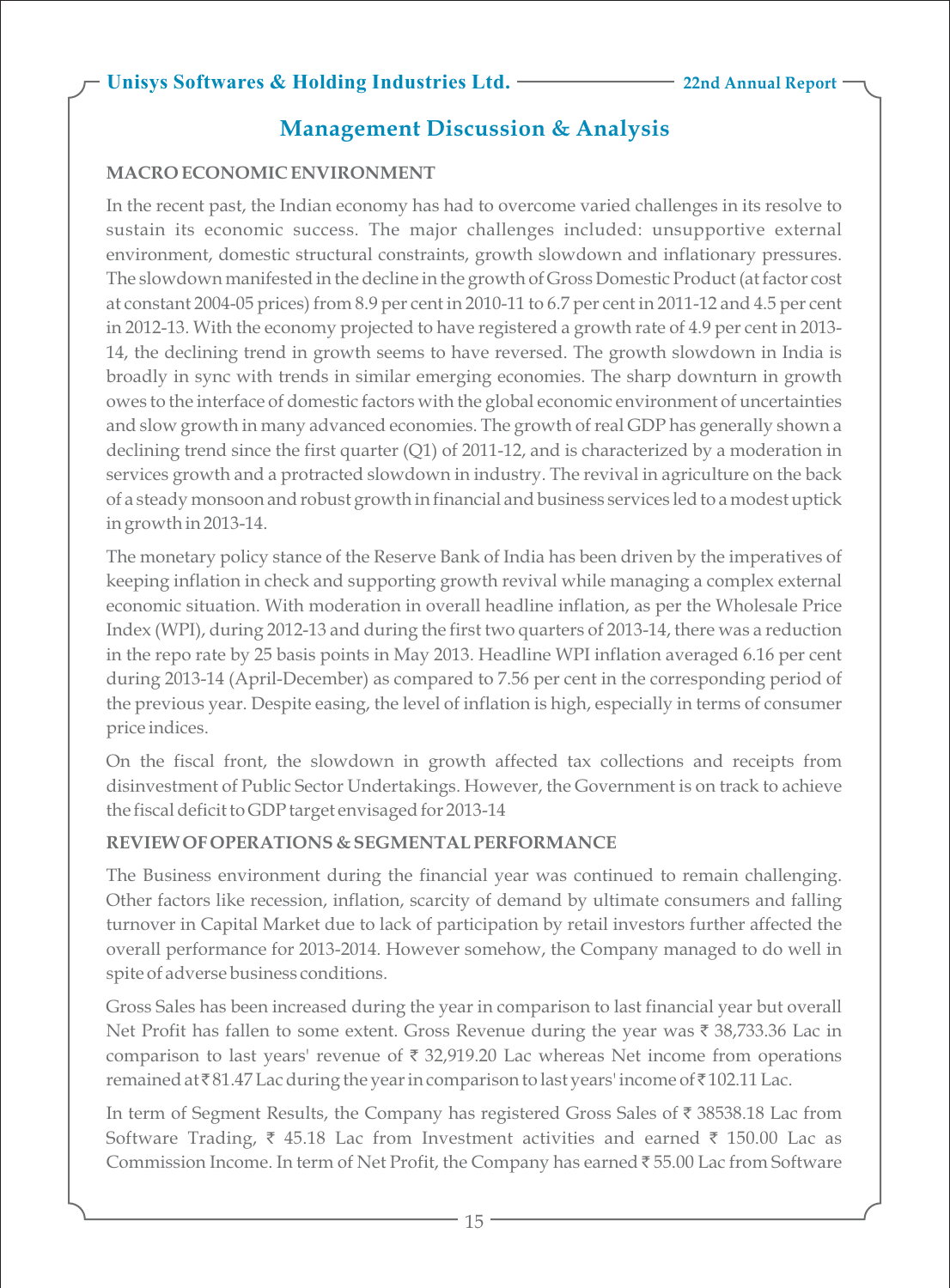# Management Discussion & Analysis

**MACRO ECONOMIC ENVIRONMENT**

In the recent past, the Indian economy has had to overcome varied challenges in its resolve to sustain its economic success. The major challenges included: unsupportive external environment, domestic structural constraints, growth slowdown and inflationary pressures. The slowdown manifested in the decline in the growth of Gross Domestic Product (at factor cost at constant 2004-05 prices) from 8.9 per cent in 2010-11 to 6.7 per cent in 2011-12 and 4.5 per cent in 2012-13. With the economy projected to have registered a growth rate of 4.9 per cent in 2013-14, the declining trend in growth seems to have reversed. The growth slowdown in India is broadly in sync with trends in similar emerging economies. The sharp downturn in growth owes to the interface of domestic factors with the global economic environment of uncertainties and slow growth in many advanced economies. The growth of real GDP has generally shown a declining trend since the first quarter (Q1) of 2011-12, and is characterized by a moderation in services growth and a protracted slowdown in industry. The revival in agriculture on the back of a steady monsoon and robust growth in financial and business services led to a modest uptick in growth in 2013-14.

The monetary policy stance of the Reserve Bank of India has been driven by the imperatives of keeping inflation in check and supporting growth revival while managing a complex external economic situation. With moderation in overall headline inflation, as per the Wholesale Price Index (WPI), during 2012-13 and during the first two quarters of 2013-14, there was a reduction in the repo rate by 25 basis points in May 2013. Headline WPI inflation averaged 6.16 per cent during 2013-14 (April-December) as compared to 7.56 per cent in the corresponding period of the previous year. Despite easing, the level of inflation is high, especially in terms of consumer price indices.

On the fiscal front, the slowdown in growth affected tax collections and receipts from disinvestment of Public Sector Undertakings. However, the Government is on track to achieve the fiscal deficit to GDP target envisaged for 2013-14

**REVIEW OF OPERATIONS & SEGMENTAL PERFORMANCE**

The Business environment during the financial year was continued to remain challenging. Other factors like recession, inflation, scarcity of demand by ultimate consumers and falling turnover in Capital Market due to lack of participation by retail investors further affected the overall performance for 2013-2014. However somehow, the Company managed to do well in spite of adverse business conditions.

Gross Sales has been increased during the year in comparison to last financial year but overall Net Profit has fallen to some extent. Gross Revenue during the year was ₹ 38,733.36 Lac in comparison to last years' revenue of ₹ 32,919.20 Lac whereas Net income from operations remained at ₹ 81.47 Lac during the year in comparison to last years' income of ₹ 102.11 Lac.

In term of Segment Results, the Company has registered Gross Sales of ₹ 38538.18 Lac from Software Trading, ₹ 45.18 Lac from Investment activities and earned ₹ 150.00 Lac as Commission Income. In term of Net Profit, the Company has earned ₹ 55.00 Lac from Software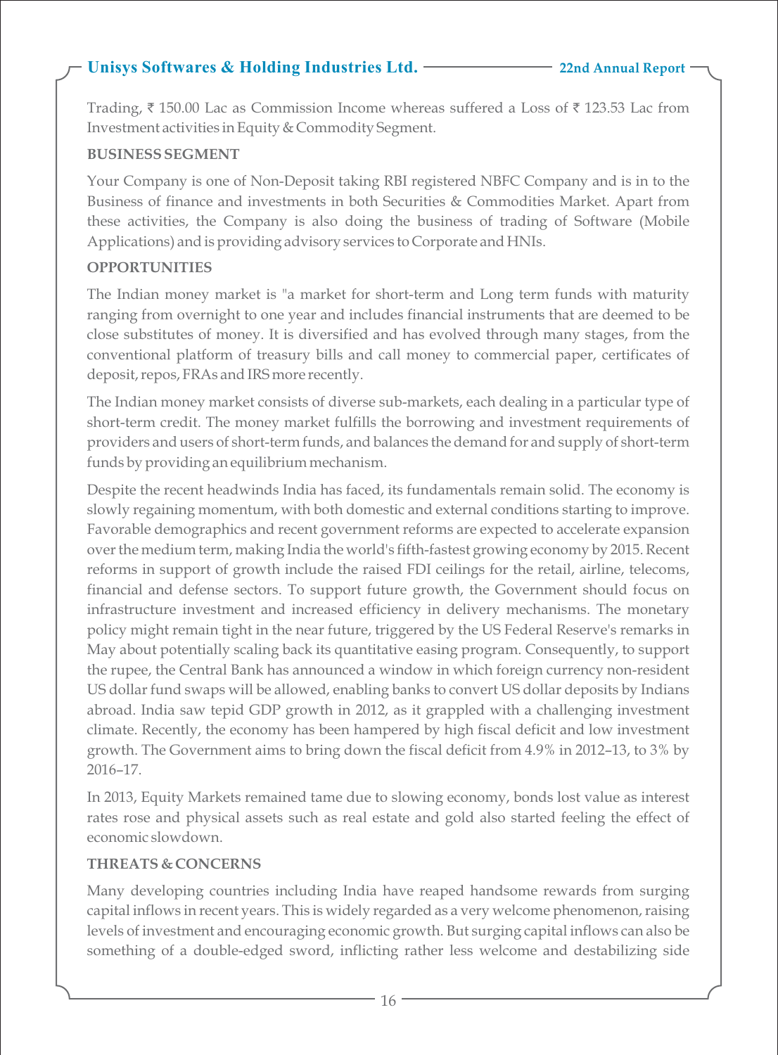Trading, ₹ 150.00 Lac as Commission Income whereas suffered a Loss of ₹ 123.53 Lac from Investment activities in Equity & Commodity Segment.

**BUSINESS SEGMENT**

Your Company is one of Non-Deposit taking RBI registered NBFC Company and is in to the Business of finance and investments in both Securities & Commodities Market. Apart from these activities, the Company is also doing the business of trading of Software (Mobile Applications) and is providing advisory services to Corporate and HNIs.

**OPPORTUNITIES**

The Indian money market is "a market for short-term and Long term funds with maturity ranging from overnight to one year and includes financial instruments that are deemed to be close substitutes of money. It is diversified and has evolved through many stages, from the conventional platform of treasury bills and call money to commercial paper, certificates of deposit, repos, FRAs and IRS more recently.

The Indian money market consists of diverse sub-markets, each dealing in a particular type of short-term credit. The money market fulfills the borrowing and investment requirements of providers and users of short-term funds, and balances the demand for and supply of short-term funds by providing an equilibrium mechanism.

Despite the recent headwinds India has faced, its fundamentals remain solid. The economy is slowly regaining momentum, with both domestic and external conditions starting to improve. Favorable demographics and recent government reforms are expected to accelerate expansion over the medium term, making India the world's fifth-fastest growing economy by 2015. Recent reforms in support of growth include the raised FDI ceilings for the retail, airline, telecoms, financial and defense sectors. To support future growth, the Government should focus on infrastructure investment and increased efficiency in delivery mechanisms. The monetary policy might remain tight in the near future, triggered by the US Federal Reserve's remarks in May about potentially scaling back its quantitative easing program. Consequently, to support the rupee, the Central Bank has announced a window in which foreign currency non-resident US dollar fund swaps will be allowed, enabling banks to convert US dollar deposits by Indians abroad. India saw tepid GDP growth in 2012, as it grappled with a challenging investment climate. Recently, the economy has been hampered by high fiscal deficit and low investment growth. The Government aims to bring down the fiscal deficit from 4.9% in 2012–13, to 3% by 2016–17.

In 2013, Equity Markets remained tame due to slowing economy, bonds lost value as interest rates rose and physical assets such as real estate and gold also started feeling the effect of economic slowdown.

**THREATS & CONCERNS**

Many developing countries including India have reaped handsome rewards from surging capital inflows in recent years. This is widely regarded as a very welcome phenomenon, raising levels of investment and encouraging economic growth. But surging capital inflows can also be something of a double-edged sword, inflicting rather less welcome and destabilizing side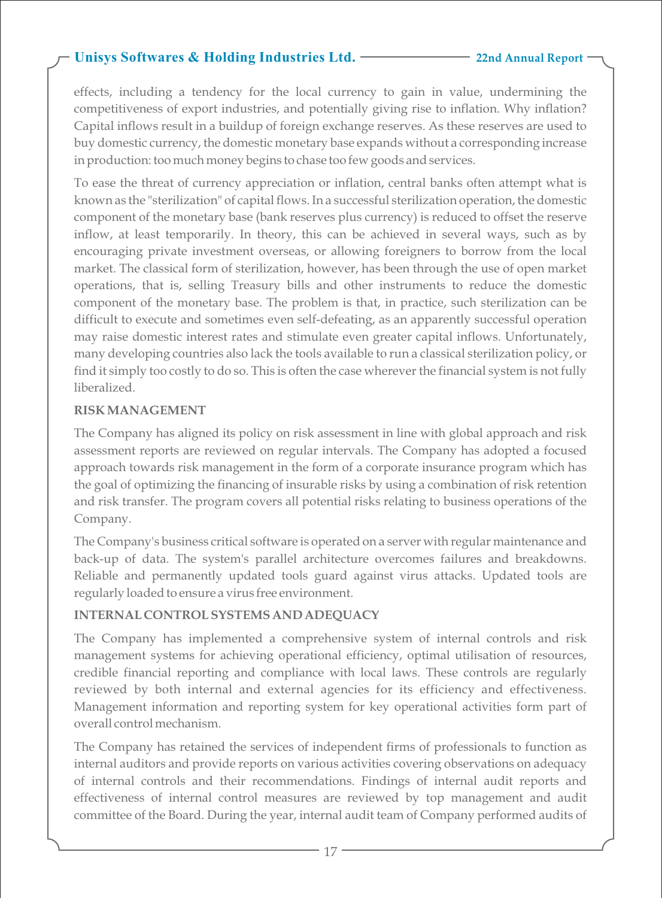effects, including a tendency for the local currency to gain in value, undermining the competitiveness of export industries, and potentially giving rise to inflation. Why inflation? Capital inflows result in a buildup of foreign exchange reserves. As these reserves are used to buy domestic currency, the domestic monetary base expands without a corresponding increase in production: too much money begins to chase too few goods and services.

To ease the threat of currency appreciation or inflation, central banks often attempt what is known as the "sterilization" of capital flows. In a successful sterilization operation, the domestic component of the monetary base (bank reserves plus currency) is reduced to offset the reserve inflow, at least temporarily. In theory, this can be achieved in several ways, such as by encouraging private investment overseas, or allowing foreigners to borrow from the local market. The classical form of sterilization, however, has been through the use of open market operations, that is, selling Treasury bills and other instruments to reduce the domestic component of the monetary base. The problem is that, in practice, such sterilization can be difficult to execute and sometimes even self-defeating, as an apparently successful operation may raise domestic interest rates and stimulate even greater capital inflows. Unfortunately, many developing countries also lack the tools available to run a classical sterilization policy, or find it simply too costly to do so. This is often the case wherever the financial system is not fully liberalized.

**RISK MANAGEMENT**

The Company has aligned its policy on risk assessment in line with global approach and risk assessment reports are reviewed on regular intervals. The Company has adopted a focused approach towards risk management in the form of a corporate insurance program which has the goal of optimizing the financing of insurable risks by using a combination of risk retention and risk transfer. The program covers all potential risks relating to business operations of the Company.

The Company's business critical software is operated on a server with regular maintenance and back-up of data. The system's parallel architecture overcomes failures and breakdowns. Reliable and permanently updated tools guard against virus attacks. Updated tools are regularly loaded to ensure a virus free environment.

**INTERNAL CONTROL SYSTEMS AND ADEQUACY**

The Company has implemented a comprehensive system of internal controls and risk management systems for achieving operational efficiency, optimal utilisation of resources, credible financial reporting and compliance with local laws. These controls are regularly reviewed by both internal and external agencies for its efficiency and effectiveness. Management information and reporting system for key operational activities form part of overall control mechanism.

The Company has retained the services of independent firms of professionals to function as internal auditors and provide reports on various activities covering observations on adequacy of internal controls and their recommendations. Findings of internal audit reports and effectiveness of internal control measures are reviewed by top management and audit committee of the Board. During the year, internal audit team of Company performed audits of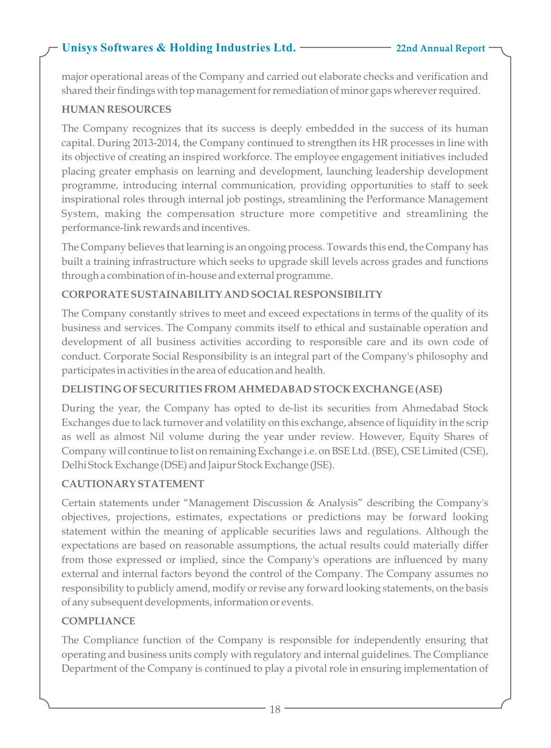major operational areas of the Company and carried out elaborate checks and verification and shared their findings with top management for remediation of minor gaps wherever required.

**HUMAN RESOURCES**

The Company recognizes that its success is deeply embedded in the success of its human capital. During 2013-2014, the Company continued to strengthen its HR processes in line with its objective of creating an inspired workforce. The employee engagement initiatives included placing greater emphasis on learning and development, launching leadership development programme, introducing internal communication, providing opportunities to staff to seek inspirational roles through internal job postings, streamlining the Performance Management System, making the compensation structure more competitive and streamlining the performance-link rewards and incentives.

The Company believes that learning is an ongoing process. Towards this end, the Company has built a training infrastructure which seeks to upgrade skill levels across grades and functions through a combination of in-house and external programme.

**CORPORATE SUSTAINABILITY AND SOCIAL RESPONSIBILITY**

The Company constantly strives to meet and exceed expectations in terms of the quality of its business and services. The Company commits itself to ethical and sustainable operation and development of all business activities according to responsible care and its own code of conduct. Corporate Social Responsibility is an integral part of the Company's philosophy and participates in activities in the area of education and health.

**DELISTING OF SECURITIES FROM AHMEDABAD STOCK EXCHANGE (ASE)**

During the year, the Company has opted to de-list its securities from Ahmedabad Stock Exchanges due to lack turnover and volatility on this exchange, absence of liquidity in the scrip as well as almost Nil volume during the year under review. However, Equity Shares of Company will continue to list on remaining Exchange i.e. on BSE Ltd. (BSE), CSE Limited (CSE), Delhi Stock Exchange (DSE) and Jaipur Stock Exchange (JSE).

**CAUTIONARY STATEMENT**

Certain statements under "Management Discussion & Analysis" describing the Company's objectives, projections, estimates, expectations or predictions may be forward looking statement within the meaning of applicable securities laws and regulations. Although the expectations are based on reasonable assumptions, the actual results could materially differ from those expressed or implied, since the Company's operations are influenced by many external and internal factors beyond the control of the Company. The Company assumes no responsibility to publicly amend, modify or revise any forward looking statements, on the basis of any subsequent developments, information or events.

**COMPLIANCE**

The Compliance function of the Company is responsible for independently ensuring that operating and business units comply with regulatory and internal guidelines. The Compliance Department of the Company is continued to play a pivotal role in ensuring implementation of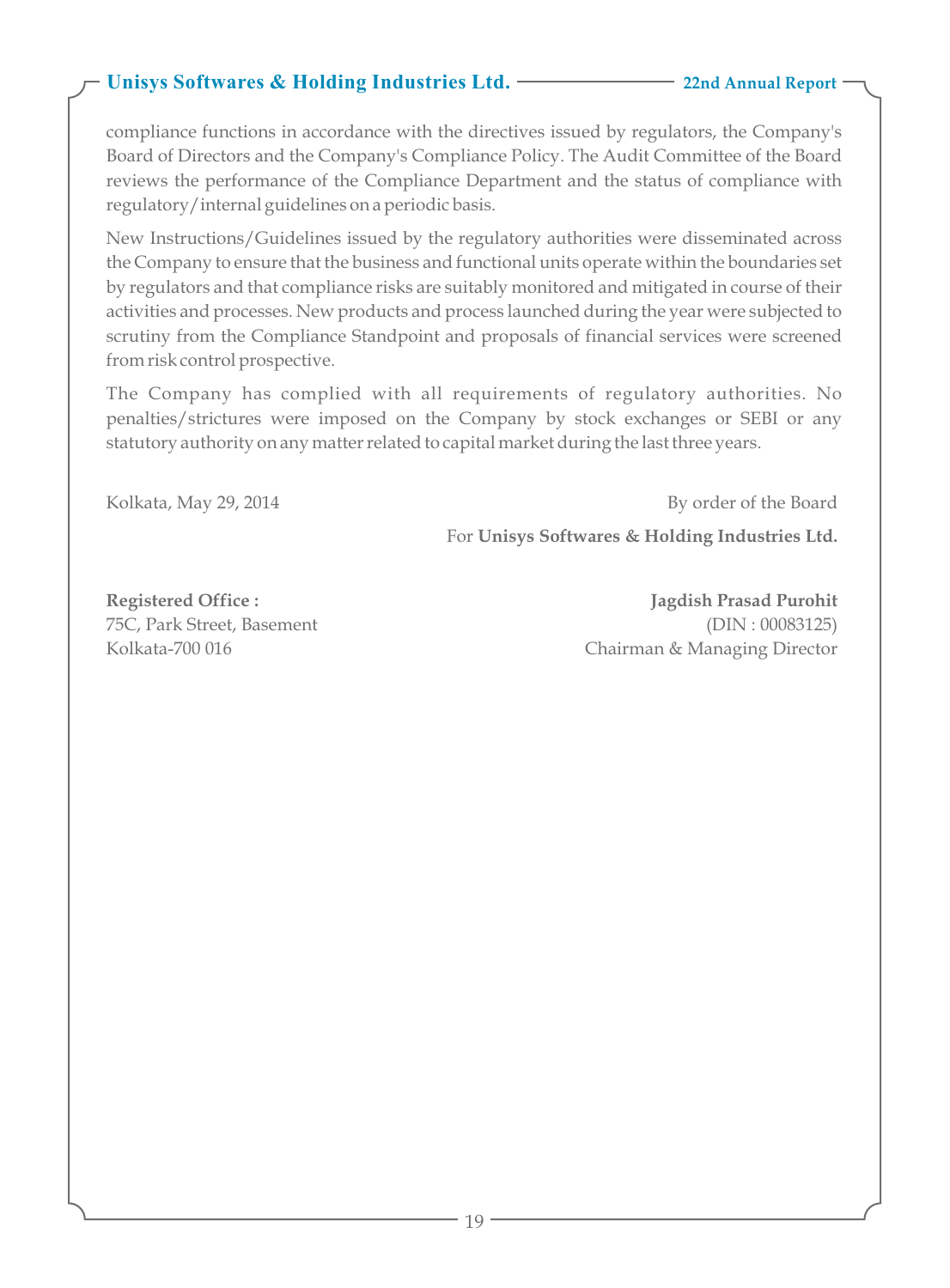compliance functions in accordance with the directives issued by regulators, the Company's Board of Directors and the Company's Compliance Policy. The Audit Committee of the Board reviews the performance of the Compliance Department and the status of compliance with regulatory/internal guidelines on a periodic basis.

New Instructions/Guidelines issued by the regulatory authorities were disseminated across the Company to ensure that the business and functional units operate within the boundaries set by regulators and that compliance risks are suitably monitored and mitigated in course of their activities and processes. New products and process launched during the year were subjected to scrutiny from the Compliance Standpoint and proposals of financial services were screened from risk control prospective.

The Company has complied with all requirements of regulatory authorities. No penalties/strictures were imposed on the Company by stock exchanges or SEBI or any statutory authority on any matter related to capital market during the last three years.

Kolkata, May 29, 2014

By order of the Board

For **Unisys Softwares & Holding Industries Ltd.**

**Registered Office :**
75C, Park Street, Basement
Kolkata-700 016

**Jagdish Prasad Purohit**
(DIN : 00083125)
Chairman & Managing Director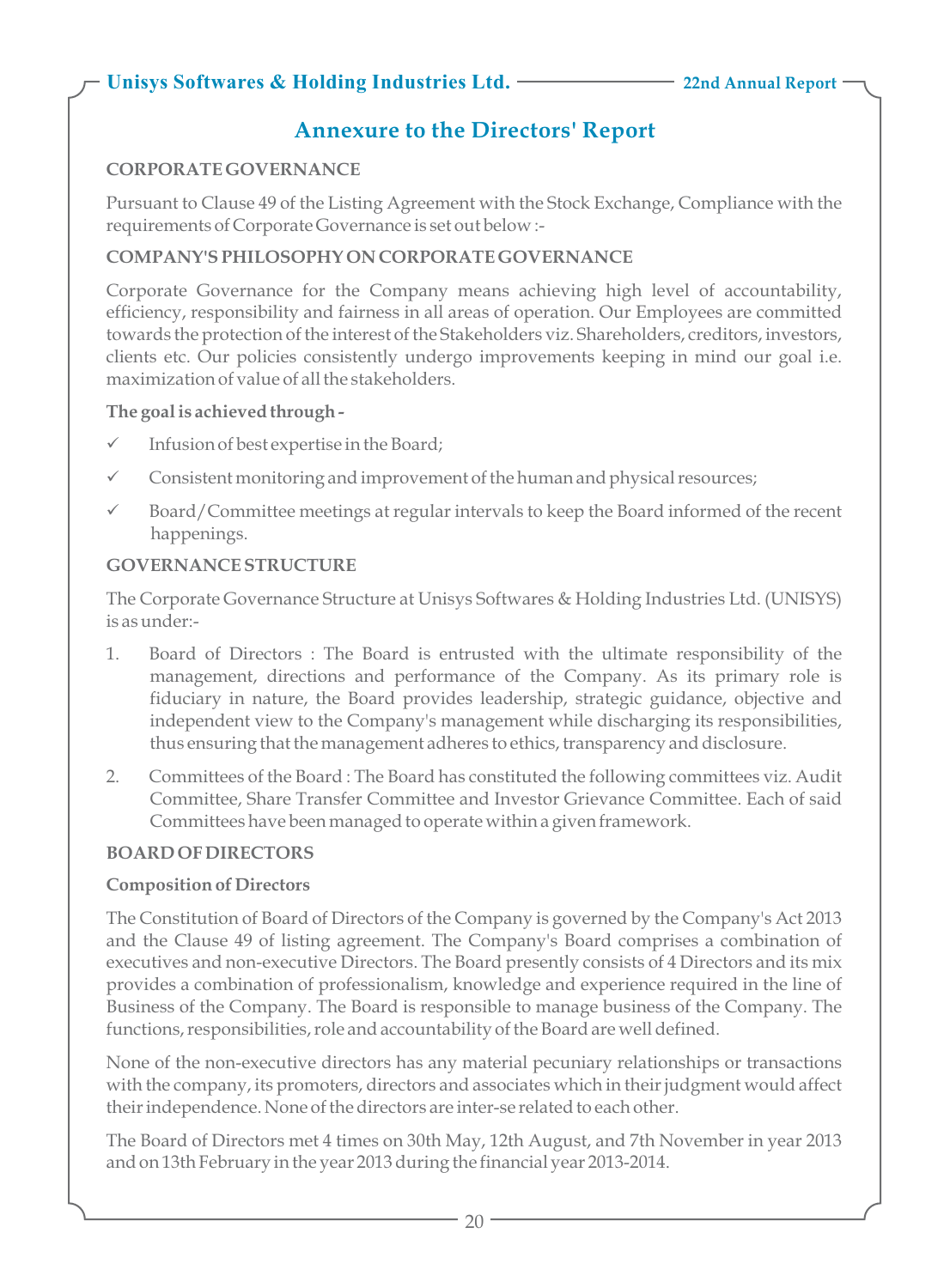## Annexure to the Directors' Report

### CORPORATE GOVERNANCE

Pursuant to Clause 49 of the Listing Agreement with the Stock Exchange, Compliance with the requirements of Corporate Governance is set out below :-

### COMPANY'S PHILOSOPHY ON CORPORATE GOVERNANCE

Corporate Governance for the Company means achieving high level of accountability, efficiency, responsibility and fairness in all areas of operation. Our Employees are committed towards the protection of the interest of the Stakeholders viz. Shareholders, creditors, investors, clients etc. Our policies consistently undergo improvements keeping in mind our goal i.e. maximization of value of all the stakeholders.

**The goal is achieved through -**

- ✓ Infusion of best expertise in the Board;
- ✓ Consistent monitoring and improvement of the human and physical resources;
- ✓ Board/Committee meetings at regular intervals to keep the Board informed of the recent happenings.

### GOVERNANCE STRUCTURE

The Corporate Governance Structure at Unisys Softwares & Holding Industries Ltd. (UNISYS) is as under:-

1. Board of Directors : The Board is entrusted with the ultimate responsibility of the management, directions and performance of the Company. As its primary role is fiduciary in nature, the Board provides leadership, strategic guidance, objective and independent view to the Company's management while discharging its responsibilities, thus ensuring that the management adheres to ethics, transparency and disclosure.
2. Committees of the Board : The Board has constituted the following committees viz. Audit Committee, Share Transfer Committee and Investor Grievance Committee. Each of said Committees have been managed to operate within a given framework.

### BOARD OF DIRECTORS

**Composition of Directors**

The Constitution of Board of Directors of the Company is governed by the Company's Act 2013 and the Clause 49 of listing agreement. The Company's Board comprises a combination of executives and non-executive Directors. The Board presently consists of 4 Directors and its mix provides a combination of professionalism, knowledge and experience required in the line of Business of the Company. The Board is responsible to manage business of the Company. The functions, responsibilities, role and accountability of the Board are well defined.

None of the non-executive directors has any material pecuniary relationships or transactions with the company, its promoters, directors and associates which in their judgment would affect their independence. None of the directors are inter-se related to each other.

The Board of Directors met 4 times on 30th May, 12th August, and 7th November in year 2013 and on 13th February in the year 2013 during the financial year 2013-2014.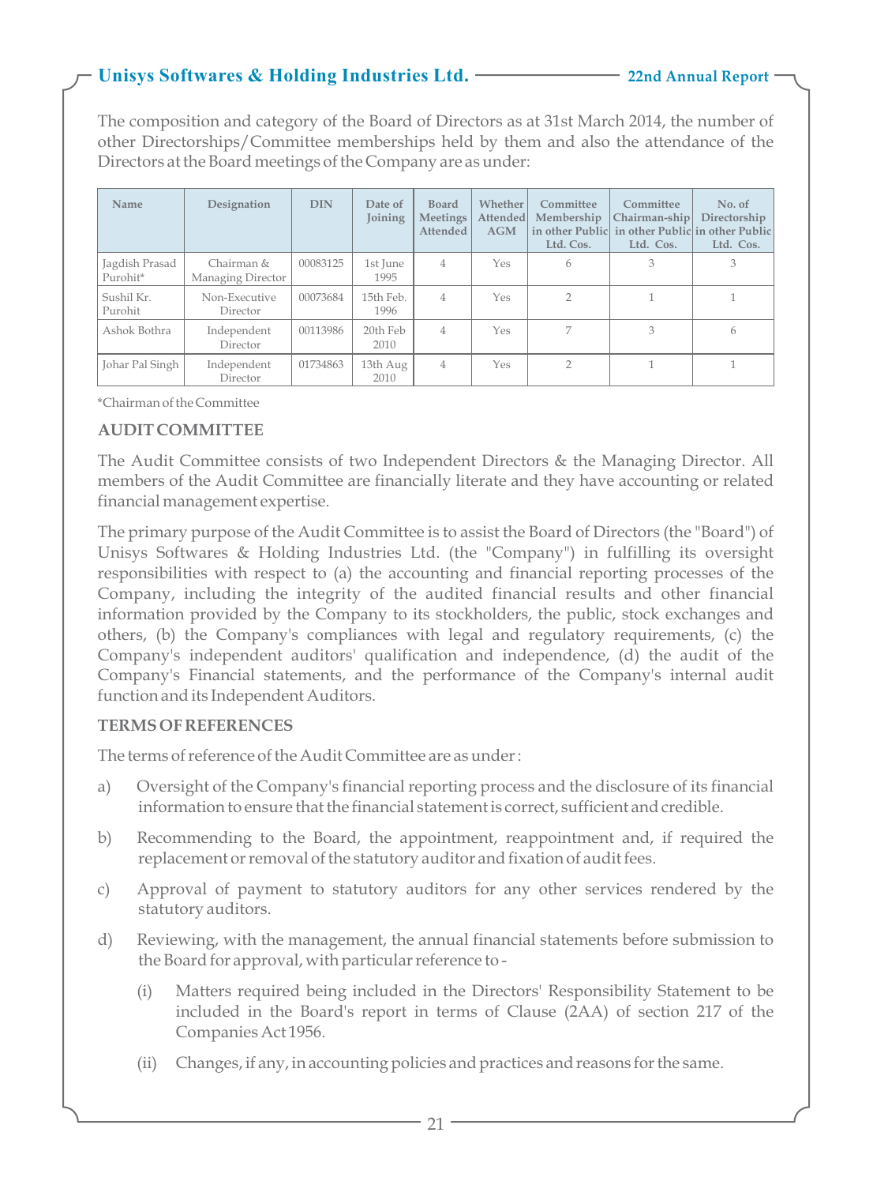The composition and category of the Board of Directors as at 31st March 2014, the number of other Directorships/Committee memberships held by them and also the attendance of the Directors at the Board meetings of the Company are as under:

| Name | Designation | DIN | Date of Joining | Board Meetings Attended | Whether Attended AGM | Committee Membership in other Public Ltd. Cos. | Committee Chairman-ship in other Public Ltd. Cos. | No. of Directorship in other Public Ltd. Cos. |
|---|---|---|---|---|---|---|---|---|
| Jagdish Prasad Purohit* | Chairman & Managing Director | 00083125 | 1st June 1995 | 4 | Yes | 6 | 3 | 3 |
| Sushil Kr. Purohit | Non-Executive Director | 00073684 | 15th Feb. 1996 | 4 | Yes | 2 | 1 | 1 |
| Ashok Bothra | Independent Director | 00113986 | 20th Feb 2010 | 4 | Yes | 7 | 3 | 6 |
| Johar Pal Singh | Independent Director | 01734863 | 13th Aug 2010 | 4 | Yes | 2 | 1 | 1 |

*Chairman of the Committee

## AUDIT COMMITTEE

The Audit Committee consists of two Independent Directors & the Managing Director. All members of the Audit Committee are financially literate and they have accounting or related financial management expertise.

The primary purpose of the Audit Committee is to assist the Board of Directors (the "Board") of Unisys Softwares & Holding Industries Ltd. (the "Company") in fulfilling its oversight responsibilities with respect to (a) the accounting and financial reporting processes of the Company, including the integrity of the audited financial results and other financial information provided by the Company to its stockholders, the public, stock exchanges and others, (b) the Company's compliances with legal and regulatory requirements, (c) the Company's independent auditors' qualification and independence, (d) the audit of the Company's Financial statements, and the performance of the Company's internal audit function and its Independent Auditors.

## TERMS OF REFERENCES

The terms of reference of the Audit Committee are as under :

a) Oversight of the Company's financial reporting process and the disclosure of its financial information to ensure that the financial statement is correct, sufficient and credible.

b) Recommending to the Board, the appointment, reappointment and, if required the replacement or removal of the statutory auditor and fixation of audit fees.

c) Approval of payment to statutory auditors for any other services rendered by the statutory auditors.

d) Reviewing, with the management, the annual financial statements before submission to the Board for approval, with particular reference to -

   (i) Matters required being included in the Directors' Responsibility Statement to be included in the Board's report in terms of Clause (2AA) of section 217 of the Companies Act 1956.

   (ii) Changes, if any, in accounting policies and practices and reasons for the same.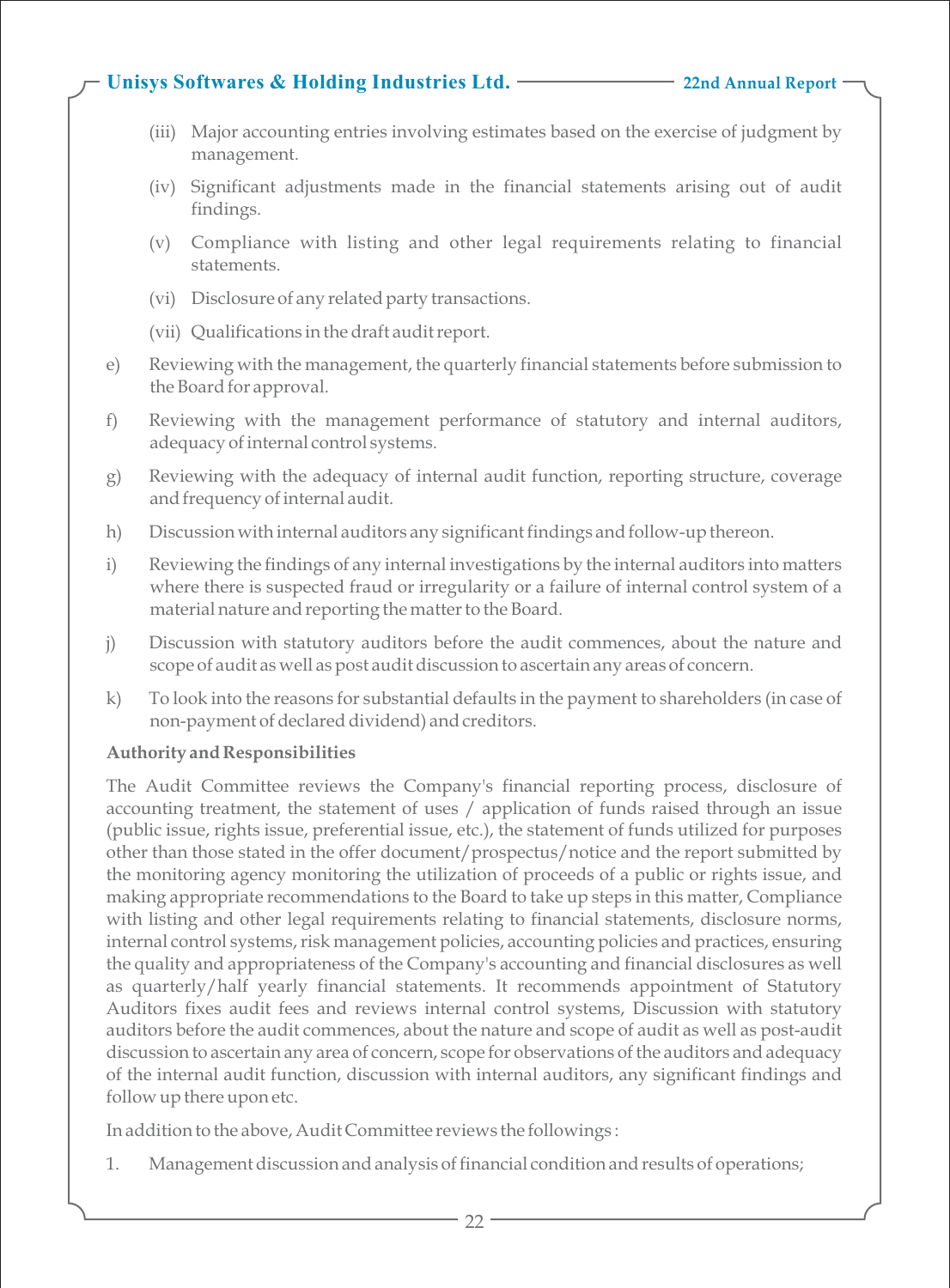(iii) Major accounting entries involving estimates based on the exercise of judgment by management.

(iv) Significant adjustments made in the financial statements arising out of audit findings.

(v) Compliance with listing and other legal requirements relating to financial statements.

(vi) Disclosure of any related party transactions.

(vii) Qualifications in the draft audit report.

e) Reviewing with the management, the quarterly financial statements before submission to the Board for approval.

f) Reviewing with the management performance of statutory and internal auditors, adequacy of internal control systems.

g) Reviewing with the adequacy of internal audit function, reporting structure, coverage and frequency of internal audit.

h) Discussion with internal auditors any significant findings and follow-up thereon.

i) Reviewing the findings of any internal investigations by the internal auditors into matters where there is suspected fraud or irregularity or a failure of internal control system of a material nature and reporting the matter to the Board.

j) Discussion with statutory auditors before the audit commences, about the nature and scope of audit as well as post audit discussion to ascertain any areas of concern.

k) To look into the reasons for substantial defaults in the payment to shareholders (in case of non-payment of declared dividend) and creditors.

**Authority and Responsibilities**

The Audit Committee reviews the Company's financial reporting process, disclosure of accounting treatment, the statement of uses / application of funds raised through an issue (public issue, rights issue, preferential issue, etc.), the statement of funds utilized for purposes other than those stated in the offer document/prospectus/notice and the report submitted by the monitoring agency monitoring the utilization of proceeds of a public or rights issue, and making appropriate recommendations to the Board to take up steps in this matter, Compliance with listing and other legal requirements relating to financial statements, disclosure norms, internal control systems, risk management policies, accounting policies and practices, ensuring the quality and appropriateness of the Company's accounting and financial disclosures as well as quarterly/half yearly financial statements. It recommends appointment of Statutory Auditors fixes audit fees and reviews internal control systems, Discussion with statutory auditors before the audit commences, about the nature and scope of audit as well as post-audit discussion to ascertain any area of concern, scope for observations of the auditors and adequacy of the internal audit function, discussion with internal auditors, any significant findings and follow up there upon etc.

In addition to the above, Audit Committee reviews the followings :

1. Management discussion and analysis of financial condition and results of operations;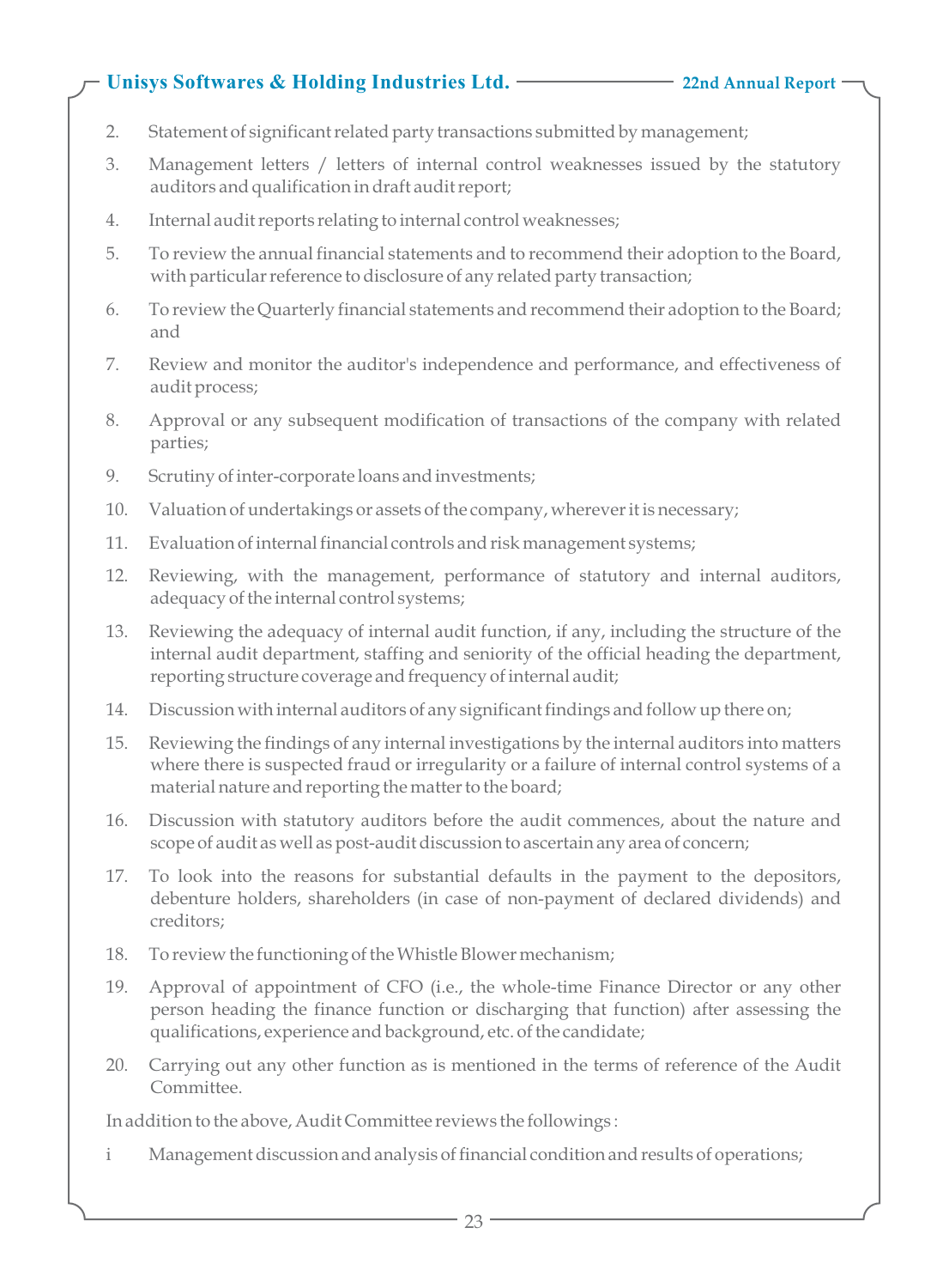2. Statement of significant related party transactions submitted by management;

3. Management letters / letters of internal control weaknesses issued by the statutory auditors and qualification in draft audit report;

4. Internal audit reports relating to internal control weaknesses;

5. To review the annual financial statements and to recommend their adoption to the Board, with particular reference to disclosure of any related party transaction;

6. To review the Quarterly financial statements and recommend their adoption to the Board; and

7. Review and monitor the auditor's independence and performance, and effectiveness of audit process;

8. Approval or any subsequent modification of transactions of the company with related parties;

9. Scrutiny of inter-corporate loans and investments;

10. Valuation of undertakings or assets of the company, wherever it is necessary;

11. Evaluation of internal financial controls and risk management systems;

12. Reviewing, with the management, performance of statutory and internal auditors, adequacy of the internal control systems;

13. Reviewing the adequacy of internal audit function, if any, including the structure of the internal audit department, staffing and seniority of the official heading the department, reporting structure coverage and frequency of internal audit;

14. Discussion with internal auditors of any significant findings and follow up there on;

15. Reviewing the findings of any internal investigations by the internal auditors into matters where there is suspected fraud or irregularity or a failure of internal control systems of a material nature and reporting the matter to the board;

16. Discussion with statutory auditors before the audit commences, about the nature and scope of audit as well as post-audit discussion to ascertain any area of concern;

17. To look into the reasons for substantial defaults in the payment to the depositors, debenture holders, shareholders (in case of non-payment of declared dividends) and creditors;

18. To review the functioning of the Whistle Blower mechanism;

19. Approval of appointment of CFO (i.e., the whole-time Finance Director or any other person heading the finance function or discharging that function) after assessing the qualifications, experience and background, etc. of the candidate;

20. Carrying out any other function as is mentioned in the terms of reference of the Audit Committee.

In addition to the above, Audit Committee reviews the followings :

i Management discussion and analysis of financial condition and results of operations;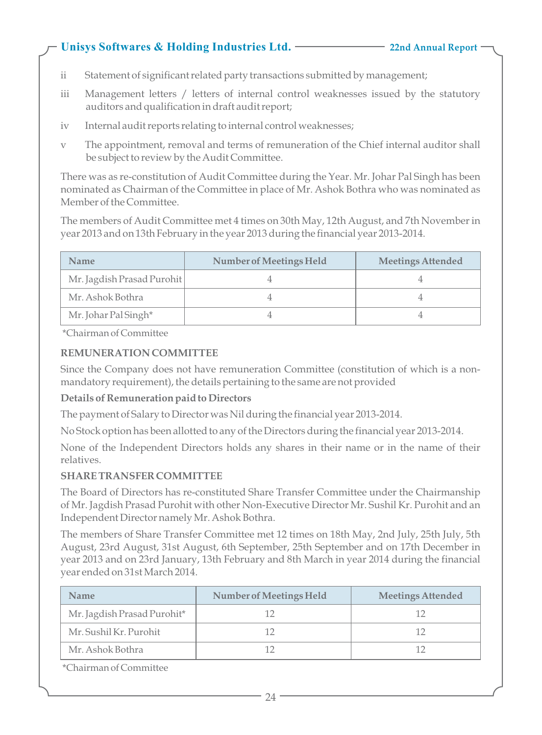ii Statement of significant related party transactions submitted by management;

iii Management letters / letters of internal control weaknesses issued by the statutory auditors and qualification in draft audit report;

iv Internal audit reports relating to internal control weaknesses;

v The appointment, removal and terms of remuneration of the Chief internal auditor shall be subject to review by the Audit Committee.

There was as re-constitution of Audit Committee during the Year. Mr. Johar Pal Singh has been nominated as Chairman of the Committee in place of Mr. Ashok Bothra who was nominated as Member of the Committee.

The members of Audit Committee met 4 times on 30th May, 12th August, and 7th November in year 2013 and on 13th February in the year 2013 during the financial year 2013-2014.

| Name | Number of Meetings Held | Meetings Attended |
|---|---|---|
| Mr. Jagdish Prasad Purohit | 4 | 4 |
| Mr. Ashok Bothra | 4 | 4 |
| Mr. Johar Pal Singh* | 4 | 4 |

*Chairman of Committee

**REMUNERATION COMMITTEE**

Since the Company does not have remuneration Committee (constitution of which is a non-mandatory requirement), the details pertaining to the same are not provided

**Details of Remuneration paid to Directors**

The payment of Salary to Director was Nil during the financial year 2013-2014.

No Stock option has been allotted to any of the Directors during the financial year 2013-2014.

None of the Independent Directors holds any shares in their name or in the name of their relatives.

**SHARE TRANSFER COMMITTEE**

The Board of Directors has re-constituted Share Transfer Committee under the Chairmanship of Mr. Jagdish Prasad Purohit with other Non-Executive Director Mr. Sushil Kr. Purohit and an Independent Director namely Mr. Ashok Bothra.

The members of Share Transfer Committee met 12 times on 18th May, 2nd July, 25th July, 5th August, 23rd August, 31st August, 6th September, 25th September and on 17th December in year 2013 and on 23rd January, 13th February and 8th March in year 2014 during the financial year ended on 31st March 2014.

| Name | Number of Meetings Held | Meetings Attended |
|---|---|---|
| Mr. Jagdish Prasad Purohit* | 12 | 12 |
| Mr. Sushil Kr. Purohit | 12 | 12 |
| Mr. Ashok Bothra | 12 | 12 |

*Chairman of Committee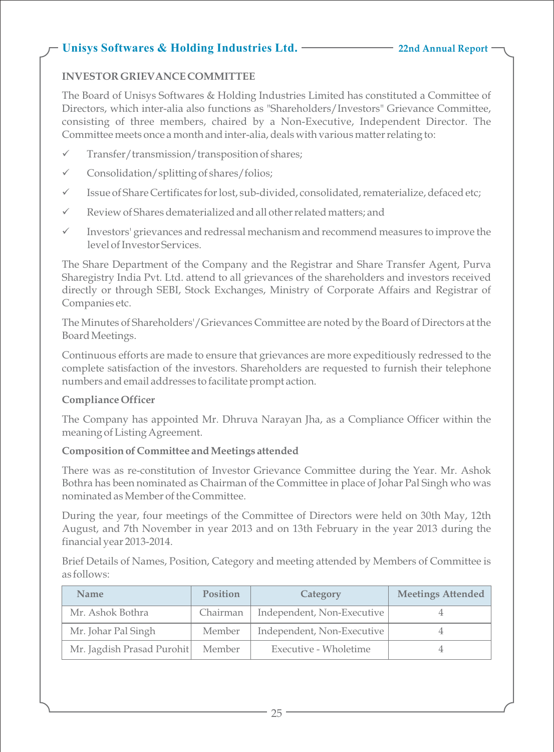## INVESTOR GRIEVANCE COMMITTEE

The Board of Unisys Softwares & Holding Industries Limited has constituted a Committee of Directors, which inter-alia also functions as "Shareholders/Investors" Grievance Committee, consisting of three members, chaired by a Non-Executive, Independent Director. The Committee meets once a month and inter-alia, deals with various matter relating to:

- ✓ Transfer/transmission/transposition of shares;
- ✓ Consolidation/splitting of shares/folios;
- ✓ Issue of Share Certificates for lost, sub-divided, consolidated, rematerialize, defaced etc;
- ✓ Review of Shares dematerialized and all other related matters; and
- ✓ Investors' grievances and redressal mechanism and recommend measures to improve the level of Investor Services.

The Share Department of the Company and the Registrar and Share Transfer Agent, Purva Sharegistry India Pvt. Ltd. attend to all grievances of the shareholders and investors received directly or through SEBI, Stock Exchanges, Ministry of Corporate Affairs and Registrar of Companies etc.

The Minutes of Shareholders'/Grievances Committee are noted by the Board of Directors at the Board Meetings.

Continuous efforts are made to ensure that grievances are more expeditiously redressed to the complete satisfaction of the investors. Shareholders are requested to furnish their telephone numbers and email addresses to facilitate prompt action.

**Compliance Officer**

The Company has appointed Mr. Dhruva Narayan Jha, as a Compliance Officer within the meaning of Listing Agreement.

**Composition of Committee and Meetings attended**

There was as re-constitution of Investor Grievance Committee during the Year. Mr. Ashok Bothra has been nominated as Chairman of the Committee in place of Johar Pal Singh who was nominated as Member of the Committee.

During the year, four meetings of the Committee of Directors were held on 30th May, 12th August, and 7th November in year 2013 and on 13th February in the year 2013 during the financial year 2013-2014.

Brief Details of Names, Position, Category and meeting attended by Members of Committee is as follows:

| Name | Position | Category | Meetings Attended |
|---|---|---|---|
| Mr. Ashok Bothra | Chairman | Independent, Non-Executive | 4 |
| Mr. Johar Pal Singh | Member | Independent, Non-Executive | 4 |
| Mr. Jagdish Prasad Purohit | Member | Executive - Wholetime | 4 |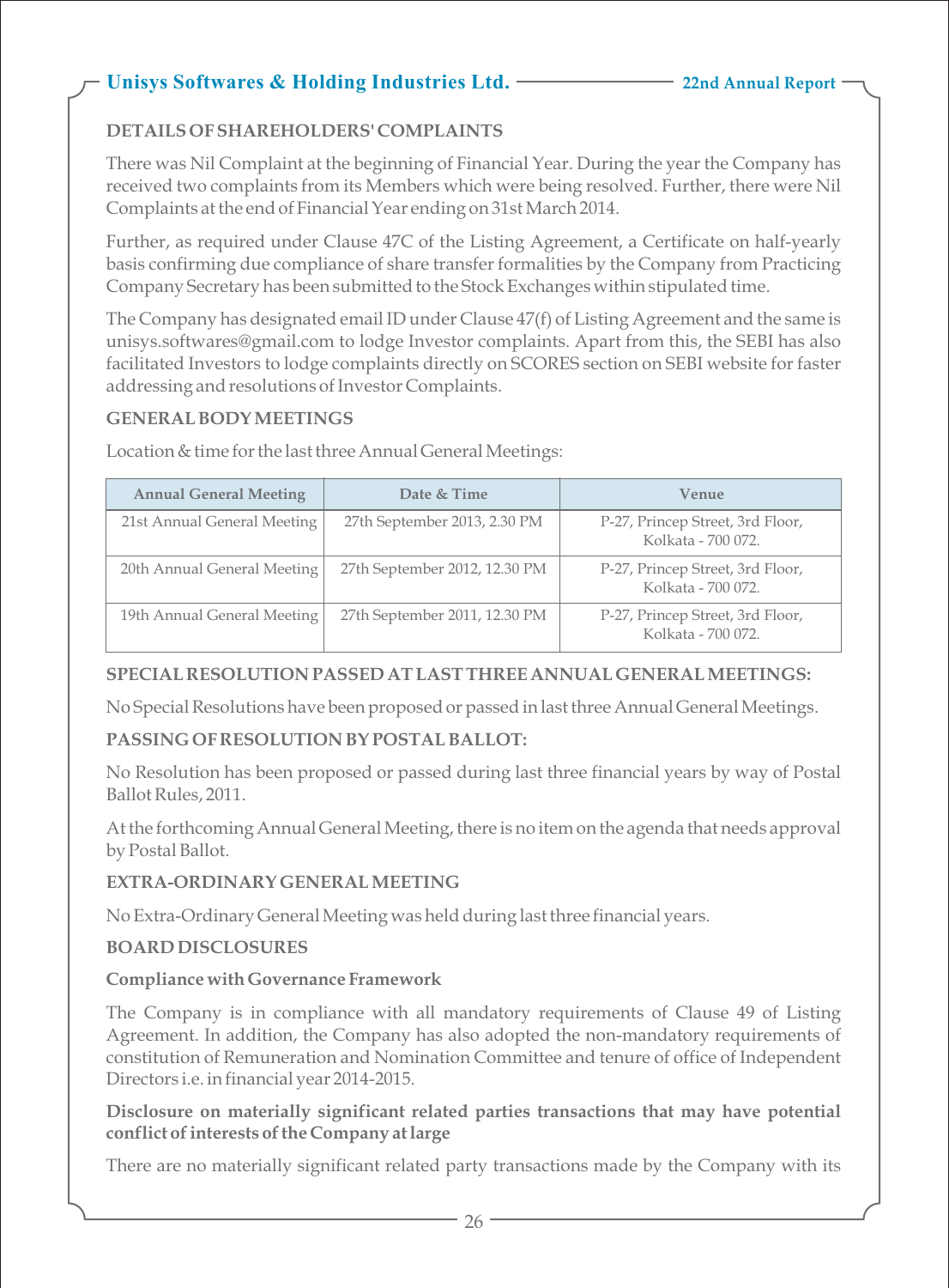## DETAILS OF SHAREHOLDERS' COMPLAINTS

There was Nil Complaint at the beginning of Financial Year. During the year the Company has received two complaints from its Members which were being resolved. Further, there were Nil Complaints at the end of Financial Year ending on 31st March 2014.

Further, as required under Clause 47C of the Listing Agreement, a Certificate on half-yearly basis confirming due compliance of share transfer formalities by the Company from Practicing Company Secretary has been submitted to the Stock Exchanges within stipulated time.

The Company has designated email ID under Clause 47(f) of Listing Agreement and the same is unisys.softwares@gmail.com to lodge Investor complaints. Apart from this, the SEBI has also facilitated Investors to lodge complaints directly on SCORES section on SEBI website for faster addressing and resolutions of Investor Complaints.

## GENERAL BODY MEETINGS

Location & time for the last three Annual General Meetings:

| Annual General Meeting | Date & Time | Venue |
|---|---|---|
| 21st Annual General Meeting | 27th September 2013, 2.30 PM | P-27, Princep Street, 3rd Floor, Kolkata - 700 072. |
| 20th Annual General Meeting | 27th September 2012, 12.30 PM | P-27, Princep Street, 3rd Floor, Kolkata - 700 072. |
| 19th Annual General Meeting | 27th September 2011, 12.30 PM | P-27, Princep Street, 3rd Floor, Kolkata - 700 072. |

## SPECIAL RESOLUTION PASSED AT LAST THREE ANNUAL GENERAL MEETINGS:

No Special Resolutions have been proposed or passed in last three Annual General Meetings.

## PASSING OF RESOLUTION BY POSTAL BALLOT:

No Resolution has been proposed or passed during last three financial years by way of Postal Ballot Rules, 2011.

At the forthcoming Annual General Meeting, there is no item on the agenda that needs approval by Postal Ballot.

## EXTRA-ORDINARY GENERAL MEETING

No Extra-Ordinary General Meeting was held during last three financial years.

## BOARD DISCLOSURES

### Compliance with Governance Framework

The Company is in compliance with all mandatory requirements of Clause 49 of Listing Agreement. In addition, the Company has also adopted the non-mandatory requirements of constitution of Remuneration and Nomination Committee and tenure of office of Independent Directors i.e. in financial year 2014-2015.

### Disclosure on materially significant related parties transactions that may have potential conflict of interests of the Company at large

There are no materially significant related party transactions made by the Company with its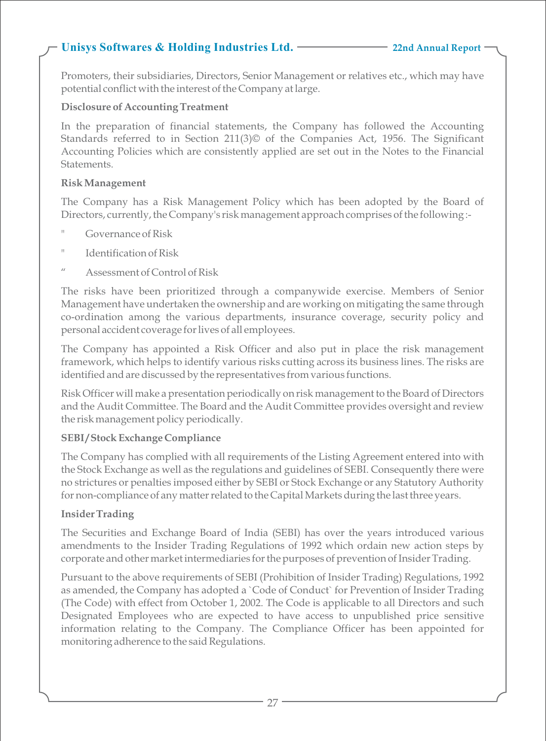Promoters, their subsidiaries, Directors, Senior Management or relatives etc., which may have potential conflict with the interest of the Company at large.

**Disclosure of Accounting Treatment**

In the preparation of financial statements, the Company has followed the Accounting Standards referred to in Section 211(3)© of the Companies Act, 1956. The Significant Accounting Policies which are consistently applied are set out in the Notes to the Financial Statements.

**Risk Management**

The Company has a Risk Management Policy which has been adopted by the Board of Directors, currently, the Company's risk management approach comprises of the following :-

- Governance of Risk
- Identification of Risk
- Assessment of Control of Risk

The risks have been prioritized through a companywide exercise. Members of Senior Management have undertaken the ownership and are working on mitigating the same through co-ordination among the various departments, insurance coverage, security policy and personal accident coverage for lives of all employees.

The Company has appointed a Risk Officer and also put in place the risk management framework, which helps to identify various risks cutting across its business lines. The risks are identified and are discussed by the representatives from various functions.

Risk Officer will make a presentation periodically on risk management to the Board of Directors and the Audit Committee. The Board and the Audit Committee provides oversight and review the risk management policy periodically.

**SEBI/Stock Exchange Compliance**

The Company has complied with all requirements of the Listing Agreement entered into with the Stock Exchange as well as the regulations and guidelines of SEBI. Consequently there were no strictures or penalties imposed either by SEBI or Stock Exchange or any Statutory Authority for non-compliance of any matter related to the Capital Markets during the last three years.

**Insider Trading**

The Securities and Exchange Board of India (SEBI) has over the years introduced various amendments to the Insider Trading Regulations of 1992 which ordain new action steps by corporate and other market intermediaries for the purposes of prevention of Insider Trading.

Pursuant to the above requirements of SEBI (Prohibition of Insider Trading) Regulations, 1992 as amended, the Company has adopted a `Code of Conduct` for Prevention of Insider Trading (The Code) with effect from October 1, 2002. The Code is applicable to all Directors and such Designated Employees who are expected to have access to unpublished price sensitive information relating to the Company. The Compliance Officer has been appointed for monitoring adherence to the said Regulations.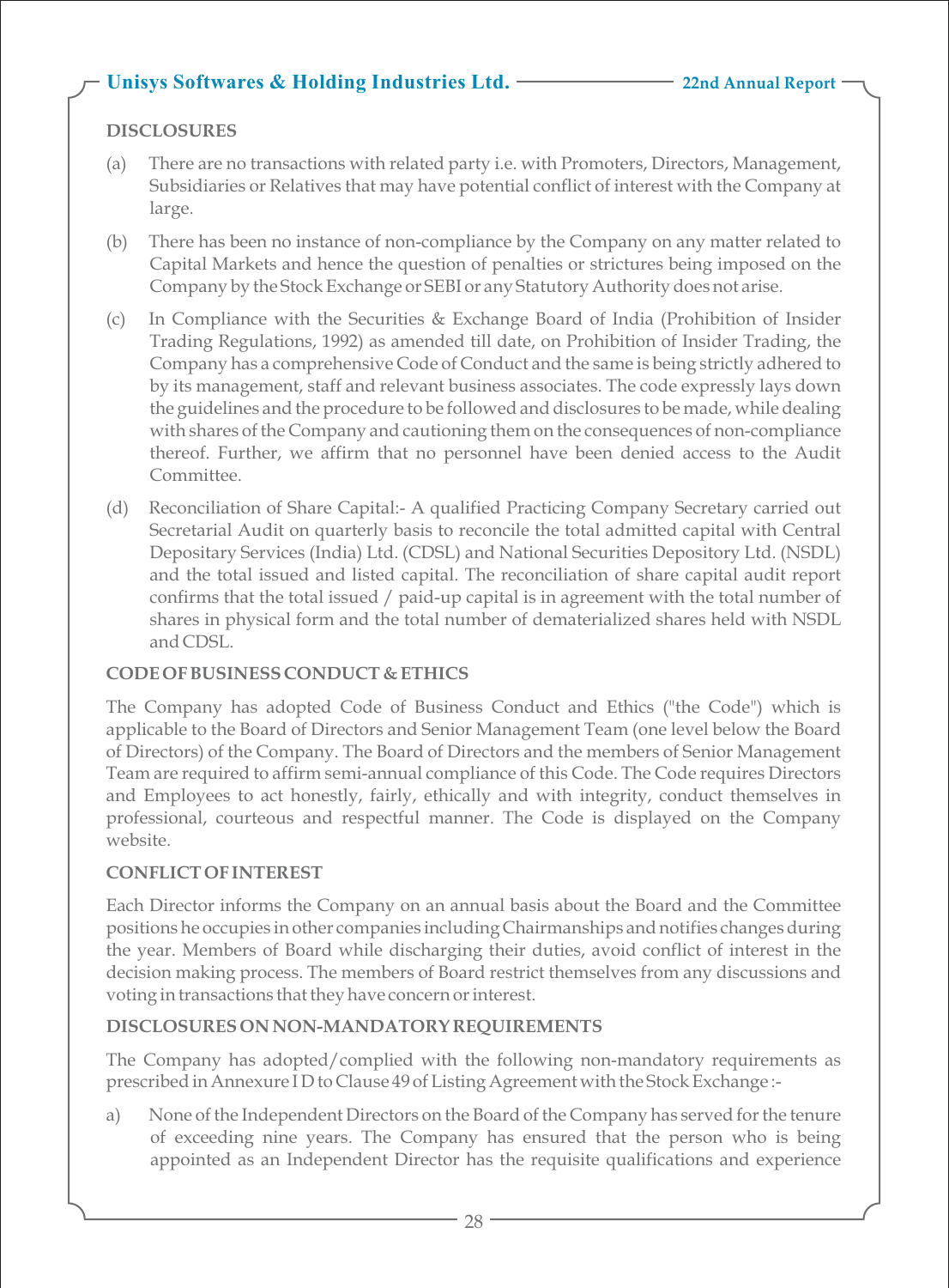## DISCLOSURES

(a) There are no transactions with related party i.e. with Promoters, Directors, Management, Subsidiaries or Relatives that may have potential conflict of interest with the Company at large.

(b) There has been no instance of non-compliance by the Company on any matter related to Capital Markets and hence the question of penalties or strictures being imposed on the Company by the Stock Exchange or SEBI or any Statutory Authority does not arise.

(c) In Compliance with the Securities & Exchange Board of India (Prohibition of Insider Trading Regulations, 1992) as amended till date, on Prohibition of Insider Trading, the Company has a comprehensive Code of Conduct and the same is being strictly adhered to by its management, staff and relevant business associates. The code expressly lays down the guidelines and the procedure to be followed and disclosures to be made, while dealing with shares of the Company and cautioning them on the consequences of non-compliance thereof. Further, we affirm that no personnel have been denied access to the Audit Committee.

(d) Reconciliation of Share Capital:- A qualified Practicing Company Secretary carried out Secretarial Audit on quarterly basis to reconcile the total admitted capital with Central Depositary Services (India) Ltd. (CDSL) and National Securities Depository Ltd. (NSDL) and the total issued and listed capital. The reconciliation of share capital audit report confirms that the total issued / paid-up capital is in agreement with the total number of shares in physical form and the total number of dematerialized shares held with NSDL and CDSL.

## CODE OF BUSINESS CONDUCT & ETHICS

The Company has adopted Code of Business Conduct and Ethics ("the Code") which is applicable to the Board of Directors and Senior Management Team (one level below the Board of Directors) of the Company. The Board of Directors and the members of Senior Management Team are required to affirm semi-annual compliance of this Code. The Code requires Directors and Employees to act honestly, fairly, ethically and with integrity, conduct themselves in professional, courteous and respectful manner. The Code is displayed on the Company website.

## CONFLICT OF INTEREST

Each Director informs the Company on an annual basis about the Board and the Committee positions he occupies in other companies including Chairmanships and notifies changes during the year. Members of Board while discharging their duties, avoid conflict of interest in the decision making process. The members of Board restrict themselves from any discussions and voting in transactions that they have concern or interest.

## DISCLOSURES ON NON-MANDATORY REQUIREMENTS

The Company has adopted/complied with the following non-mandatory requirements as prescribed in Annexure I D to Clause 49 of Listing Agreement with the Stock Exchange :-

a) None of the Independent Directors on the Board of the Company has served for the tenure of exceeding nine years. The Company has ensured that the person who is being appointed as an Independent Director has the requisite qualifications and experience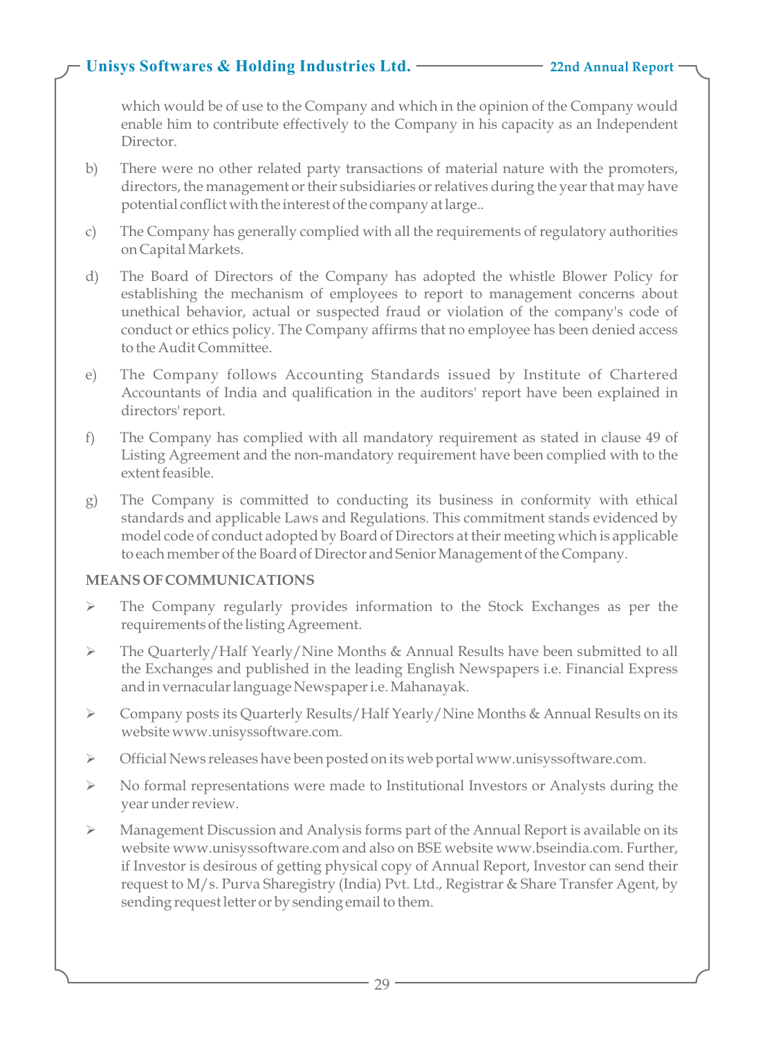which would be of use to the Company and which in the opinion of the Company would enable him to contribute effectively to the Company in his capacity as an Independent Director.

b) There were no other related party transactions of material nature with the promoters, directors, the management or their subsidiaries or relatives during the year that may have potential conflict with the interest of the company at large..

c) The Company has generally complied with all the requirements of regulatory authorities on Capital Markets.

d) The Board of Directors of the Company has adopted the whistle Blower Policy for establishing the mechanism of employees to report to management concerns about unethical behavior, actual or suspected fraud or violation of the company's code of conduct or ethics policy. The Company affirms that no employee has been denied access to the Audit Committee.

e) The Company follows Accounting Standards issued by Institute of Chartered Accountants of India and qualification in the auditors' report have been explained in directors' report.

f) The Company has complied with all mandatory requirement as stated in clause 49 of Listing Agreement and the non-mandatory requirement have been complied with to the extent feasible.

g) The Company is committed to conducting its business in conformity with ethical standards and applicable Laws and Regulations. This commitment stands evidenced by model code of conduct adopted by Board of Directors at their meeting which is applicable to each member of the Board of Director and Senior Management of the Company.

**MEANS OF COMMUNICATIONS**

- The Company regularly provides information to the Stock Exchanges as per the requirements of the listing Agreement.
- The Quarterly/Half Yearly/Nine Months & Annual Results have been submitted to all the Exchanges and published in the leading English Newspapers i.e. Financial Express and in vernacular language Newspaper i.e. Mahanayak.
- Company posts its Quarterly Results/Half Yearly/Nine Months & Annual Results on its website www.unisyssoftware.com.
- Official News releases have been posted on its web portal www.unisyssoftware.com.
- No formal representations were made to Institutional Investors or Analysts during the year under review.
- Management Discussion and Analysis forms part of the Annual Report is available on its website www.unisyssoftware.com and also on BSE website www.bseindia.com. Further, if Investor is desirous of getting physical copy of Annual Report, Investor can send their request to M/s. Purva Sharegistry (India) Pvt. Ltd., Registrar & Share Transfer Agent, by sending request letter or by sending email to them.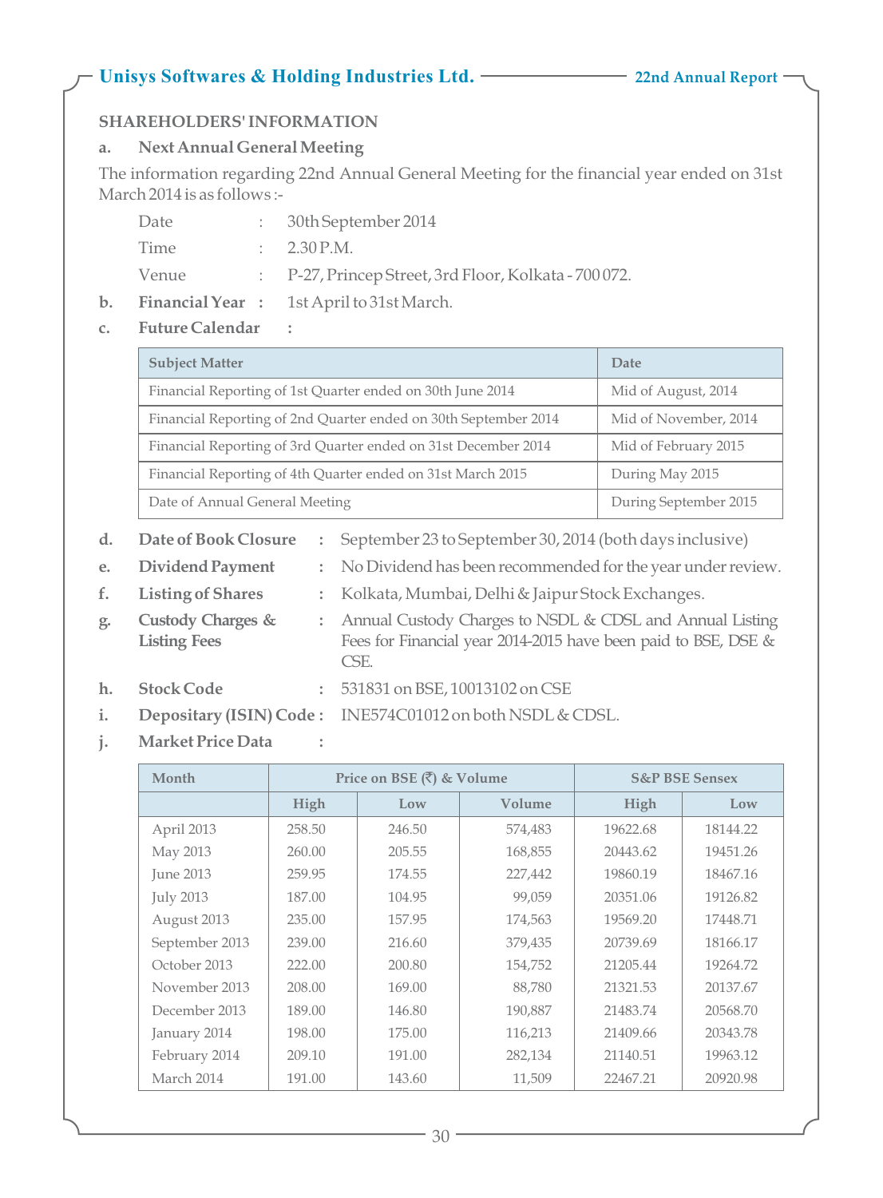## SHAREHOLDERS' INFORMATION

**a. Next Annual General Meeting**

The information regarding 22nd Annual General Meeting for the financial year ended on 31st March 2014 is as follows :-

Date : 30th September 2014

Time : 2.30 P.M.

Venue : P-27, Princep Street, 3rd Floor, Kolkata - 700 072.

**b. Financial Year :** 1st April to 31st March.

**c. Future Calendar :**

| Subject Matter | Date |
|---|---|
| Financial Reporting of 1st Quarter ended on 30th June 2014 | Mid of August, 2014 |
| Financial Reporting of 2nd Quarter ended on 30th September 2014 | Mid of November, 2014 |
| Financial Reporting of 3rd Quarter ended on 31st December 2014 | Mid of February 2015 |
| Financial Reporting of 4th Quarter ended on 31st March 2015 | During May 2015 |
| Date of Annual General Meeting | During September 2015 |

**d. Date of Book Closure :** September 23 to September 30, 2014 (both days inclusive)

**e. Dividend Payment :** No Dividend has been recommended for the year under review.

**f. Listing of Shares :** Kolkata, Mumbai, Delhi & Jaipur Stock Exchanges.

**g. Custody Charges & Listing Fees :** Annual Custody Charges to NSDL & CDSL and Annual Listing Fees for Financial year 2014-2015 have been paid to BSE, DSE & CSE.

**h. Stock Code :** 531831 on BSE, 10013102 on CSE

**i. Depositary (ISIN) Code :** INE574C01012 on both NSDL & CDSL.

**j. Market Price Data :**

| Month | Price on BSE (₹) & Volume | | | S&P BSE Sensex | |
|---|---|---|---|---|---|
| | High | Low | Volume | High | Low |
| April 2013 | 258.50 | 246.50 | 574,483 | 19622.68 | 18144.22 |
| May 2013 | 260.00 | 205.55 | 168,855 | 20443.62 | 19451.26 |
| June 2013 | 259.95 | 174.55 | 227,442 | 19860.19 | 18467.16 |
| July 2013 | 187.00 | 104.95 | 99,059 | 20351.06 | 19126.82 |
| August 2013 | 235.00 | 157.95 | 174,563 | 19569.20 | 17448.71 |
| September 2013 | 239.00 | 216.60 | 379,435 | 20739.69 | 18166.17 |
| October 2013 | 222.00 | 200.80 | 154,752 | 21205.44 | 19264.72 |
| November 2013 | 208.00 | 169.00 | 88,780 | 21321.53 | 20137.67 |
| December 2013 | 189.00 | 146.80 | 190,887 | 21483.74 | 20568.70 |
| January 2014 | 198.00 | 175.00 | 116,213 | 21409.66 | 20343.78 |
| February 2014 | 209.10 | 191.00 | 282,134 | 21140.51 | 19963.12 |
| March 2014 | 191.00 | 143.60 | 11,509 | 22467.21 | 20920.98 |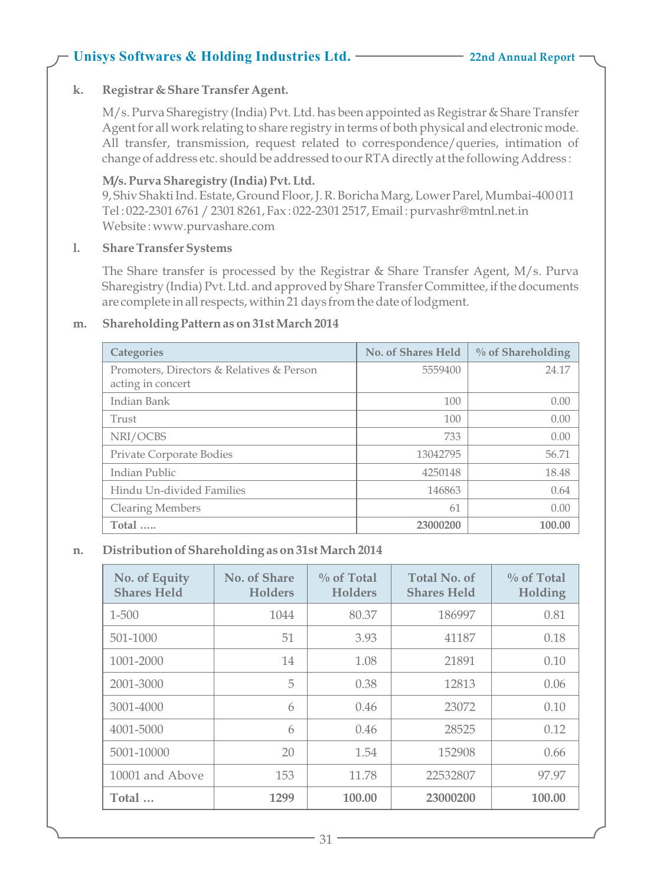**k. Registrar & Share Transfer Agent.**

M/s. Purva Sharegistry (India) Pvt. Ltd. has been appointed as Registrar & Share Transfer Agent for all work relating to share registry in terms of both physical and electronic mode. All transfer, transmission, request related to correspondence/queries, intimation of change of address etc. should be addressed to our RTA directly at the following Address :

**M/s. Purva Sharegistry (India) Pvt. Ltd.**
9, Shiv Shakti Ind. Estate, Ground Floor, J. R. Boricha Marg, Lower Parel, Mumbai-400 011
Tel : 022-2301 6761 / 2301 8261, Fax : 022-2301 2517, Email : purvashr@mtnl.net.in
Website : www.purvashare.com

**l. Share Transfer Systems**

The Share transfer is processed by the Registrar & Share Transfer Agent, M/s. Purva Sharegistry (India) Pvt. Ltd. and approved by Share Transfer Committee, if the documents are complete in all respects, within 21 days from the date of lodgment.

**m. Shareholding Pattern as on 31st March 2014**

| Categories | No. of Shares Held | % of Shareholding |
|---|---|---|
| Promoters, Directors & Relatives & Person acting in concert | 5559400 | 24.17 |
| Indian Bank | 100 | 0.00 |
| Trust | 100 | 0.00 |
| NRI/OCBS | 733 | 0.00 |
| Private Corporate Bodies | 13042795 | 56.71 |
| Indian Public | 4250148 | 18.48 |
| Hindu Un-divided Families | 146863 | 0.64 |
| Clearing Members | 61 | 0.00 |
| **Total .....** | **23000200** | **100.00** |

**n. Distribution of Shareholding as on 31st March 2014**

| No. of Equity Shares Held | No. of Share Holders | % of Total Holders | Total No. of Shares Held | % of Total Holding |
|---|---|---|---|---|
| 1-500 | 1044 | 80.37 | 186997 | 0.81 |
| 501-1000 | 51 | 3.93 | 41187 | 0.18 |
| 1001-2000 | 14 | 1.08 | 21891 | 0.10 |
| 2001-3000 | 5 | 0.38 | 12813 | 0.06 |
| 3001-4000 | 6 | 0.46 | 23072 | 0.10 |
| 4001-5000 | 6 | 0.46 | 28525 | 0.12 |
| 5001-10000 | 20 | 1.54 | 152908 | 0.66 |
| 10001 and Above | 153 | 11.78 | 22532807 | 97.97 |
| **Total ...** | **1299** | **100.00** | **23000200** | **100.00** |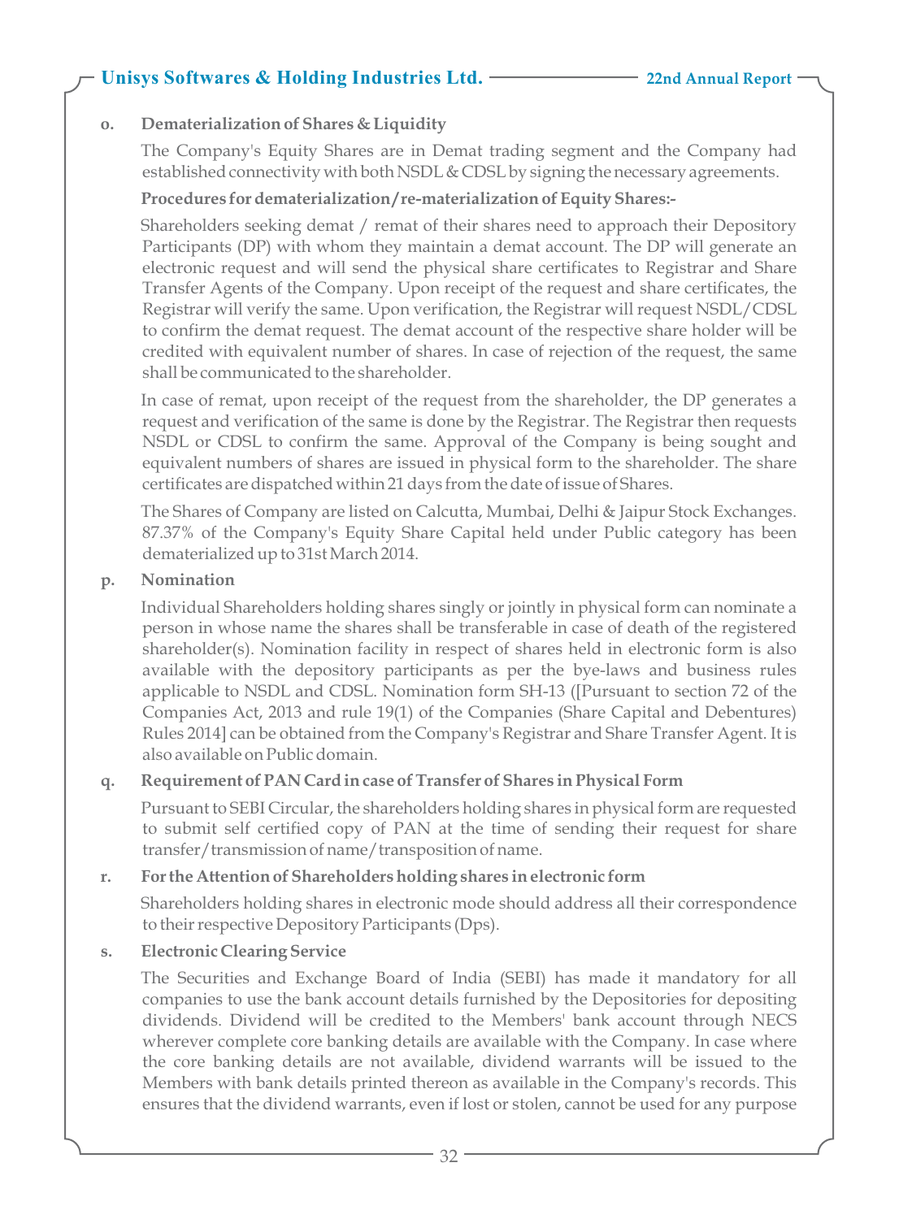**o. Dematerialization of Shares & Liquidity**

The Company's Equity Shares are in Demat trading segment and the Company had established connectivity with both NSDL & CDSL by signing the necessary agreements.

**Procedures for dematerialization/re-materialization of Equity Shares:-**

Shareholders seeking demat / remat of their shares need to approach their Depository Participants (DP) with whom they maintain a demat account. The DP will generate an electronic request and will send the physical share certificates to Registrar and Share Transfer Agents of the Company. Upon receipt of the request and share certificates, the Registrar will verify the same. Upon verification, the Registrar will request NSDL/CDSL to confirm the demat request. The demat account of the respective share holder will be credited with equivalent number of shares. In case of rejection of the request, the same shall be communicated to the shareholder.

In case of remat, upon receipt of the request from the shareholder, the DP generates a request and verification of the same is done by the Registrar. The Registrar then requests NSDL or CDSL to confirm the same. Approval of the Company is being sought and equivalent numbers of shares are issued in physical form to the shareholder. The share certificates are dispatched within 21 days from the date of issue of Shares.

The Shares of Company are listed on Calcutta, Mumbai, Delhi & Jaipur Stock Exchanges. 87.37% of the Company's Equity Share Capital held under Public category has been dematerialized up to 31st March 2014.

**p. Nomination**

Individual Shareholders holding shares singly or jointly in physical form can nominate a person in whose name the shares shall be transferable in case of death of the registered shareholder(s). Nomination facility in respect of shares held in electronic form is also available with the depository participants as per the bye-laws and business rules applicable to NSDL and CDSL. Nomination form SH-13 ([Pursuant to section 72 of the Companies Act, 2013 and rule 19(1) of the Companies (Share Capital and Debentures) Rules 2014] can be obtained from the Company's Registrar and Share Transfer Agent. It is also available on Public domain.

**q. Requirement of PAN Card in case of Transfer of Shares in Physical Form**

Pursuant to SEBI Circular, the shareholders holding shares in physical form are requested to submit self certified copy of PAN at the time of sending their request for share transfer/transmission of name/transposition of name.

**r. For the Attention of Shareholders holding shares in electronic form**

Shareholders holding shares in electronic mode should address all their correspondence to their respective Depository Participants (Dps).

**s. Electronic Clearing Service**

The Securities and Exchange Board of India (SEBI) has made it mandatory for all companies to use the bank account details furnished by the Depositories for depositing dividends. Dividend will be credited to the Members' bank account through NECS wherever complete core banking details are available with the Company. In case where the core banking details are not available, dividend warrants will be issued to the Members with bank details printed thereon as available in the Company's records. This ensures that the dividend warrants, even if lost or stolen, cannot be used for any purpose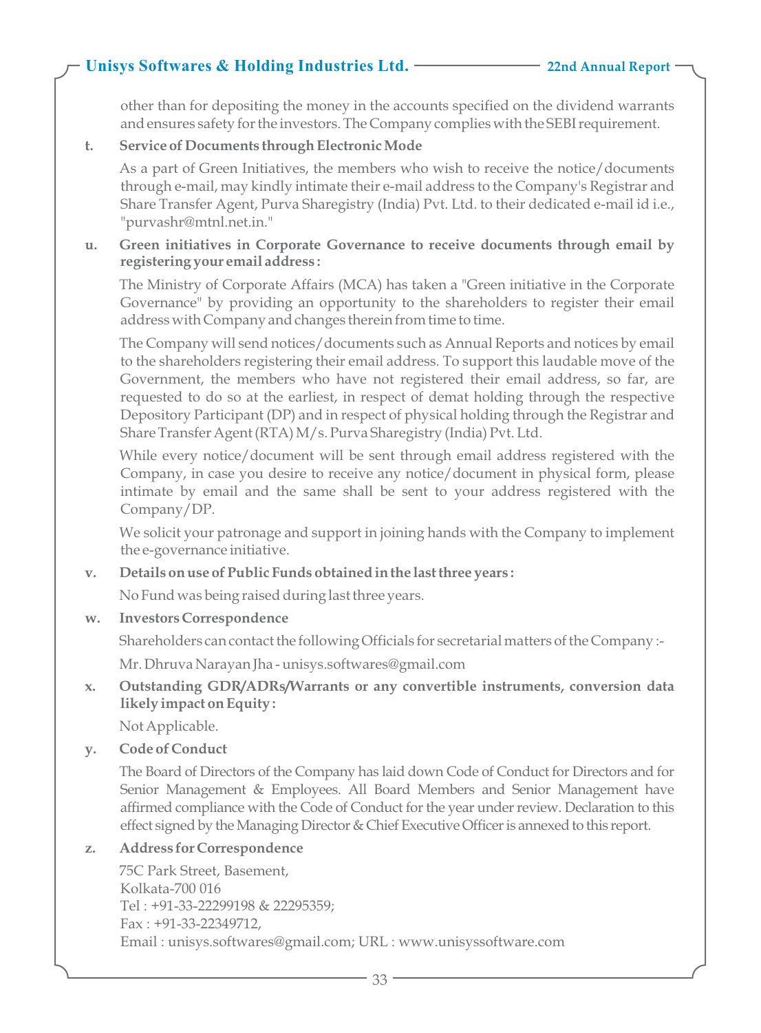other than for depositing the money in the accounts specified on the dividend warrants and ensures safety for the investors. The Company complies with the SEBI requirement.

**t. Service of Documents through Electronic Mode**

As a part of Green Initiatives, the members who wish to receive the notice/documents through e-mail, may kindly intimate their e-mail address to the Company's Registrar and Share Transfer Agent, Purva Sharegistry (India) Pvt. Ltd. to their dedicated e-mail id i.e., "purvashr@mtnl.net.in."

**u. Green initiatives in Corporate Governance to receive documents through email by registering your email address :**

The Ministry of Corporate Affairs (MCA) has taken a "Green initiative in the Corporate Governance" by providing an opportunity to the shareholders to register their email address with Company and changes therein from time to time.

The Company will send notices/documents such as Annual Reports and notices by email to the shareholders registering their email address. To support this laudable move of the Government, the members who have not registered their email address, so far, are requested to do so at the earliest, in respect of demat holding through the respective Depository Participant (DP) and in respect of physical holding through the Registrar and Share Transfer Agent (RTA) M/s. Purva Sharegistry (India) Pvt. Ltd.

While every notice/document will be sent through email address registered with the Company, in case you desire to receive any notice/document in physical form, please intimate by email and the same shall be sent to your address registered with the Company/DP.

We solicit your patronage and support in joining hands with the Company to implement the e-governance initiative.

**v. Details on use of Public Funds obtained in the last three years :**

No Fund was being raised during last three years.

**w. Investors Correspondence**

Shareholders can contact the following Officials for secretarial matters of the Company :-

Mr. Dhruva Narayan Jha - unisys.softwares@gmail.com

**x. Outstanding GDR/ADRs/Warrants or any convertible instruments, conversion data likely impact on Equity :**

Not Applicable.

**y. Code of Conduct**

The Board of Directors of the Company has laid down Code of Conduct for Directors and for Senior Management & Employees. All Board Members and Senior Management have affirmed compliance with the Code of Conduct for the year under review. Declaration to this effect signed by the Managing Director & Chief Executive Officer is annexed to this report.

**z. Address for Correspondence**

75C Park Street, Basement,
Kolkata-700 016
Tel : +91-33-22299198 & 22295359;
Fax : +91-33-22349712,
Email : unisys.softwares@gmail.com; URL : www.unisyssoftware.com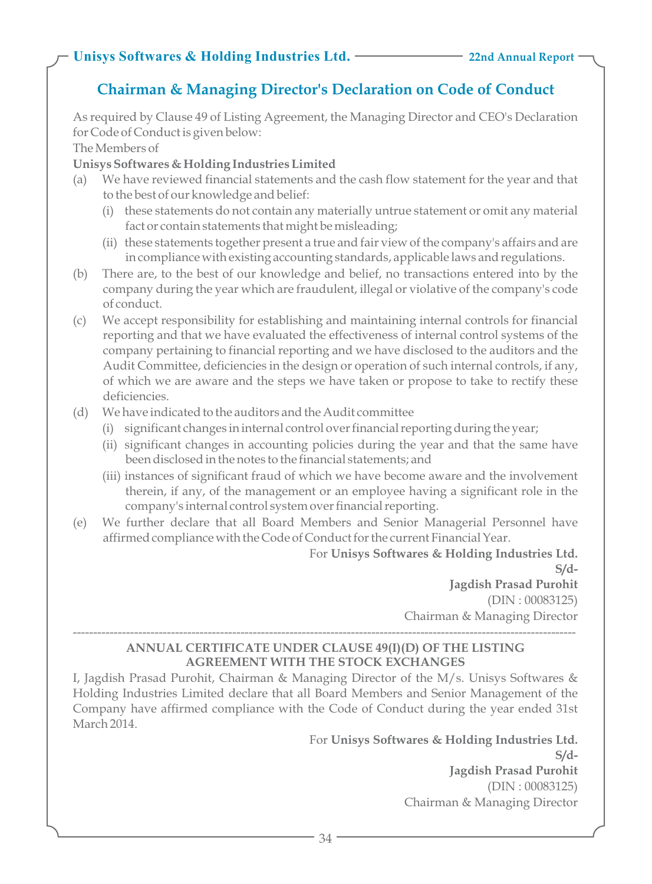## Chairman & Managing Director's Declaration on Code of Conduct

As required by Clause 49 of Listing Agreement, the Managing Director and CEO's Declaration for Code of Conduct is given below:

The Members of

**Unisys Softwares & Holding Industries Limited**

(a) We have reviewed financial statements and the cash flow statement for the year and that to the best of our knowledge and belief:

  (i) these statements do not contain any materially untrue statement or omit any material fact or contain statements that might be misleading;

  (ii) these statements together present a true and fair view of the company's affairs and are in compliance with existing accounting standards, applicable laws and regulations.

(b) There are, to the best of our knowledge and belief, no transactions entered into by the company during the year which are fraudulent, illegal or violative of the company's code of conduct.

(c) We accept responsibility for establishing and maintaining internal controls for financial reporting and that we have evaluated the effectiveness of internal control systems of the company pertaining to financial reporting and we have disclosed to the auditors and the Audit Committee, deficiencies in the design or operation of such internal controls, if any, of which we are aware and the steps we have taken or propose to take to rectify these deficiencies.

(d) We have indicated to the auditors and the Audit committee

  (i) significant changes in internal control over financial reporting during the year;

  (ii) significant changes in accounting policies during the year and that the same have been disclosed in the notes to the financial statements; and

  (iii) instances of significant fraud of which we have become aware and the involvement therein, if any, of the management or an employee having a significant role in the company's internal control system over financial reporting.

(e) We further declare that all Board Members and Senior Managerial Personnel have affirmed compliance with the Code of Conduct for the current Financial Year.

For **Unisys Softwares & Holding Industries Ltd.**

**S/d-**

**Jagdish Prasad Purohit**

(DIN : 00083125)

Chairman & Managing Director

---

**ANNUAL CERTIFICATE UNDER CLAUSE 49(I)(D) OF THE LISTING AGREEMENT WITH THE STOCK EXCHANGES**

I, Jagdish Prasad Purohit, Chairman & Managing Director of the M/s. Unisys Softwares & Holding Industries Limited declare that all Board Members and Senior Management of the Company have affirmed compliance with the Code of Conduct during the year ended 31st March 2014.

For **Unisys Softwares & Holding Industries Ltd.**

**S/d-**

**Jagdish Prasad Purohit**

(DIN : 00083125)

Chairman & Managing Director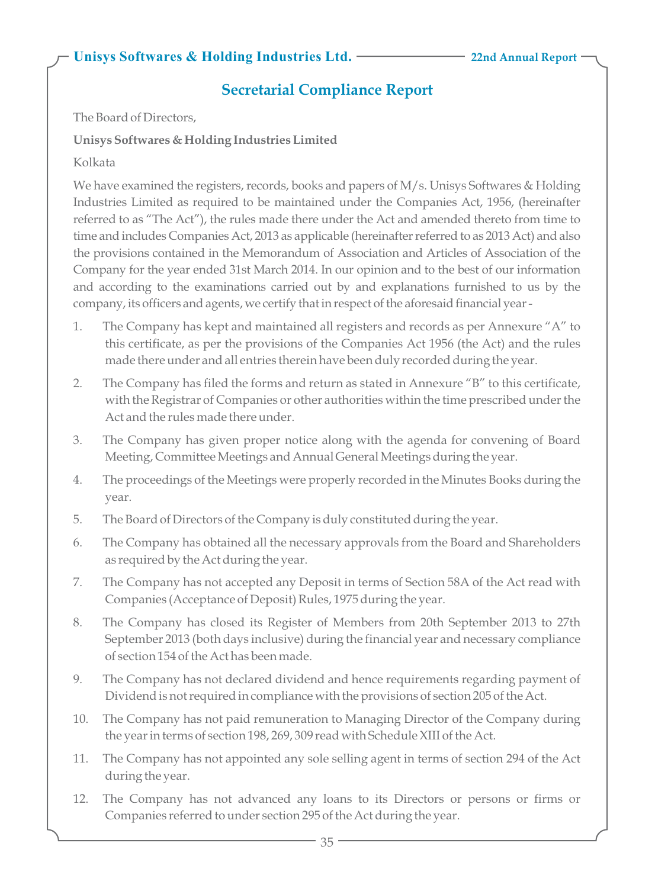## Secretarial Compliance Report

The Board of Directors,

**Unisys Softwares & Holding Industries Limited**

Kolkata

We have examined the registers, records, books and papers of M/s. Unisys Softwares & Holding Industries Limited as required to be maintained under the Companies Act, 1956, (hereinafter referred to as "The Act"), the rules made there under the Act and amended thereto from time to time and includes Companies Act, 2013 as applicable (hereinafter referred to as 2013 Act) and also the provisions contained in the Memorandum of Association and Articles of Association of the Company for the year ended 31st March 2014. In our opinion and to the best of our information and according to the examinations carried out by and explanations furnished to us by the company, its officers and agents, we certify that in respect of the aforesaid financial year -

1. The Company has kept and maintained all registers and records as per Annexure "A" to this certificate, as per the provisions of the Companies Act 1956 (the Act) and the rules made there under and all entries therein have been duly recorded during the year.
2. The Company has filed the forms and return as stated in Annexure "B" to this certificate, with the Registrar of Companies or other authorities within the time prescribed under the Act and the rules made there under.
3. The Company has given proper notice along with the agenda for convening of Board Meeting, Committee Meetings and Annual General Meetings during the year.
4. The proceedings of the Meetings were properly recorded in the Minutes Books during the year.
5. The Board of Directors of the Company is duly constituted during the year.
6. The Company has obtained all the necessary approvals from the Board and Shareholders as required by the Act during the year.
7. The Company has not accepted any Deposit in terms of Section 58A of the Act read with Companies (Acceptance of Deposit) Rules, 1975 during the year.
8. The Company has closed its Register of Members from 20th September 2013 to 27th September 2013 (both days inclusive) during the financial year and necessary compliance of section 154 of the Act has been made.
9. The Company has not declared dividend and hence requirements regarding payment of Dividend is not required in compliance with the provisions of section 205 of the Act.
10. The Company has not paid remuneration to Managing Director of the Company during the year in terms of section 198, 269, 309 read with Schedule XIII of the Act.
11. The Company has not appointed any sole selling agent in terms of section 294 of the Act during the year.
12. The Company has not advanced any loans to its Directors or persons or firms or Companies referred to under section 295 of the Act during the year.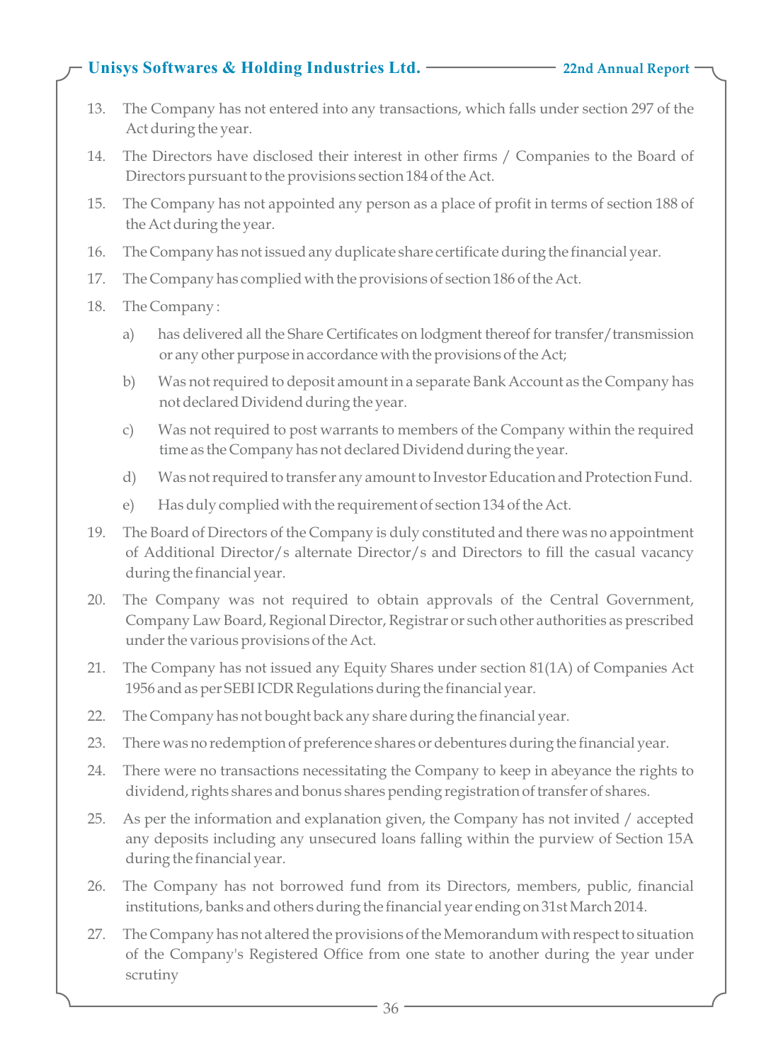13. The Company has not entered into any transactions, which falls under section 297 of the Act during the year.

14. The Directors have disclosed their interest in other firms / Companies to the Board of Directors pursuant to the provisions section 184 of the Act.

15. The Company has not appointed any person as a place of profit in terms of section 188 of the Act during the year.

16. The Company has not issued any duplicate share certificate during the financial year.

17. The Company has complied with the provisions of section 186 of the Act.

18. The Company :

    a) has delivered all the Share Certificates on lodgment thereof for transfer/transmission or any other purpose in accordance with the provisions of the Act;

    b) Was not required to deposit amount in a separate Bank Account as the Company has not declared Dividend during the year.

    c) Was not required to post warrants to members of the Company within the required time as the Company has not declared Dividend during the year.

    d) Was not required to transfer any amount to Investor Education and Protection Fund.

    e) Has duly complied with the requirement of section 134 of the Act.

19. The Board of Directors of the Company is duly constituted and there was no appointment of Additional Director/s alternate Director/s and Directors to fill the casual vacancy during the financial year.

20. The Company was not required to obtain approvals of the Central Government, Company Law Board, Regional Director, Registrar or such other authorities as prescribed under the various provisions of the Act.

21. The Company has not issued any Equity Shares under section 81(1A) of Companies Act 1956 and as per SEBI ICDR Regulations during the financial year.

22. The Company has not bought back any share during the financial year.

23. There was no redemption of preference shares or debentures during the financial year.

24. There were no transactions necessitating the Company to keep in abeyance the rights to dividend, rights shares and bonus shares pending registration of transfer of shares.

25. As per the information and explanation given, the Company has not invited / accepted any deposits including any unsecured loans falling within the purview of Section 15A during the financial year.

26. The Company has not borrowed fund from its Directors, members, public, financial institutions, banks and others during the financial year ending on 31st March 2014.

27. The Company has not altered the provisions of the Memorandum with respect to situation of the Company's Registered Office from one state to another during the year under scrutiny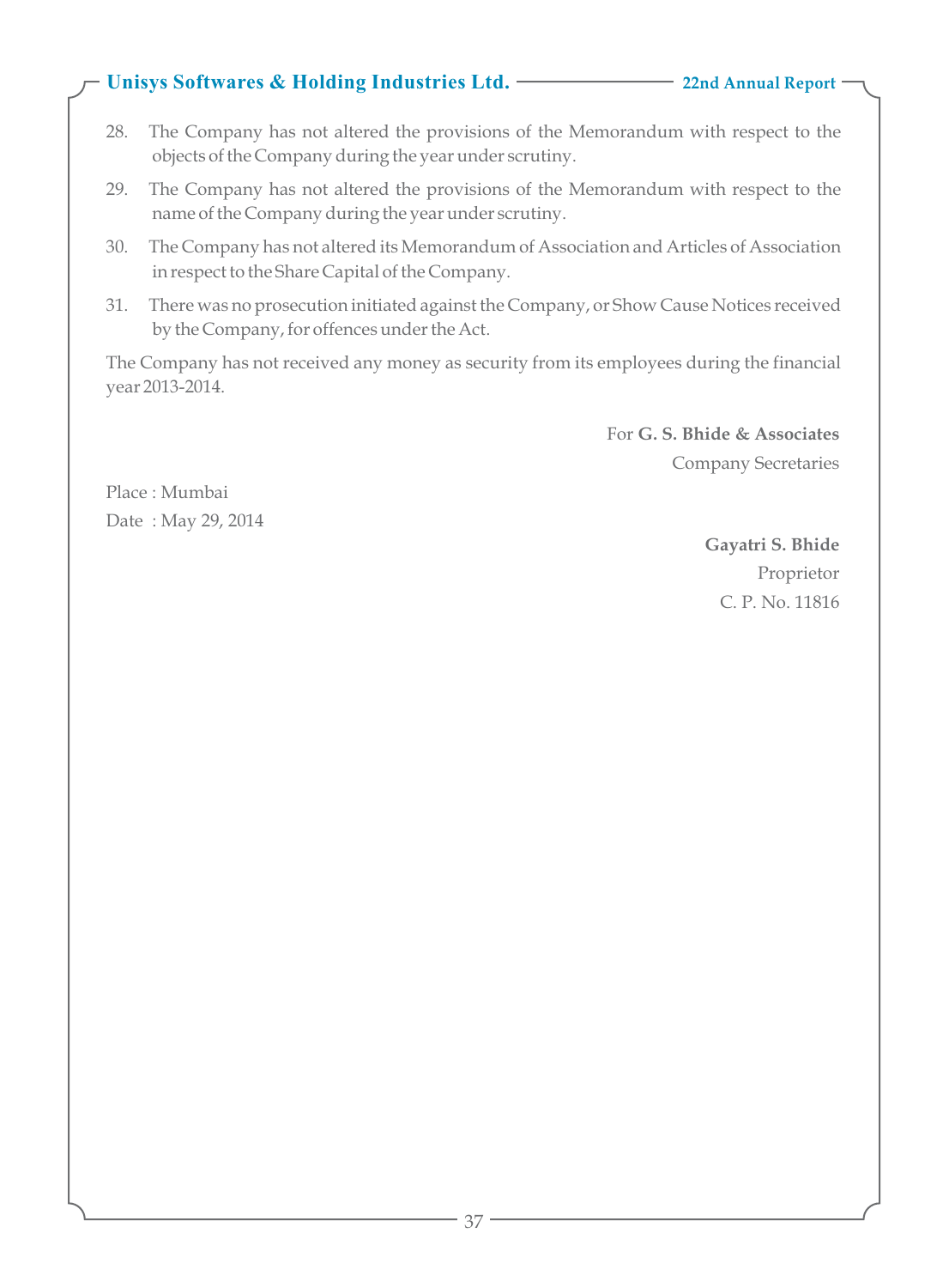28. The Company has not altered the provisions of the Memorandum with respect to the objects of the Company during the year under scrutiny.

29. The Company has not altered the provisions of the Memorandum with respect to the name of the Company during the year under scrutiny.

30. The Company has not altered its Memorandum of Association and Articles of Association in respect to the Share Capital of the Company.

31. There was no prosecution initiated against the Company, or Show Cause Notices received by the Company, for offences under the Act.

The Company has not received any money as security from its employees during the financial year 2013-2014.

For **G. S. Bhide & Associates**
Company Secretaries

Place : Mumbai
Date : May 29, 2014

**Gayatri S. Bhide**
Proprietor
C. P. No. 11816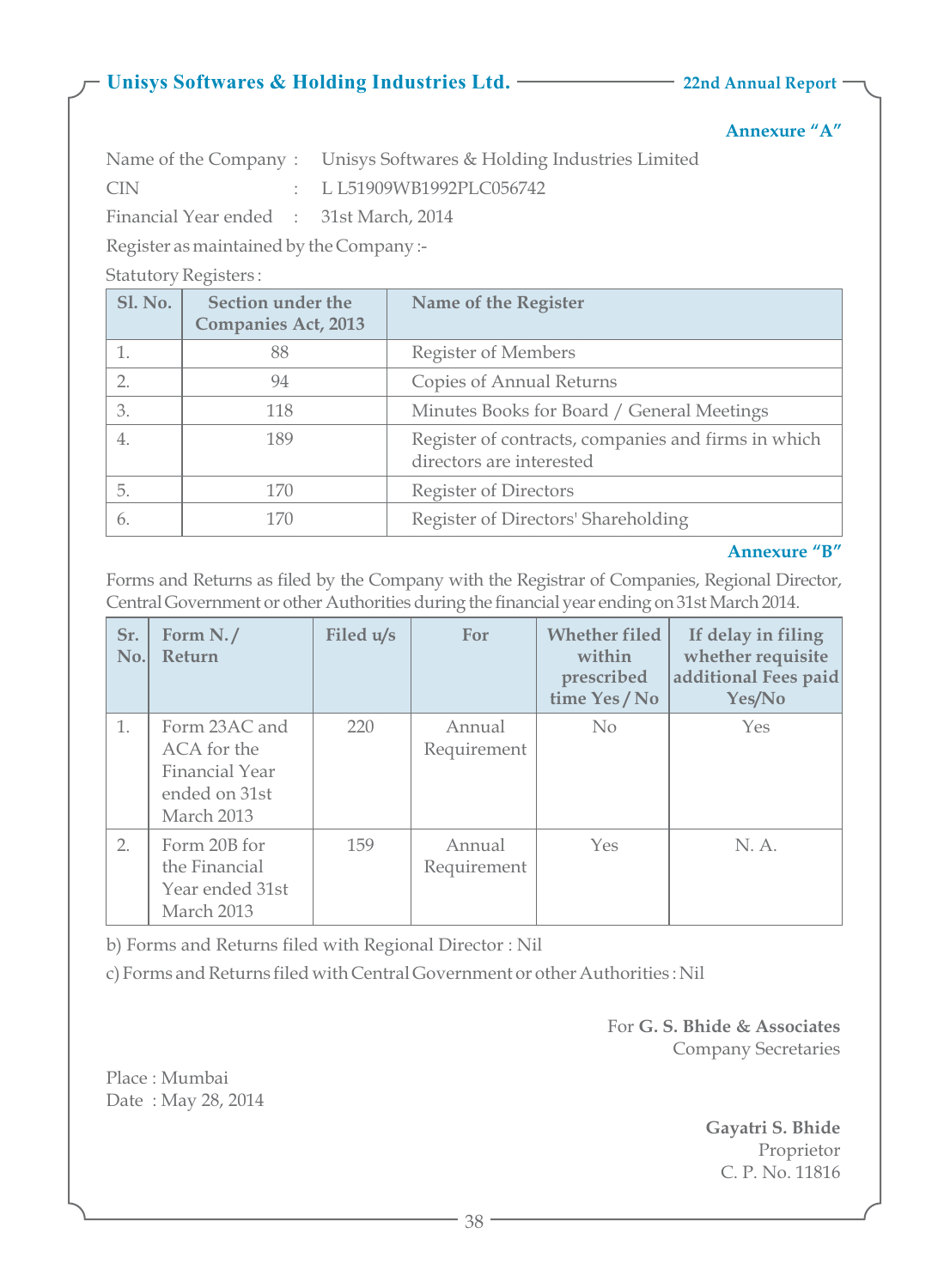**Annexure "A"**

Name of the Company : Unisys Softwares & Holding Industries Limited

CIN : L L51909WB1992PLC056742

Financial Year ended : 31st March, 2014

Register as maintained by the Company :-

Statutory Registers :

| Sl. No. | Section under the Companies Act, 2013 | Name of the Register |
|---|---|---|
| 1. | 88 | Register of Members |
| 2. | 94 | Copies of Annual Returns |
| 3. | 118 | Minutes Books for Board / General Meetings |
| 4. | 189 | Register of contracts, companies and firms in which directors are interested |
| 5. | 170 | Register of Directors |
| 6. | 170 | Register of Directors' Shareholding |

**Annexure "B"**

Forms and Returns as filed by the Company with the Registrar of Companies, Regional Director, Central Government or other Authorities during the financial year ending on 31st March 2014.

| Sr. No. | Form N. / Return | Filed u/s | For | Whether filed within prescribed time Yes / No | If delay in filing whether requisite additional Fees paid Yes/No |
|---|---|---|---|---|---|
| 1. | Form 23AC and ACA for the Financial Year ended on 31st March 2013 | 220 | Annual Requirement | No | Yes |
| 2. | Form 20B for the Financial Year ended 31st March 2013 | 159 | Annual Requirement | Yes | N. A. |

b) Forms and Returns filed with Regional Director : Nil

c) Forms and Returns filed with Central Government or other Authorities : Nil

For **G. S. Bhide & Associates**
Company Secretaries

Place : Mumbai
Date : May 28, 2014

**Gayatri S. Bhide**
Proprietor
C. P. No. 11816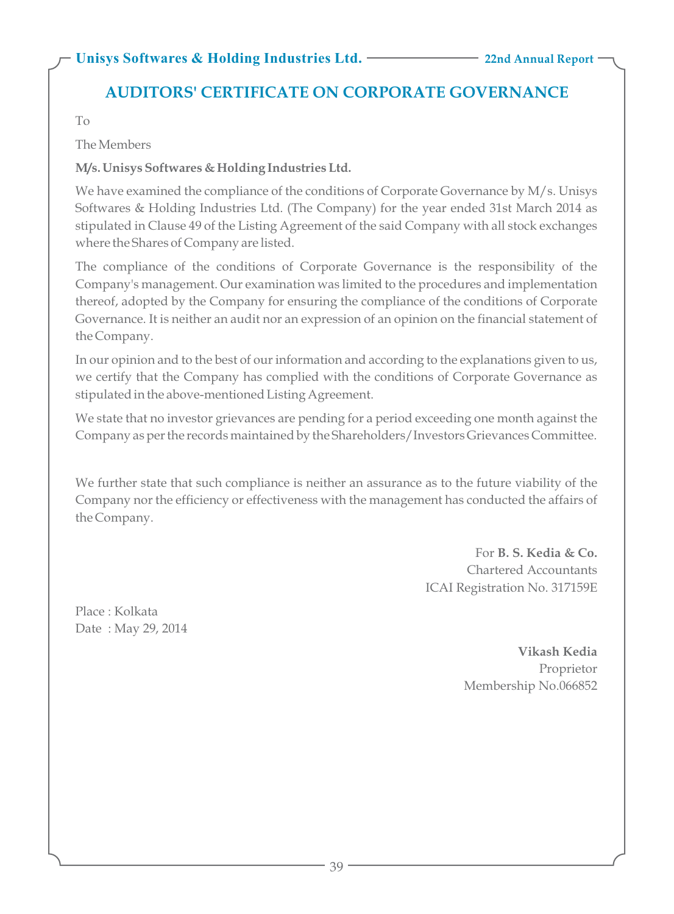# AUDITORS' CERTIFICATE ON CORPORATE GOVERNANCE

To

The Members

**M/s. Unisys Softwares & Holding Industries Ltd.**

We have examined the compliance of the conditions of Corporate Governance by M/s. Unisys Softwares & Holding Industries Ltd. (The Company) for the year ended 31st March 2014 as stipulated in Clause 49 of the Listing Agreement of the said Company with all stock exchanges where the Shares of Company are listed.

The compliance of the conditions of Corporate Governance is the responsibility of the Company's management. Our examination was limited to the procedures and implementation thereof, adopted by the Company for ensuring the compliance of the conditions of Corporate Governance. It is neither an audit nor an expression of an opinion on the financial statement of the Company.

In our opinion and to the best of our information and according to the explanations given to us, we certify that the Company has complied with the conditions of Corporate Governance as stipulated in the above-mentioned Listing Agreement.

We state that no investor grievances are pending for a period exceeding one month against the Company as per the records maintained by the Shareholders/Investors Grievances Committee.

We further state that such compliance is neither an assurance as to the future viability of the Company nor the efficiency or effectiveness with the management has conducted the affairs of the Company.

For **B. S. Kedia & Co.**
Chartered Accountants
ICAI Registration No. 317159E

Place : Kolkata
Date : May 29, 2014

**Vikash Kedia**
Proprietor
Membership No.066852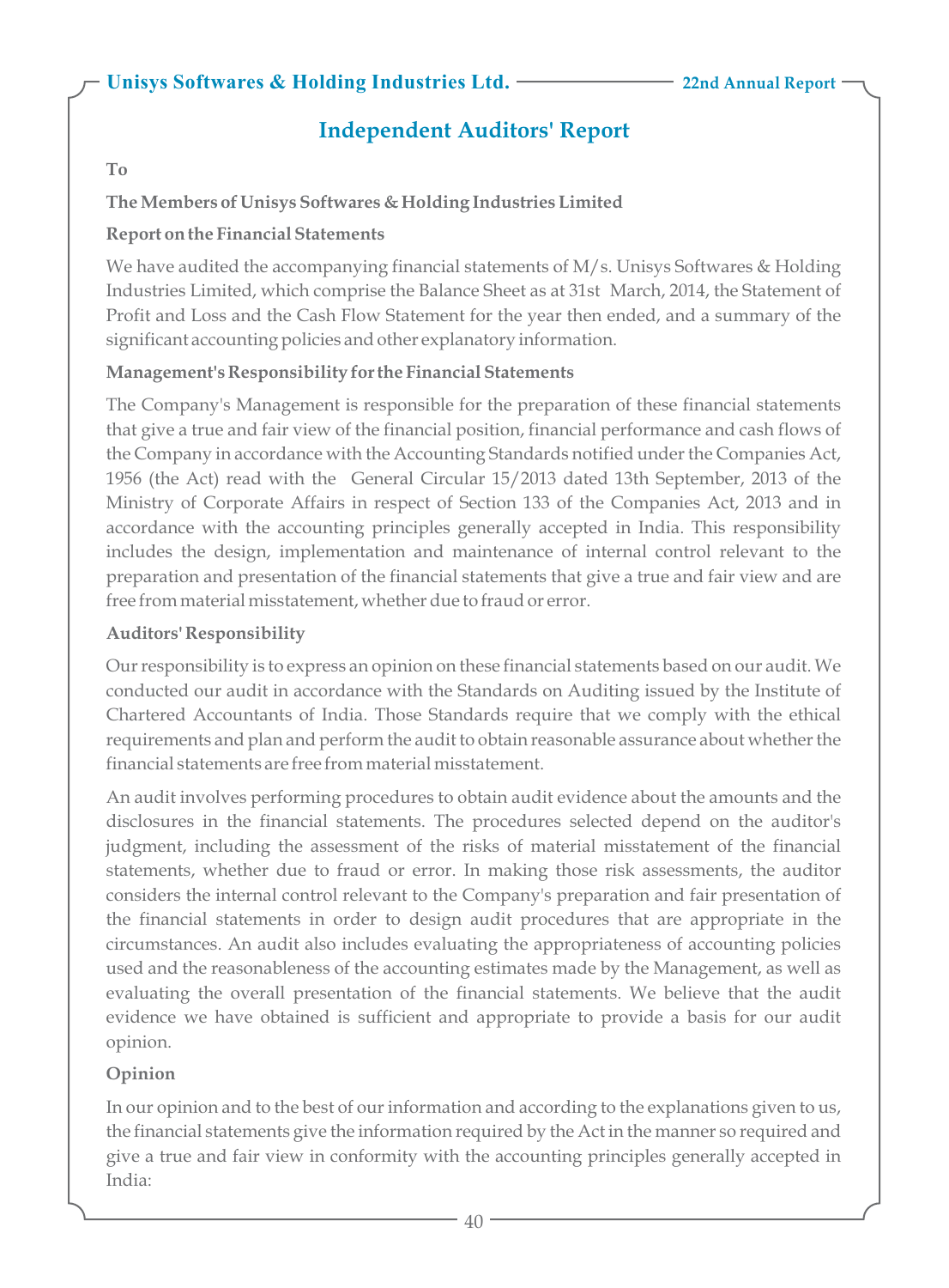# Independent Auditors' Report

**To**

**The Members of Unisys Softwares & Holding Industries Limited**

**Report on the Financial Statements**

We have audited the accompanying financial statements of M/s. Unisys Softwares & Holding Industries Limited, which comprise the Balance Sheet as at 31st March, 2014, the Statement of Profit and Loss and the Cash Flow Statement for the year then ended, and a summary of the significant accounting policies and other explanatory information.

**Management's Responsibility for the Financial Statements**

The Company's Management is responsible for the preparation of these financial statements that give a true and fair view of the financial position, financial performance and cash flows of the Company in accordance with the Accounting Standards notified under the Companies Act, 1956 (the Act) read with the General Circular 15/2013 dated 13th September, 2013 of the Ministry of Corporate Affairs in respect of Section 133 of the Companies Act, 2013 and in accordance with the accounting principles generally accepted in India. This responsibility includes the design, implementation and maintenance of internal control relevant to the preparation and presentation of the financial statements that give a true and fair view and are free from material misstatement, whether due to fraud or error.

**Auditors' Responsibility**

Our responsibility is to express an opinion on these financial statements based on our audit. We conducted our audit in accordance with the Standards on Auditing issued by the Institute of Chartered Accountants of India. Those Standards require that we comply with the ethical requirements and plan and perform the audit to obtain reasonable assurance about whether the financial statements are free from material misstatement.

An audit involves performing procedures to obtain audit evidence about the amounts and the disclosures in the financial statements. The procedures selected depend on the auditor's judgment, including the assessment of the risks of material misstatement of the financial statements, whether due to fraud or error. In making those risk assessments, the auditor considers the internal control relevant to the Company's preparation and fair presentation of the financial statements in order to design audit procedures that are appropriate in the circumstances. An audit also includes evaluating the appropriateness of accounting policies used and the reasonableness of the accounting estimates made by the Management, as well as evaluating the overall presentation of the financial statements. We believe that the audit evidence we have obtained is sufficient and appropriate to provide a basis for our audit opinion.

**Opinion**

In our opinion and to the best of our information and according to the explanations given to us, the financial statements give the information required by the Act in the manner so required and give a true and fair view in conformity with the accounting principles generally accepted in India: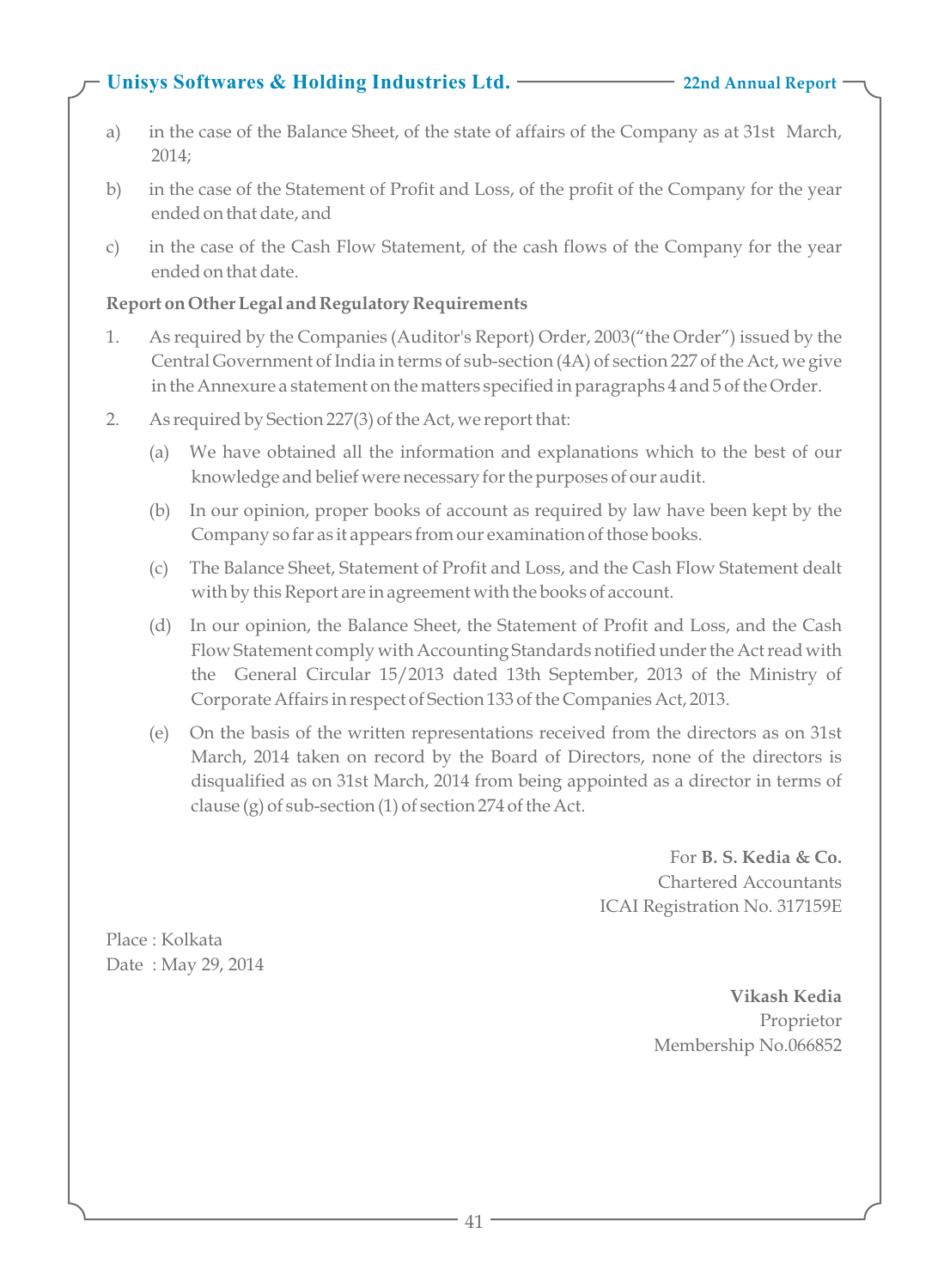a) in the case of the Balance Sheet, of the state of affairs of the Company as at 31st March, 2014;

b) in the case of the Statement of Profit and Loss, of the profit of the Company for the year ended on that date, and

c) in the case of the Cash Flow Statement, of the cash flows of the Company for the year ended on that date.

**Report on Other Legal and Regulatory Requirements**

1. As required by the Companies (Auditor's Report) Order, 2003("the Order") issued by the Central Government of India in terms of sub-section (4A) of section 227 of the Act, we give in the Annexure a statement on the matters specified in paragraphs 4 and 5 of the Order.

2. As required by Section 227(3) of the Act, we report that:

   (a) We have obtained all the information and explanations which to the best of our knowledge and belief were necessary for the purposes of our audit.

   (b) In our opinion, proper books of account as required by law have been kept by the Company so far as it appears from our examination of those books.

   (c) The Balance Sheet, Statement of Profit and Loss, and the Cash Flow Statement dealt with by this Report are in agreement with the books of account.

   (d) In our opinion, the Balance Sheet, the Statement of Profit and Loss, and the Cash Flow Statement comply with Accounting Standards notified under the Act read with the General Circular 15/2013 dated 13th September, 2013 of the Ministry of Corporate Affairs in respect of Section 133 of the Companies Act, 2013.

   (e) On the basis of the written representations received from the directors as on 31st March, 2014 taken on record by the Board of Directors, none of the directors is disqualified as on 31st March, 2014 from being appointed as a director in terms of clause (g) of sub-section (1) of section 274 of the Act.

For **B. S. Kedia & Co.**
Chartered Accountants
ICAI Registration No. 317159E

Place : Kolkata
Date : May 29, 2014

**Vikash Kedia**
Proprietor
Membership No.066852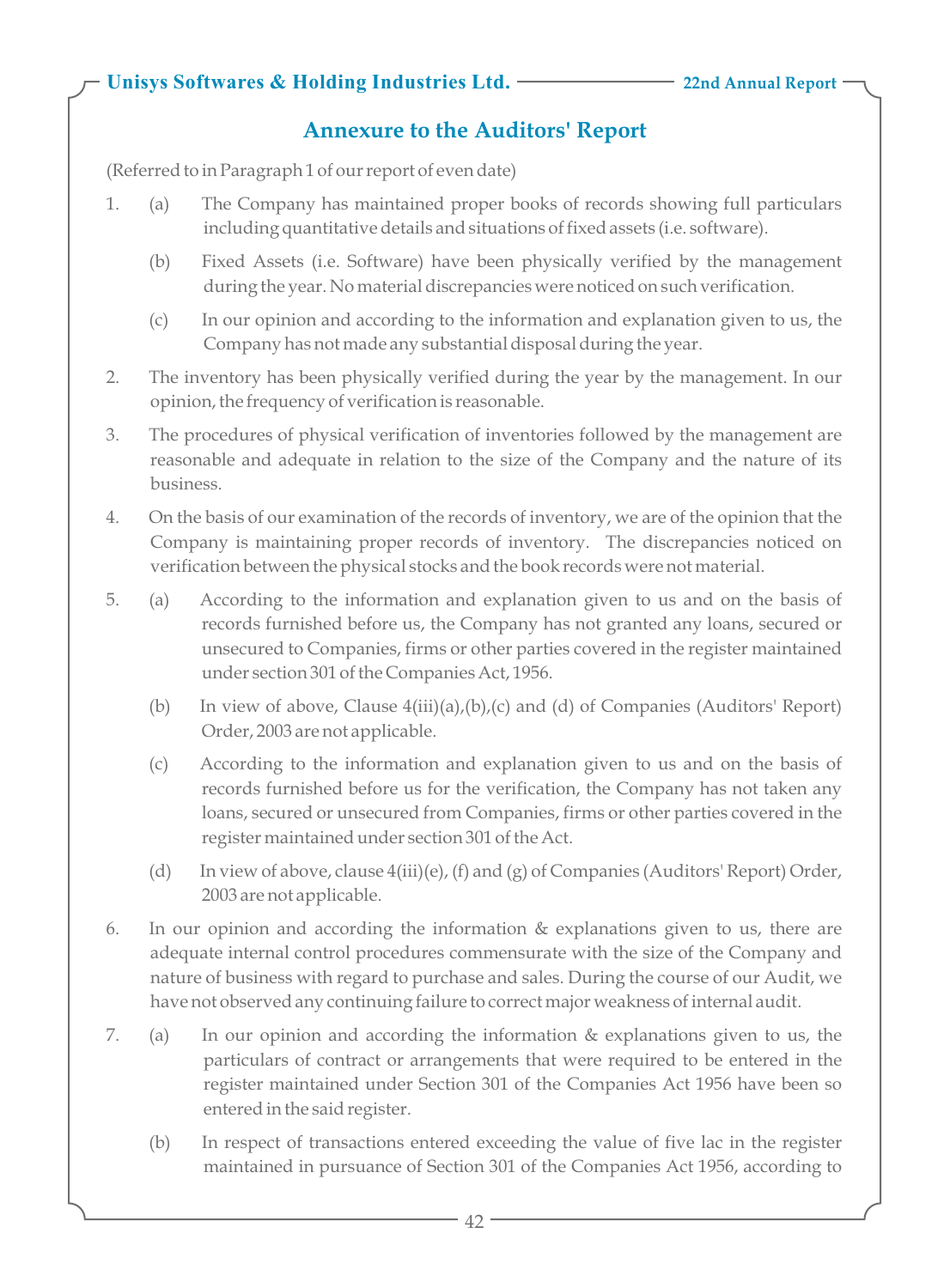## Annexure to the Auditors' Report

(Referred to in Paragraph 1 of our report of even date)

1. (a) The Company has maintained proper books of records showing full particulars including quantitative details and situations of fixed assets (i.e. software).

   (b) Fixed Assets (i.e. Software) have been physically verified by the management during the year. No material discrepancies were noticed on such verification.

   (c) In our opinion and according to the information and explanation given to us, the Company has not made any substantial disposal during the year.

2. The inventory has been physically verified during the year by the management. In our opinion, the frequency of verification is reasonable.

3. The procedures of physical verification of inventories followed by the management are reasonable and adequate in relation to the size of the Company and the nature of its business.

4. On the basis of our examination of the records of inventory, we are of the opinion that the Company is maintaining proper records of inventory. The discrepancies noticed on verification between the physical stocks and the book records were not material.

5. (a) According to the information and explanation given to us and on the basis of records furnished before us, the Company has not granted any loans, secured or unsecured to Companies, firms or other parties covered in the register maintained under section 301 of the Companies Act, 1956.

   (b) In view of above, Clause 4(iii)(a),(b),(c) and (d) of Companies (Auditors' Report) Order, 2003 are not applicable.

   (c) According to the information and explanation given to us and on the basis of records furnished before us for the verification, the Company has not taken any loans, secured or unsecured from Companies, firms or other parties covered in the register maintained under section 301 of the Act.

   (d) In view of above, clause 4(iii)(e), (f) and (g) of Companies (Auditors' Report) Order, 2003 are not applicable.

6. In our opinion and according the information & explanations given to us, there are adequate internal control procedures commensurate with the size of the Company and nature of business with regard to purchase and sales. During the course of our Audit, we have not observed any continuing failure to correct major weakness of internal audit.

7. (a) In our opinion and according the information & explanations given to us, the particulars of contract or arrangements that were required to be entered in the register maintained under Section 301 of the Companies Act 1956 have been so entered in the said register.

   (b) In respect of transactions entered exceeding the value of five lac in the register maintained in pursuance of Section 301 of the Companies Act 1956, according to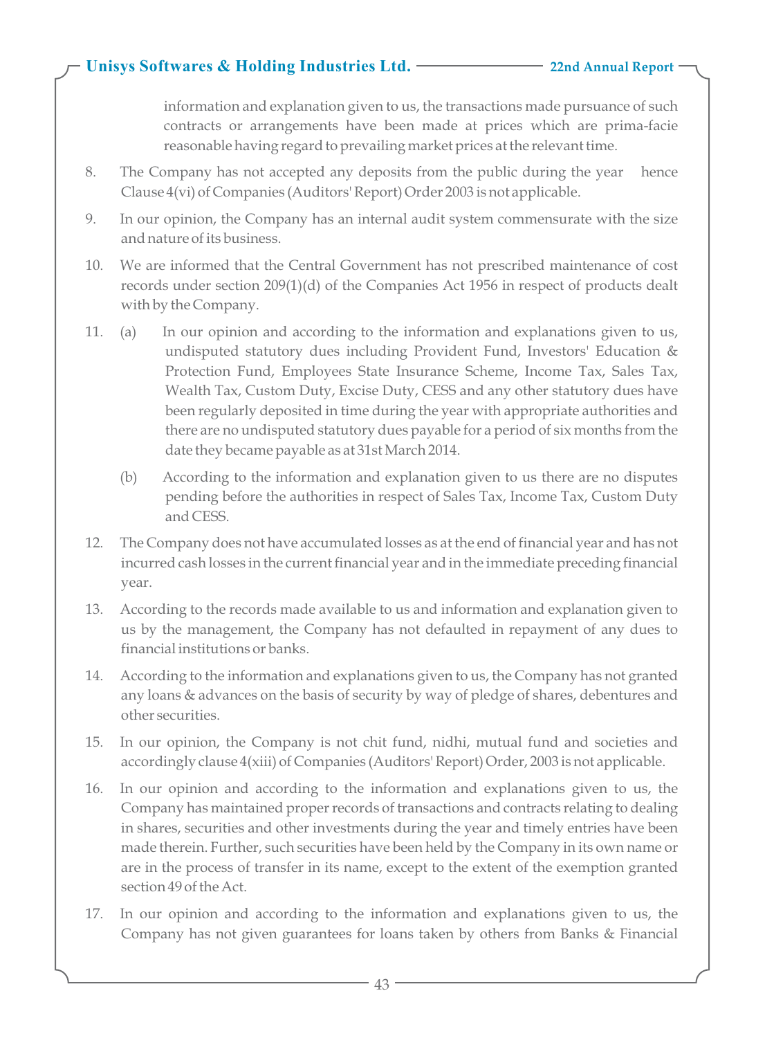information and explanation given to us, the transactions made pursuance of such contracts or arrangements have been made at prices which are prima-facie reasonable having regard to prevailing market prices at the relevant time.

8. The Company has not accepted any deposits from the public during the year hence Clause 4(vi) of Companies (Auditors' Report) Order 2003 is not applicable.

9. In our opinion, the Company has an internal audit system commensurate with the size and nature of its business.

10. We are informed that the Central Government has not prescribed maintenance of cost records under section 209(1)(d) of the Companies Act 1956 in respect of products dealt with by the Company.

11. (a) In our opinion and according to the information and explanations given to us, undisputed statutory dues including Provident Fund, Investors' Education & Protection Fund, Employees State Insurance Scheme, Income Tax, Sales Tax, Wealth Tax, Custom Duty, Excise Duty, CESS and any other statutory dues have been regularly deposited in time during the year with appropriate authorities and there are no undisputed statutory dues payable for a period of six months from the date they became payable as at 31st March 2014.

    (b) According to the information and explanation given to us there are no disputes pending before the authorities in respect of Sales Tax, Income Tax, Custom Duty and CESS.

12. The Company does not have accumulated losses as at the end of financial year and has not incurred cash losses in the current financial year and in the immediate preceding financial year.

13. According to the records made available to us and information and explanation given to us by the management, the Company has not defaulted in repayment of any dues to financial institutions or banks.

14. According to the information and explanations given to us, the Company has not granted any loans & advances on the basis of security by way of pledge of shares, debentures and other securities.

15. In our opinion, the Company is not chit fund, nidhi, mutual fund and societies and accordingly clause 4(xiii) of Companies (Auditors' Report) Order, 2003 is not applicable.

16. In our opinion and according to the information and explanations given to us, the Company has maintained proper records of transactions and contracts relating to dealing in shares, securities and other investments during the year and timely entries have been made therein. Further, such securities have been held by the Company in its own name or are in the process of transfer in its name, except to the extent of the exemption granted section 49 of the Act.

17. In our opinion and according to the information and explanations given to us, the Company has not given guarantees for loans taken by others from Banks & Financial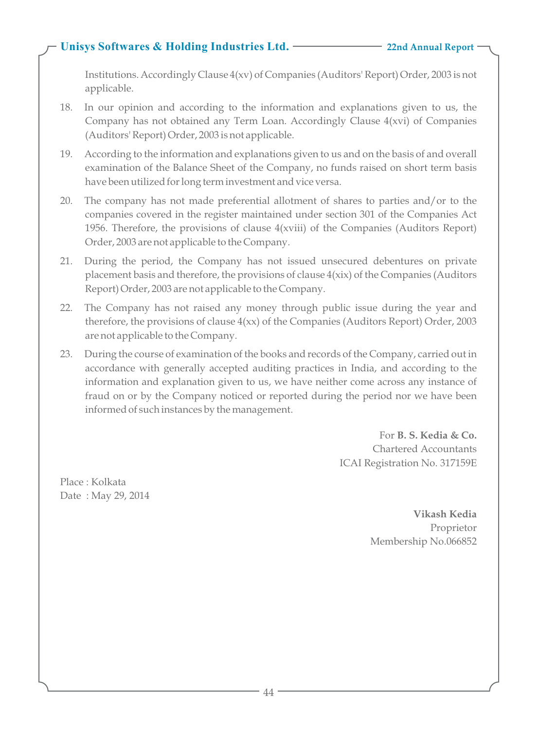Institutions. Accordingly Clause 4(xv) of Companies (Auditors' Report) Order, 2003 is not applicable.

18. In our opinion and according to the information and explanations given to us, the Company has not obtained any Term Loan. Accordingly Clause 4(xvi) of Companies (Auditors' Report) Order, 2003 is not applicable.

19. According to the information and explanations given to us and on the basis of and overall examination of the Balance Sheet of the Company, no funds raised on short term basis have been utilized for long term investment and vice versa.

20. The company has not made preferential allotment of shares to parties and/or to the companies covered in the register maintained under section 301 of the Companies Act 1956. Therefore, the provisions of clause 4(xviii) of the Companies (Auditors Report) Order, 2003 are not applicable to the Company.

21. During the period, the Company has not issued unsecured debentures on private placement basis and therefore, the provisions of clause 4(xix) of the Companies (Auditors Report) Order, 2003 are not applicable to the Company.

22. The Company has not raised any money through public issue during the year and therefore, the provisions of clause 4(xx) of the Companies (Auditors Report) Order, 2003 are not applicable to the Company.

23. During the course of examination of the books and records of the Company, carried out in accordance with generally accepted auditing practices in India, and according to the information and explanation given to us, we have neither come across any instance of fraud on or by the Company noticed or reported during the period nor we have been informed of such instances by the management.

For **B. S. Kedia & Co.**
Chartered Accountants
ICAI Registration No. 317159E

Place : Kolkata
Date : May 29, 2014

**Vikash Kedia**
Proprietor
Membership No.066852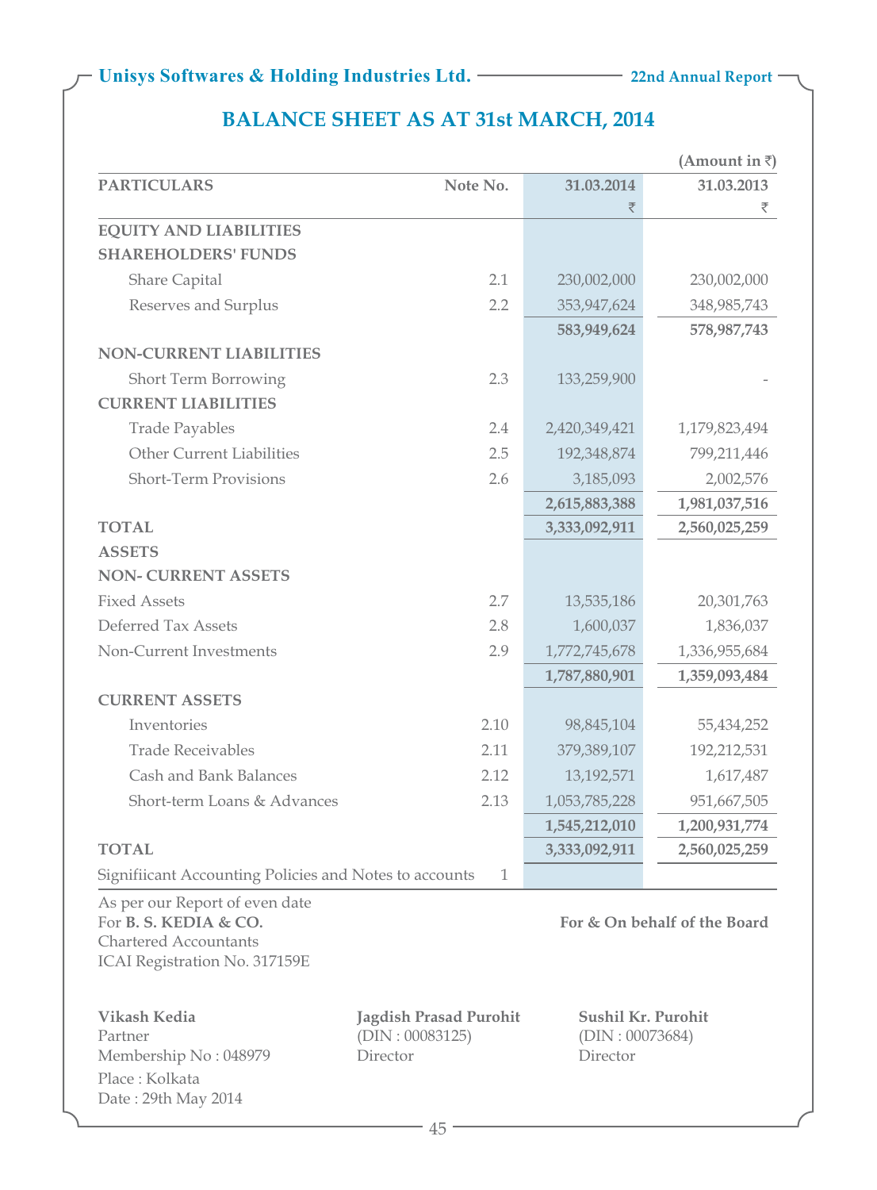# BALANCE SHEET AS AT 31st MARCH, 2014

(Amount in ₹)

| PARTICULARS | Note No. | 31.03.2014 ₹ | 31.03.2013 ₹ |
|---|---|---|---|
| **EQUITY AND LIABILITIES** | | | |
| **SHAREHOLDERS' FUNDS** | | | |
| Share Capital | 2.1 | 230,002,000 | 230,002,000 |
| Reserves and Surplus | 2.2 | 353,947,624 | 348,985,743 |
| | | **583,949,624** | **578,987,743** |
| **NON-CURRENT LIABILITIES** | | | |
| Short Term Borrowing | 2.3 | 133,259,900 | - |
| **CURRENT LIABILITIES** | | | |
| Trade Payables | 2.4 | 2,420,349,421 | 1,179,823,494 |
| Other Current Liabilities | 2.5 | 192,348,874 | 799,211,446 |
| Short-Term Provisions | 2.6 | 3,185,093 | 2,002,576 |
| | | **2,615,883,388** | **1,981,037,516** |
| **TOTAL** | | **3,333,092,911** | **2,560,025,259** |
| **ASSETS** | | | |
| **NON- CURRENT ASSETS** | | | |
| Fixed Assets | 2.7 | 13,535,186 | 20,301,763 |
| Deferred Tax Assets | 2.8 | 1,600,037 | 1,836,037 |
| Non-Current Investments | 2.9 | 1,772,745,678 | 1,336,955,684 |
| | | **1,787,880,901** | **1,359,093,484** |
| **CURRENT ASSETS** | | | |
| Inventories | 2.10 | 98,845,104 | 55,434,252 |
| Trade Receivables | 2.11 | 379,389,107 | 192,212,531 |
| Cash and Bank Balances | 2.12 | 13,192,571 | 1,617,487 |
| Short-term Loans & Advances | 2.13 | 1,053,785,228 | 951,667,505 |
| | | **1,545,212,010** | **1,200,931,774** |
| **TOTAL** | | **3,333,092,911** | **2,560,025,259** |
| Signifiicant Accounting Policies and Notes to accounts | 1 | | |

As per our Report of even date
For **B. S. KEDIA & CO.**
Chartered Accountants
ICAI Registration No. 317159E

**For & On behalf of the Board**

**Vikash Kedia**
Partner
Membership No : 048979
Place : Kolkata
Date : 29th May 2014

**Jagdish Prasad Purohit**
(DIN : 00083125)
Director

**Sushil Kr. Purohit**
(DIN : 00073684)
Director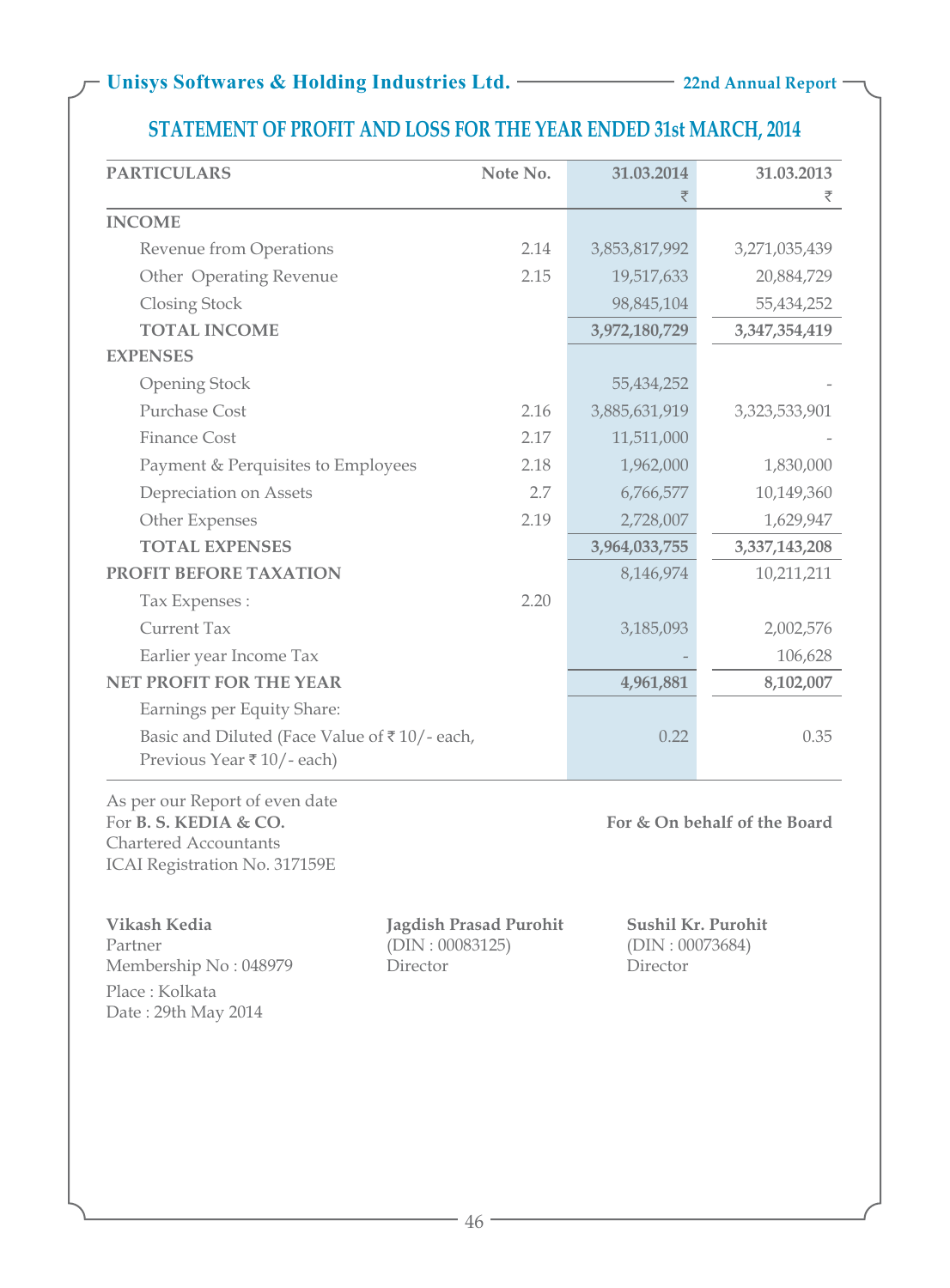## STATEMENT OF PROFIT AND LOSS FOR THE YEAR ENDED 31st MARCH, 2014

| PARTICULARS | Note No. | 31.03.2014 ₹ | 31.03.2013 ₹ |
|---|---|---|---|
| **INCOME** | | | |
| Revenue from Operations | 2.14 | 3,853,817,992 | 3,271,035,439 |
| Other Operating Revenue | 2.15 | 19,517,633 | 20,884,729 |
| Closing Stock | | 98,845,104 | 55,434,252 |
| **TOTAL INCOME** | | **3,972,180,729** | **3,347,354,419** |
| **EXPENSES** | | | |
| Opening Stock | | 55,434,252 | - |
| Purchase Cost | 2.16 | 3,885,631,919 | 3,323,533,901 |
| Finance Cost | 2.17 | 11,511,000 | - |
| Payment & Perquisites to Employees | 2.18 | 1,962,000 | 1,830,000 |
| Depreciation on Assets | 2.7 | 6,766,577 | 10,149,360 |
| Other Expenses | 2.19 | 2,728,007 | 1,629,947 |
| **TOTAL EXPENSES** | | **3,964,033,755** | **3,337,143,208** |
| **PROFIT BEFORE TAXATION** | | 8,146,974 | 10,211,211 |
| Tax Expenses : | 2.20 | | |
| Current Tax | | 3,185,093 | 2,002,576 |
| Earlier year Income Tax | | - | 106,628 |
| **NET PROFIT FOR THE YEAR** | | **4,961,881** | **8,102,007** |
| Earnings per Equity Share: | | | |
| Basic and Diluted (Face Value of ₹ 10/- each, Previous Year ₹ 10/- each) | | 0.22 | 0.35 |

As per our Report of even date
For **B. S. KEDIA & CO.**
Chartered Accountants
ICAI Registration No. 317159E

**For & On behalf of the Board**

**Vikash Kedia**
Partner
Membership No : 048979
Place : Kolkata
Date : 29th May 2014

**Jagdish Prasad Purohit**
(DIN : 00083125)
Director

**Sushil Kr. Purohit**
(DIN : 00073684)
Director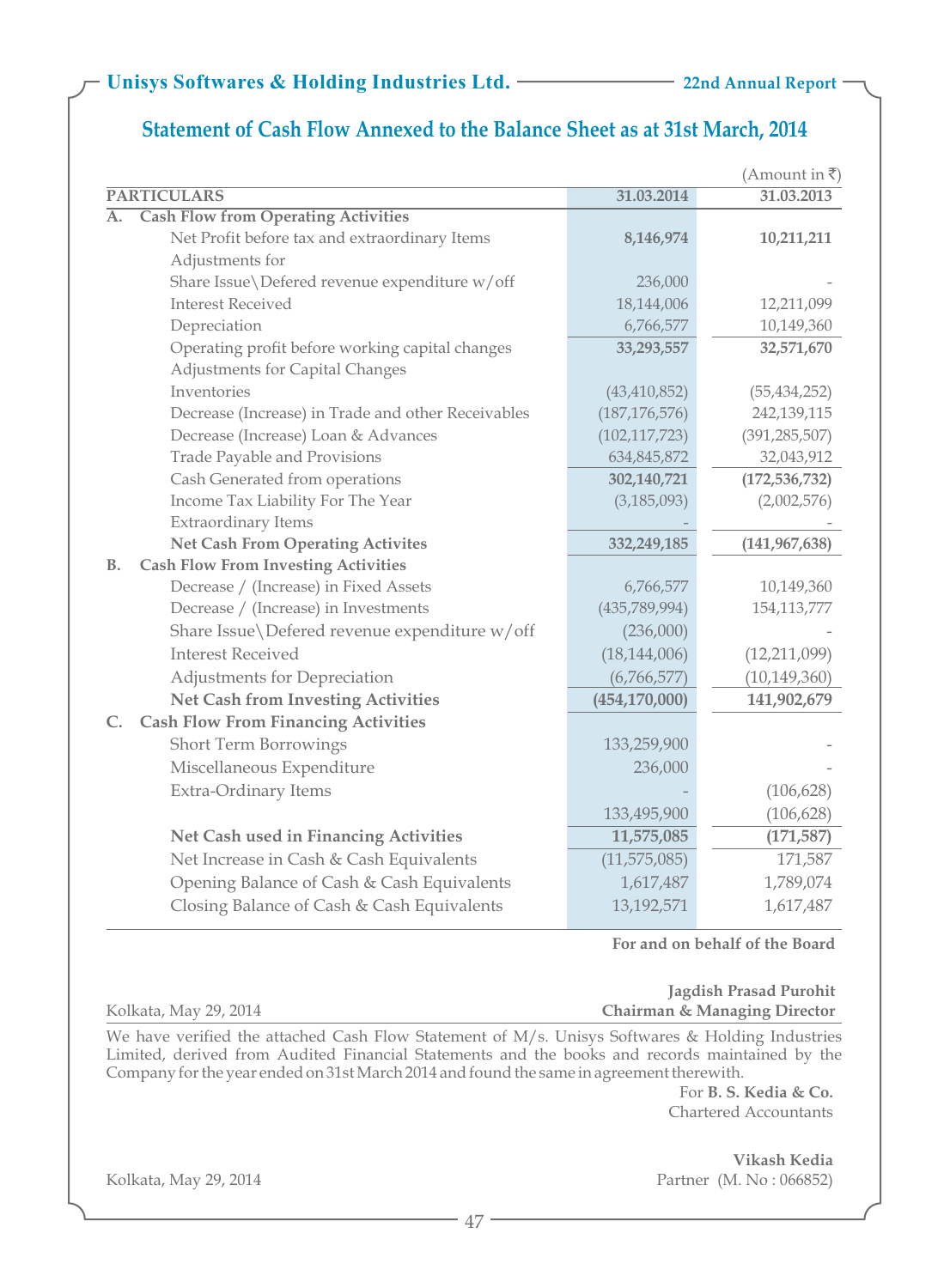## Statement of Cash Flow Annexed to the Balance Sheet as at 31st March, 2014

(Amount in ₹)

| PARTICULARS | 31.03.2014 | 31.03.2013 |
|---|---|---|
| **A. Cash Flow from Operating Activities** | | |
| Net Profit before tax and extraordinary Items | **8,146,974** | **10,211,211** |
| Adjustments for | | |
| Share Issue\Defered revenue expenditure w/off | 236,000 | - |
| Interest Received | 18,144,006 | 12,211,099 |
| Depreciation | 6,766,577 | 10,149,360 |
| Operating profit before working capital changes | **33,293,557** | **32,571,670** |
| Adjustments for Capital Changes | | |
| Inventories | (43,410,852) | (55,434,252) |
| Decrease (Increase) in Trade and other Receivables | (187,176,576) | 242,139,115 |
| Decrease (Increase) Loan & Advances | (102,117,723) | (391,285,507) |
| Trade Payable and Provisions | 634,845,872 | 32,043,912 |
| Cash Generated from operations | **302,140,721** | **(172,536,732)** |
| Income Tax Liability For The Year | (3,185,093) | (2,002,576) |
| Extraordinary Items | - | - |
| **Net Cash From Operating Activites** | **332,249,185** | **(141,967,638)** |
| **B. Cash Flow From Investing Activities** | | |
| Decrease / (Increase) in Fixed Assets | 6,766,577 | 10,149,360 |
| Decrease / (Increase) in Investments | (435,789,994) | 154,113,777 |
| Share Issue\Defered revenue expenditure w/off | (236,000) | - |
| Interest Received | (18,144,006) | (12,211,099) |
| Adjustments for Depreciation | (6,766,577) | (10,149,360) |
| **Net Cash from Investing Activities** | **(454,170,000)** | **141,902,679** |
| **C. Cash Flow From Financing Activities** | | |
| Short Term Borrowings | 133,259,900 | - |
| Miscellaneous Expenditure | 236,000 | - |
| Extra-Ordinary Items | - | (106,628) |
| | 133,495,900 | (106,628) |
| **Net Cash used in Financing Activities** | **11,575,085** | **(171,587)** |
| Net Increase in Cash & Cash Equivalents | (11,575,085) | 171,587 |
| Opening Balance of Cash & Cash Equivalents | 1,617,487 | 1,789,074 |
| Closing Balance of Cash & Cash Equivalents | 13,192,571 | 1,617,487 |

**For and on behalf of the Board**

**Jagdish Prasad Purohit**
**Chairman & Managing Director**

Kolkata, May 29, 2014

We have verified the attached Cash Flow Statement of M/s. Unisys Softwares & Holding Industries Limited, derived from Audited Financial Statements and the books and records maintained by the Company for the year ended on 31st March 2014 and found the same in agreement therewith.

For **B. S. Kedia & Co.**
Chartered Accountants

**Vikash Kedia**
Partner (M. No : 066852)

Kolkata, May 29, 2014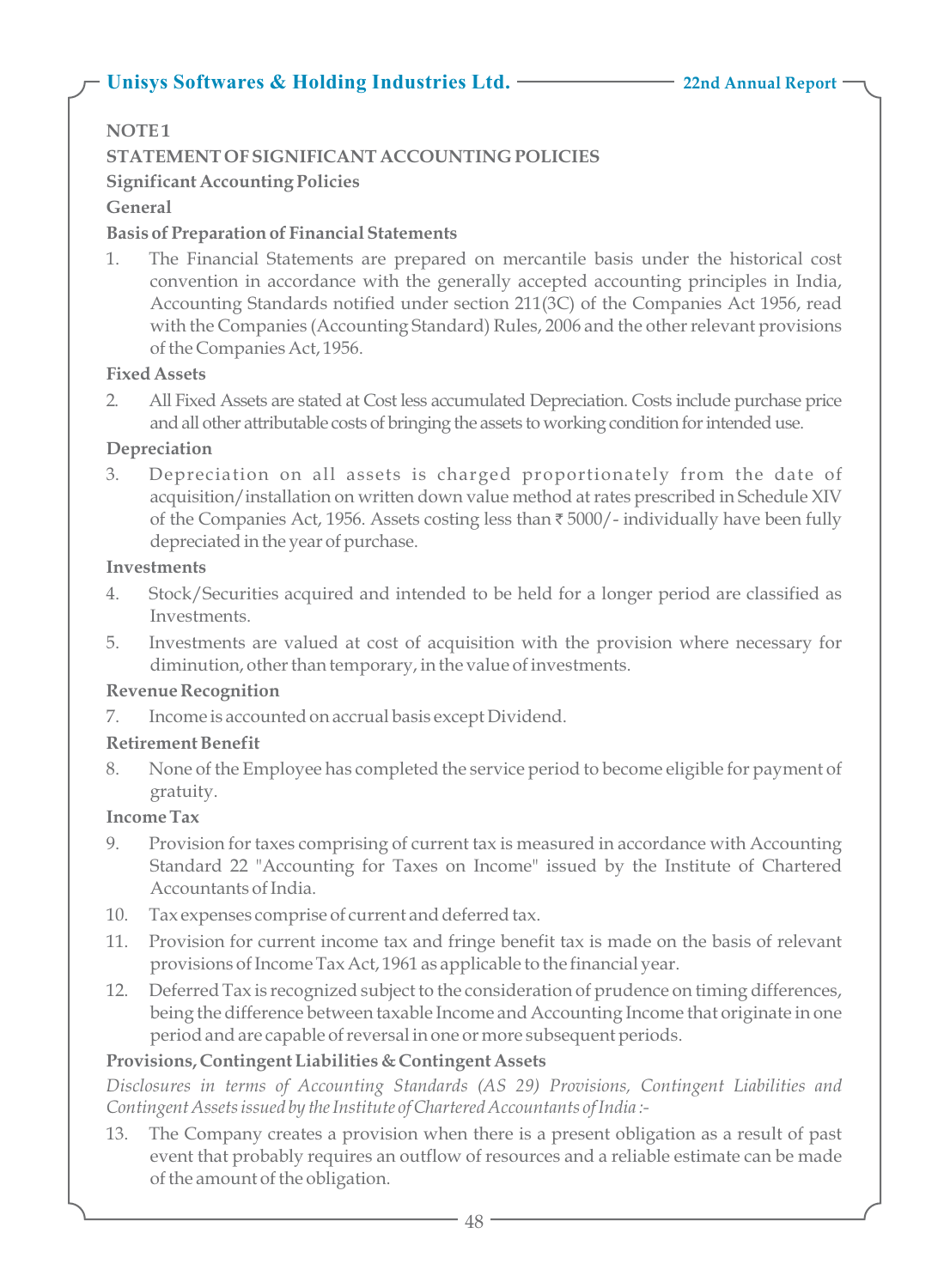**NOTE 1**

**STATEMENT OF SIGNIFICANT ACCOUNTING POLICIES**

**Significant Accounting Policies**

**General**

**Basis of Preparation of Financial Statements**

1. The Financial Statements are prepared on mercantile basis under the historical cost convention in accordance with the generally accepted accounting principles in India, Accounting Standards notified under section 211(3C) of the Companies Act 1956, read with the Companies (Accounting Standard) Rules, 2006 and the other relevant provisions of the Companies Act, 1956.

**Fixed Assets**

2. All Fixed Assets are stated at Cost less accumulated Depreciation. Costs include purchase price and all other attributable costs of bringing the assets to working condition for intended use.

**Depreciation**

3. Depreciation on all assets is charged proportionately from the date of acquisition/installation on written down value method at rates prescribed in Schedule XIV of the Companies Act, 1956. Assets costing less than ₹ 5000/- individually have been fully depreciated in the year of purchase.

**Investments**

4. Stock/Securities acquired and intended to be held for a longer period are classified as Investments.

5. Investments are valued at cost of acquisition with the provision where necessary for diminution, other than temporary, in the value of investments.

**Revenue Recognition**

7. Income is accounted on accrual basis except Dividend.

**Retirement Benefit**

8. None of the Employee has completed the service period to become eligible for payment of gratuity.

**Income Tax**

9. Provision for taxes comprising of current tax is measured in accordance with Accounting Standard 22 "Accounting for Taxes on Income" issued by the Institute of Chartered Accountants of India.

10. Tax expenses comprise of current and deferred tax.

11. Provision for current income tax and fringe benefit tax is made on the basis of relevant provisions of Income Tax Act, 1961 as applicable to the financial year.

12. Deferred Tax is recognized subject to the consideration of prudence on timing differences, being the difference between taxable Income and Accounting Income that originate in one period and are capable of reversal in one or more subsequent periods.

**Provisions, Contingent Liabilities & Contingent Assets**

*Disclosures in terms of Accounting Standards (AS 29) Provisions, Contingent Liabilities and Contingent Assets issued by the Institute of Chartered Accountants of India :-*

13. The Company creates a provision when there is a present obligation as a result of past event that probably requires an outflow of resources and a reliable estimate can be made of the amount of the obligation.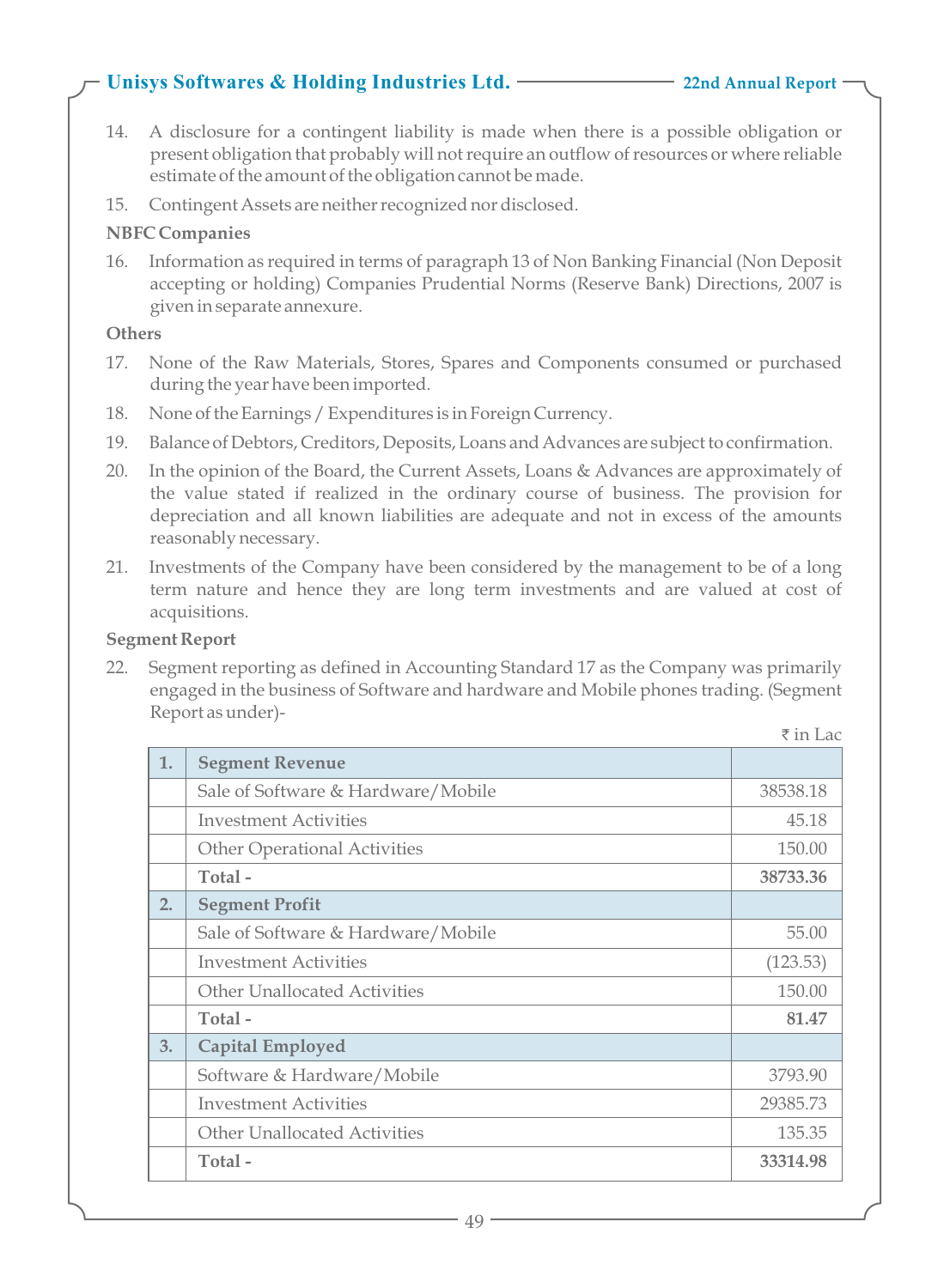14. A disclosure for a contingent liability is made when there is a possible obligation or present obligation that probably will not require an outflow of resources or where reliable estimate of the amount of the obligation cannot be made.

15. Contingent Assets are neither recognized nor disclosed.

**NBFC Companies**

16. Information as required in terms of paragraph 13 of Non Banking Financial (Non Deposit accepting or holding) Companies Prudential Norms (Reserve Bank) Directions, 2007 is given in separate annexure.

**Others**

17. None of the Raw Materials, Stores, Spares and Components consumed or purchased during the year have been imported.

18. None of the Earnings / Expenditures is in Foreign Currency.

19. Balance of Debtors, Creditors, Deposits, Loans and Advances are subject to confirmation.

20. In the opinion of the Board, the Current Assets, Loans & Advances are approximately of the value stated if realized in the ordinary course of business. The provision for depreciation and all known liabilities are adequate and not in excess of the amounts reasonably necessary.

21. Investments of the Company have been considered by the management to be of a long term nature and hence they are long term investments and are valued at cost of acquisitions.

**Segment Report**

22. Segment reporting as defined in Accounting Standard 17 as the Company was primarily engaged in the business of Software and hardware and Mobile phones trading. (Segment Report as under)-

₹ in Lac

| | | |
|---|---|---|
| **1.** | **Segment Revenue** | |
| | Sale of Software & Hardware/Mobile | 38538.18 |
| | Investment Activities | 45.18 |
| | Other Operational Activities | 150.00 |
| | **Total -** | **38733.36** |
| **2.** | **Segment Profit** | |
| | Sale of Software & Hardware/Mobile | 55.00 |
| | Investment Activities | (123.53) |
| | Other Unallocated Activities | 150.00 |
| | **Total -** | **81.47** |
| **3.** | **Capital Employed** | |
| | Software & Hardware/Mobile | 3793.90 |
| | Investment Activities | 29385.73 |
| | Other Unallocated Activities | 135.35 |
| | **Total -** | **33314.98** |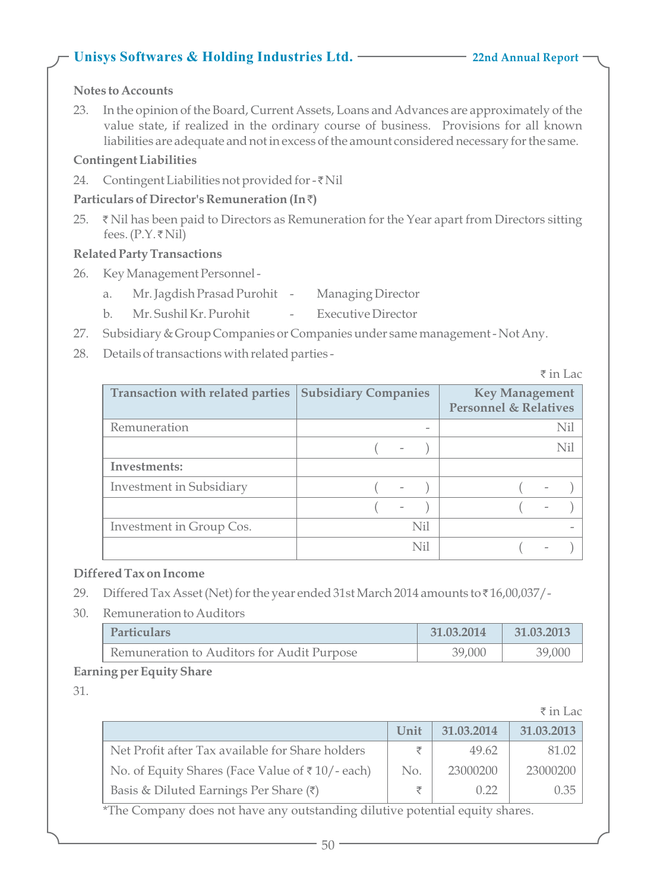**Notes to Accounts**

23. In the opinion of the Board, Current Assets, Loans and Advances are approximately of the value state, if realized in the ordinary course of business. Provisions for all known liabilities are adequate and not in excess of the amount considered necessary for the same.

**Contingent Liabilities**

24. Contingent Liabilities not provided for - ₹ Nil

**Particulars of Director's Remuneration (In ₹)**

25. ₹ Nil has been paid to Directors as Remuneration for the Year apart from Directors sitting fees. (P.Y. ₹ Nil)

**Related Party Transactions**

26. Key Management Personnel -
    a. Mr. Jagdish Prasad Purohit - Managing Director
    b. Mr. Sushil Kr. Purohit - Executive Director

27. Subsidiary & Group Companies or Companies under same management - Not Any.

28. Details of transactions with related parties -

₹ in Lac

| Transaction with related parties | Subsidiary Companies | Key Management Personnel & Relatives |
|---|---|---|
| Remuneration | - | Nil |
| | ( - ) | Nil |
| **Investments:** | | |
| Investment in Subsidiary | ( - ) | ( - ) |
| | ( - ) | ( - ) |
| Investment in Group Cos. | Nil | - |
| | Nil | ( - ) |

**Differed Tax on Income**

29. Differed Tax Asset (Net) for the year ended 31st March 2014 amounts to ₹ 16,00,037/-

30. Remuneration to Auditors

| Particulars | 31.03.2014 | 31.03.2013 |
|---|---|---|
| Remuneration to Auditors for Audit Purpose | 39,000 | 39,000 |

**Earning per Equity Share**

31.

₹ in Lac

| | Unit | 31.03.2014 | 31.03.2013 |
|---|---|---|---|
| Net Profit after Tax available for Share holders | ₹ | 49.62 | 81.02 |
| No. of Equity Shares (Face Value of ₹ 10/- each) | No. | 23000200 | 23000200 |
| Basis & Diluted Earnings Per Share (₹) | ₹ | 0.22 | 0.35 |

*The Company does not have any outstanding dilutive potential equity shares.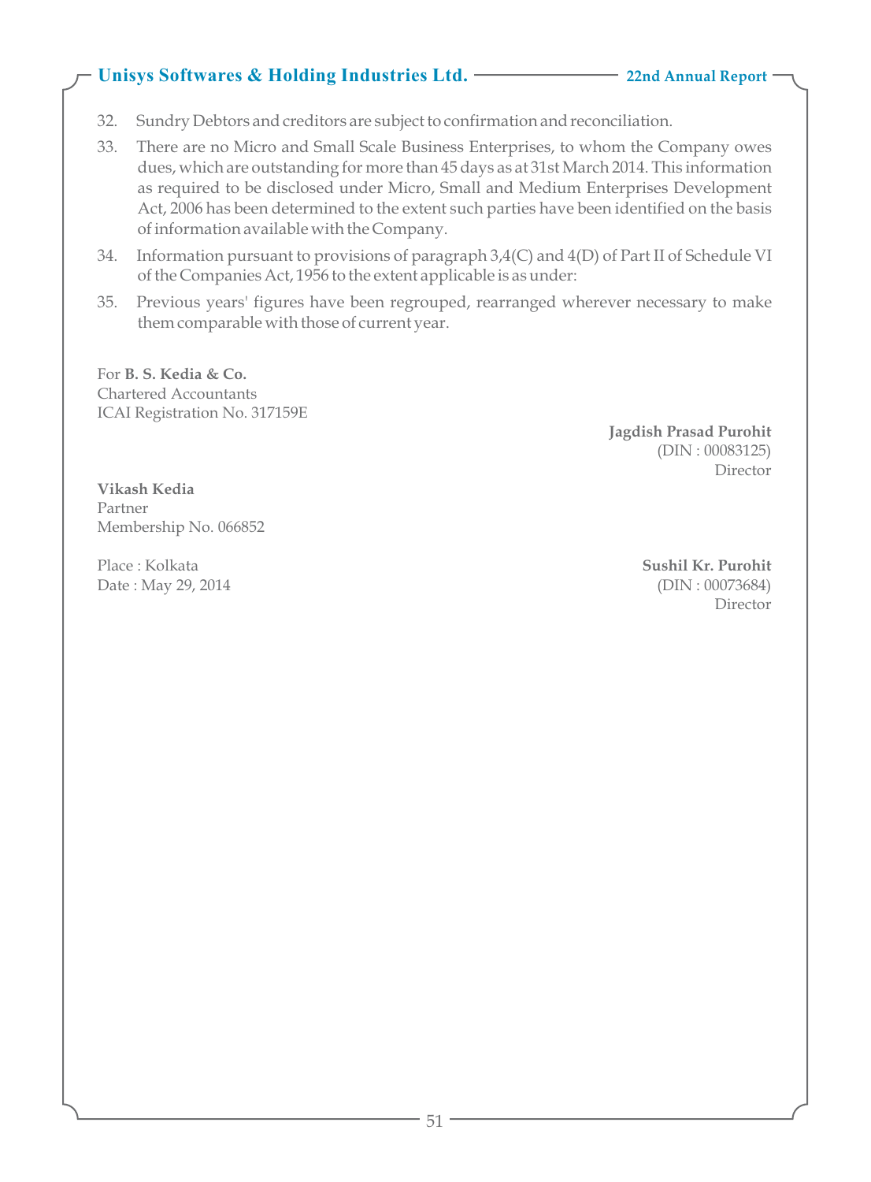32. Sundry Debtors and creditors are subject to confirmation and reconciliation.

33. There are no Micro and Small Scale Business Enterprises, to whom the Company owes dues, which are outstanding for more than 45 days as at 31st March 2014. This information as required to be disclosed under Micro, Small and Medium Enterprises Development Act, 2006 has been determined to the extent such parties have been identified on the basis of information available with the Company.

34. Information pursuant to provisions of paragraph 3,4(C) and 4(D) of Part II of Schedule VI of the Companies Act, 1956 to the extent applicable is as under:

35. Previous years' figures have been regrouped, rearranged wherever necessary to make them comparable with those of current year.

For **B. S. Kedia & Co.**
Chartered Accountants
ICAI Registration No. 317159E

**Jagdish Prasad Purohit**
(DIN : 00083125)
Director

**Vikash Kedia**
Partner
Membership No. 066852

Place : Kolkata
Date : May 29, 2014

**Sushil Kr. Purohit**
(DIN : 00073684)
Director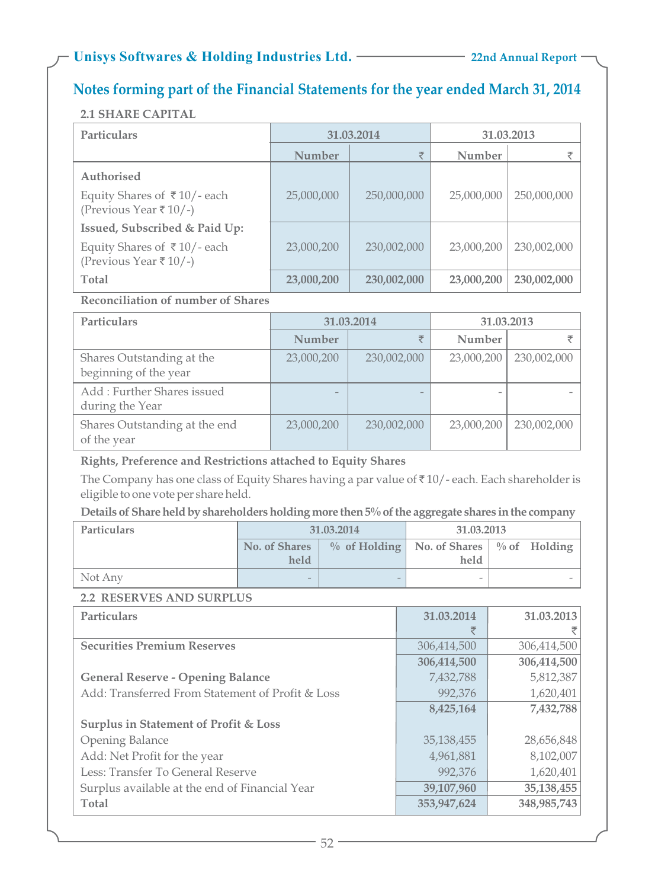## Notes forming part of the Financial Statements for the year ended March 31, 2014

### 2.1 SHARE CAPITAL

| Particulars | 31.03.2014 | | 31.03.2013 | |
|---|---|---|---|---|
| | Number | ₹ | Number | ₹ |
| **Authorised** | | | | |
| Equity Shares of ₹ 10/- each (Previous Year ₹ 10/-) | 25,000,000 | 250,000,000 | 25,000,000 | 250,000,000 |
| **Issued, Subscribed & Paid Up:** | | | | |
| Equity Shares of ₹ 10/- each (Previous Year ₹ 10/-) | 23,000,200 | 230,002,000 | 23,000,200 | 230,002,000 |
| **Total** | **23,000,200** | **230,002,000** | **23,000,200** | **230,002,000** |

**Reconciliation of number of Shares**

| Particulars | 31.03.2014 | | 31.03.2013 | |
|---|---|---|---|---|
| | Number | ₹ | Number | ₹ |
| Shares Outstanding at the beginning of the year | 23,000,200 | 230,002,000 | 23,000,200 | 230,002,000 |
| Add : Further Shares issued during the Year | - | - | - | - |
| Shares Outstanding at the end of the year | 23,000,200 | 230,002,000 | 23,000,200 | 230,002,000 |

**Rights, Preference and Restrictions attached to Equity Shares**

The Company has one class of Equity Shares having a par value of ₹ 10/- each. Each shareholder is eligible to one vote per share held.

**Details of Share held by shareholders holding more then 5% of the aggregate shares in the company**

| Particulars | 31.03.2014 | | 31.03.2013 | |
|---|---|---|---|---|
| | No. of Shares held | % of Holding | No. of Shares held | % of Holding |
| Not Any | - | - | - | - |

### 2.2 RESERVES AND SURPLUS

| Particulars | 31.03.2014 ₹ | 31.03.2013 ₹ |
|---|---|---|
| **Securities Premium Reserves** | 306,414,500 | 306,414,500 |
| | **306,414,500** | **306,414,500** |
| **General Reserve - Opening Balance** | 7,432,788 | 5,812,387 |
| Add: Transferred From Statement of Profit & Loss | 992,376 | 1,620,401 |
| | **8,425,164** | **7,432,788** |
| **Surplus in Statement of Profit & Loss** | | |
| Opening Balance | 35,138,455 | 28,656,848 |
| Add: Net Profit for the year | 4,961,881 | 8,102,007 |
| Less: Transfer To General Reserve | 992,376 | 1,620,401 |
| Surplus available at the end of Financial Year | **39,107,960** | **35,138,455** |
| **Total** | **353,947,624** | **348,985,743** |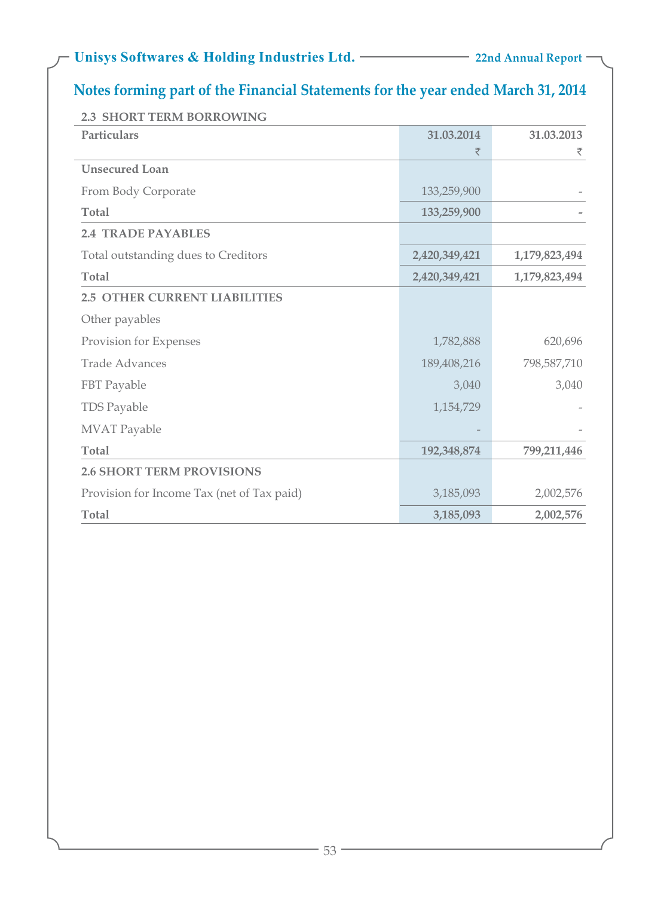## Notes forming part of the Financial Statements for the year ended March 31, 2014

| 2.3 SHORT TERM BORROWING | | |
|---|---|---|
| **Particulars** | **31.03.2014** ₹ | **31.03.2013** ₹ |
| **Unsecured Loan** | | |
| From Body Corporate | 133,259,900 | - |
| **Total** | **133,259,900** | **-** |
| **2.4 TRADE PAYABLES** | | |
| Total outstanding dues to Creditors | **2,420,349,421** | **1,179,823,494** |
| **Total** | **2,420,349,421** | **1,179,823,494** |
| **2.5 OTHER CURRENT LIABILITIES** | | |
| Other payables | | |
| Provision for Expenses | 1,782,888 | 620,696 |
| Trade Advances | 189,408,216 | 798,587,710 |
| FBT Payable | 3,040 | 3,040 |
| TDS Payable | 1,154,729 | - |
| MVAT Payable | - | - |
| **Total** | **192,348,874** | **799,211,446** |
| **2.6 SHORT TERM PROVISIONS** | | |
| Provision for Income Tax (net of Tax paid) | 3,185,093 | 2,002,576 |
| **Total** | **3,185,093** | **2,002,576** |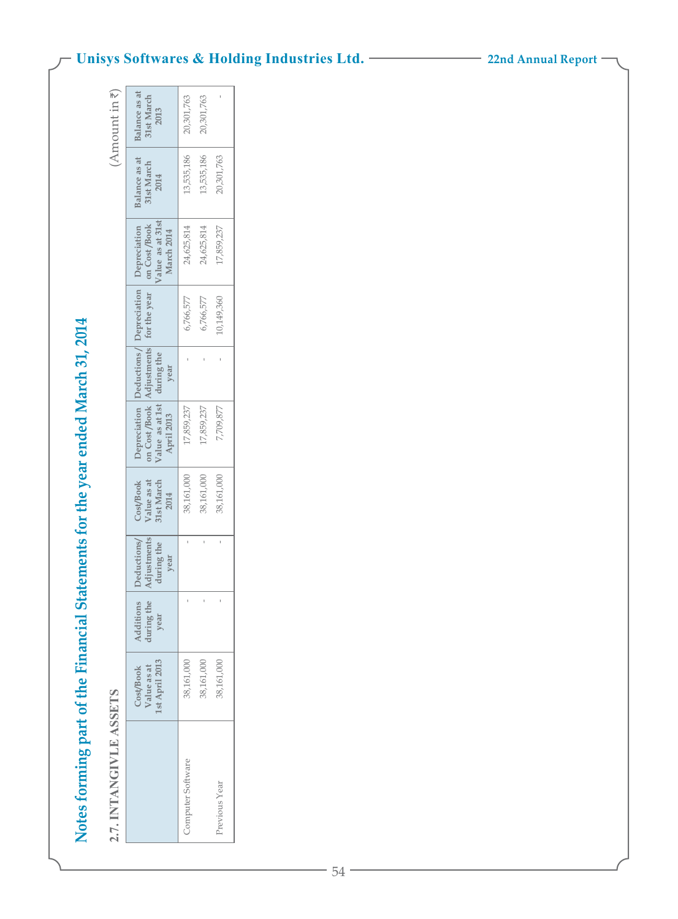# Notes forming part of the Financial Statements for the year ended March 31, 2014

## 2.7. INTANGIVLE ASSETS

(Amount in ₹)

| | Cost/Book Value as at 1st April 2013 | Additions during the year | Deductions/ Adjustments during the year | Cost/Book Value as at 31st March 2014 | Depreciation on Cost /Book Value as at 1st April 2013 | Deductions/ Adjustments during the year | Depreciation for the year | Depreciation on Cost /Book Value as at 31st March 2014 | Balance as at 31st March 2014 | Balance as at 31st March 2013 |
|---|---|---|---|---|---|---|---|---|---|---|
| Computer Software | 38,161,000 | - | - | 38,161,000 | 17,859,237 | - | 6,766,577 | 24,625,814 | 13,535,186 | 20,301,763 |
| | 38,161,000 | - | - | 38,161,000 | 17,859,237 | - | 6,766,577 | 24,625,814 | 13,535,186 | 20,301,763 |
| Previous Year | 38,161,000 | - | - | 38,161,000 | 7,709,877 | - | 10,149,360 | 17,859,237 | 20,301,763 | - |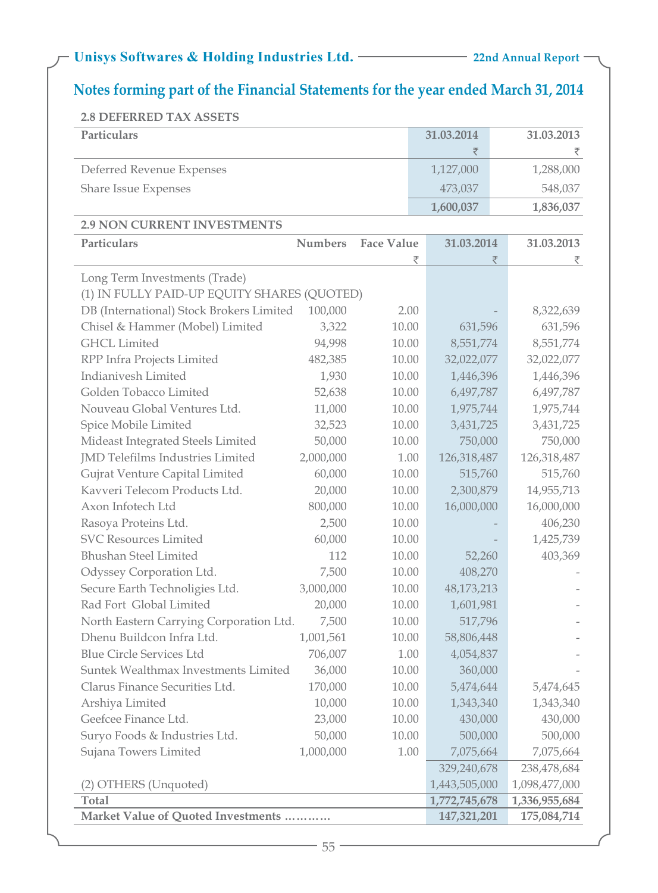## Notes forming part of the Financial Statements for the year ended March 31, 2014

### 2.8 DEFERRED TAX ASSETS

| Particulars | 31.03.2014 ₹ | 31.03.2013 ₹ |
|---|---|---|
| Deferred Revenue Expenses | 1,127,000 | 1,288,000 |
| Share Issue Expenses | 473,037 | 548,037 |
| | **1,600,037** | **1,836,037** |

### 2.9 NON CURRENT INVESTMENTS

| Particulars | Numbers | Face Value ₹ | 31.03.2014 ₹ | 31.03.2013 ₹ |
|---|---|---|---|---|
| Long Term Investments (Trade) | | | | |
| (1) IN FULLY PAID-UP EQUITY SHARES (QUOTED) | | | | |
| DB (International) Stock Brokers Limited | 100,000 | 2.00 | - | 8,322,639 |
| Chisel & Hammer (Mobel) Limited | 3,322 | 10.00 | 631,596 | 631,596 |
| GHCL Limited | 94,998 | 10.00 | 8,551,774 | 8,551,774 |
| RPP Infra Projects Limited | 482,385 | 10.00 | 32,022,077 | 32,022,077 |
| Indianivesh Limited | 1,930 | 10.00 | 1,446,396 | 1,446,396 |
| Golden Tobacco Limited | 52,638 | 10.00 | 6,497,787 | 6,497,787 |
| Nouveau Global Ventures Ltd. | 11,000 | 10.00 | 1,975,744 | 1,975,744 |
| Spice Mobile Limited | 32,523 | 10.00 | 3,431,725 | 3,431,725 |
| Mideast Integrated Steels Limited | 50,000 | 10.00 | 750,000 | 750,000 |
| JMD Telefilms Industries Limited | 2,000,000 | 1.00 | 126,318,487 | 126,318,487 |
| Gujrat Venture Capital Limited | 60,000 | 10.00 | 515,760 | 515,760 |
| Kavveri Telecom Products Ltd. | 20,000 | 10.00 | 2,300,879 | 14,955,713 |
| Axon Infotech Ltd | 800,000 | 10.00 | 16,000,000 | 16,000,000 |
| Rasoya Proteins Ltd. | 2,500 | 10.00 | - | 406,230 |
| SVC Resources Limited | 60,000 | 10.00 | - | 1,425,739 |
| Bhushan Steel Limited | 112 | 10.00 | 52,260 | 403,369 |
| Odyssey Corporation Ltd. | 7,500 | 10.00 | 408,270 | - |
| Secure Earth Technoligies Ltd. | 3,000,000 | 10.00 | 48,173,213 | - |
| Rad Fort Global Limited | 20,000 | 10.00 | 1,601,981 | - |
| North Eastern Carrying Corporation Ltd. | 7,500 | 10.00 | 517,796 | - |
| Dhenu Buildcon Infra Ltd. | 1,001,561 | 10.00 | 58,806,448 | - |
| Blue Circle Services Ltd | 706,007 | 1.00 | 4,054,837 | - |
| Suntek Wealthmax Investments Limited | 36,000 | 10.00 | 360,000 | - |
| Clarus Finance Securities Ltd. | 170,000 | 10.00 | 5,474,644 | 5,474,645 |
| Arshiya Limited | 10,000 | 10.00 | 1,343,340 | 1,343,340 |
| Geefcee Finance Ltd. | 23,000 | 10.00 | 430,000 | 430,000 |
| Suryo Foods & Industries Ltd. | 50,000 | 10.00 | 500,000 | 500,000 |
| Sujana Towers Limited | 1,000,000 | 1.00 | 7,075,664 | 7,075,664 |
| | | | 329,240,678 | 238,478,684 |
| (2) OTHERS (Unquoted) | | | 1,443,505,000 | 1,098,477,000 |
| **Total** | | | **1,772,745,678** | **1,336,955,684** |
| **Market Value of Quoted Investments …………** | | | **147,321,201** | **175,084,714** |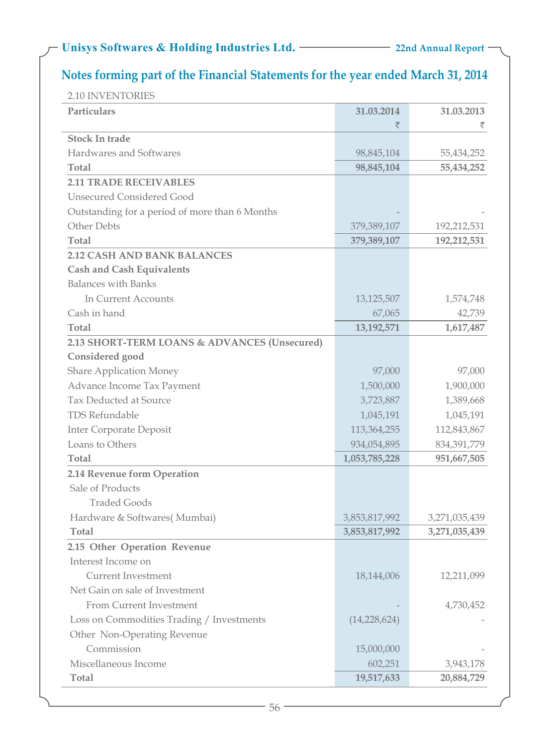## Notes forming part of the Financial Statements for the year ended March 31, 2014

2.10 INVENTORIES

| Particulars | 31.03.2014 ₹ | 31.03.2013 ₹ |
|---|---|---|
| **Stock In trade** | | |
| Hardwares and Softwares | 98,845,104 | 55,434,252 |
| **Total** | **98,845,104** | **55,434,252** |
| **2.11 TRADE RECEIVABLES** | | |
| Unsecured Considered Good | | |
| Outstanding for a period of more than 6 Months | - | - |
| Other Debts | 379,389,107 | 192,212,531 |
| **Total** | **379,389,107** | **192,212,531** |
| **2.12 CASH AND BANK BALANCES** | | |
| **Cash and Cash Equivalents** | | |
| Balances with Banks | | |
| In Current Accounts | 13,125,507 | 1,574,748 |
| Cash in hand | 67,065 | 42,739 |
| **Total** | **13,192,571** | **1,617,487** |
| **2.13 SHORT-TERM LOANS & ADVANCES (Unsecured)** | | |
| **Considered good** | | |
| Share Application Money | 97,000 | 97,000 |
| Advance Income Tax Payment | 1,500,000 | 1,900,000 |
| Tax Deducted at Source | 3,723,887 | 1,389,668 |
| TDS Refundable | 1,045,191 | 1,045,191 |
| Inter Corporate Deposit | 113,364,255 | 112,843,867 |
| Loans to Others | 934,054,895 | 834,391,779 |
| **Total** | **1,053,785,228** | **951,667,505** |
| **2.14 Revenue form Operation** | | |
| Sale of Products | | |
| Traded Goods | | |
| Hardware & Softwares( Mumbai) | 3,853,817,992 | 3,271,035,439 |
| **Total** | **3,853,817,992** | **3,271,035,439** |
| **2.15 Other Operation Revenue** | | |
| Interest Income on | | |
| Current Investment | 18,144,006 | 12,211,099 |
| Net Gain on sale of Investment | | |
| From Current Investment | - | 4,730,452 |
| Loss on Commodities Trading / Investments | (14,228,624) | - |
| Other Non-Operating Revenue | | |
| Commission | 15,000,000 | - |
| Miscellaneous Income | 602,251 | 3,943,178 |
| **Total** | **19,517,633** | **20,884,729** |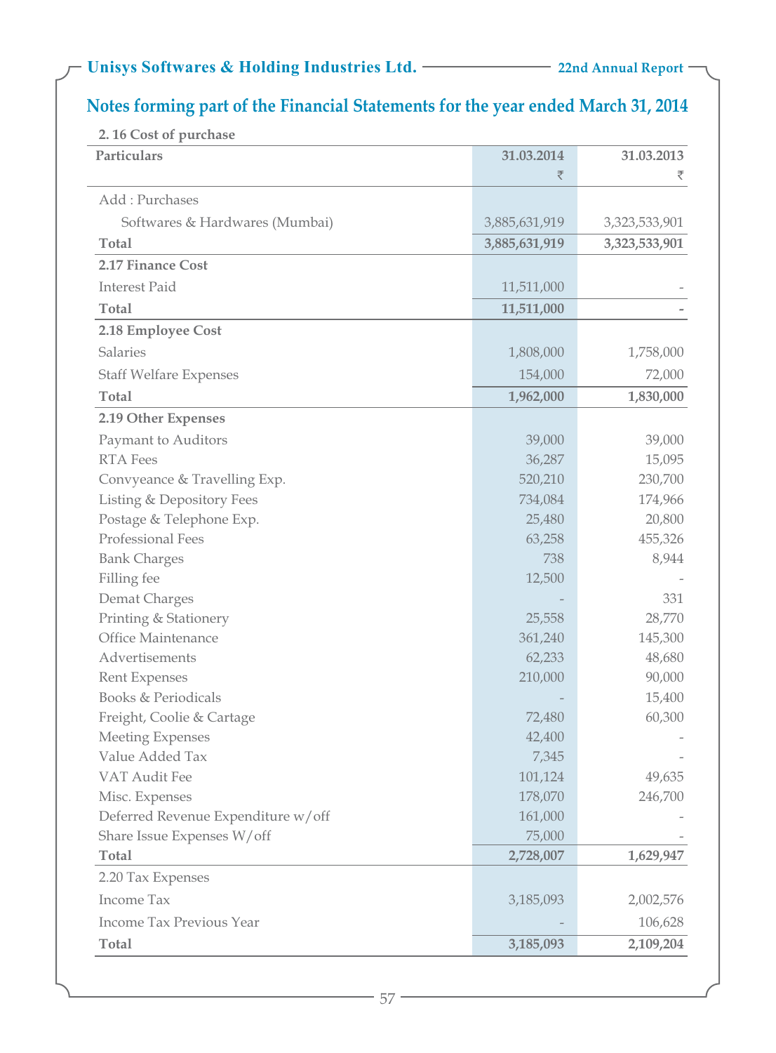## Notes forming part of the Financial Statements for the year ended March 31, 2014

**2. 16 Cost of purchase**

| Particulars | 31.03.2014 ₹ | 31.03.2013 ₹ |
|---|---|---|
| Add : Purchases | | |
| Softwares & Hardwares (Mumbai) | 3,885,631,919 | 3,323,533,901 |
| **Total** | **3,885,631,919** | **3,323,533,901** |
| **2.17 Finance Cost** | | |
| Interest Paid | 11,511,000 | - |
| **Total** | **11,511,000** | **-** |
| **2.18 Employee Cost** | | |
| Salaries | 1,808,000 | 1,758,000 |
| Staff Welfare Expenses | 154,000 | 72,000 |
| **Total** | **1,962,000** | **1,830,000** |
| **2.19 Other Expenses** | | |
| Paymant to Auditors | 39,000 | 39,000 |
| RTA Fees | 36,287 | 15,095 |
| Convyeance & Travelling Exp. | 520,210 | 230,700 |
| Listing & Depository Fees | 734,084 | 174,966 |
| Postage & Telephone Exp. | 25,480 | 20,800 |
| Professional Fees | 63,258 | 455,326 |
| Bank Charges | 738 | 8,944 |
| Filling fee | 12,500 | - |
| Demat Charges | - | 331 |
| Printing & Stationery | 25,558 | 28,770 |
| Office Maintenance | 361,240 | 145,300 |
| Advertisements | 62,233 | 48,680 |
| Rent Expenses | 210,000 | 90,000 |
| Books & Periodicals | - | 15,400 |
| Freight, Coolie & Cartage | 72,480 | 60,300 |
| Meeting Expenses | 42,400 | - |
| Value Added Tax | 7,345 | - |
| VAT Audit Fee | 101,124 | 49,635 |
| Misc. Expenses | 178,070 | 246,700 |
| Deferred Revenue Expenditure w/off | 161,000 | - |
| Share Issue Expenses W/off | 75,000 | - |
| **Total** | **2,728,007** | **1,629,947** |
| 2.20 Tax Expenses | | |
| Income Tax | 3,185,093 | 2,002,576 |
| Income Tax Previous Year | - | 106,628 |
| **Total** | **3,185,093** | **2,109,204** |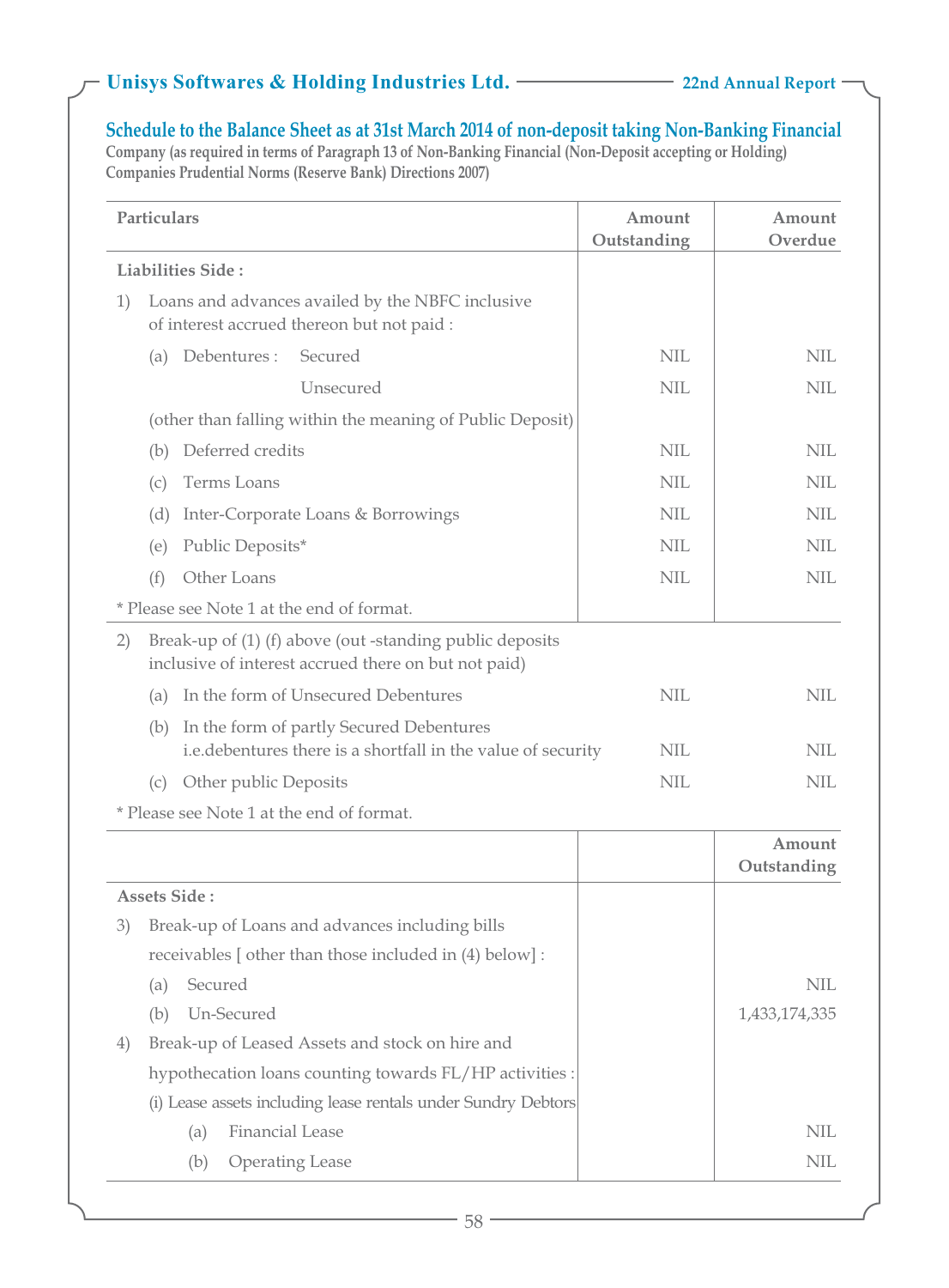## Schedule to the Balance Sheet as at 31st March 2014 of non-deposit taking Non-Banking Financial

**Company (as required in terms of Paragraph 13 of Non-Banking Financial (Non-Deposit accepting or Holding) Companies Prudential Norms (Reserve Bank) Directions 2007)**

| Particulars | Amount Outstanding | Amount Overdue |
|---|---|---|
| **Liabilities Side :** | | |
| 1) Loans and advances availed by the NBFC inclusive of interest accrued thereon but not paid : | | |
| (a) Debentures : Secured | NIL | NIL |
| Unsecured | NIL | NIL |
| (other than falling within the meaning of Public Deposit) | | |
| (b) Deferred credits | NIL | NIL |
| (c) Terms Loans | NIL | NIL |
| (d) Inter-Corporate Loans & Borrowings | NIL | NIL |
| (e) Public Deposits* | NIL | NIL |
| (f) Other Loans | NIL | NIL |
| * Please see Note 1 at the end of format. | | |
| 2) Break-up of (1) (f) above (out -standing public deposits inclusive of interest accrued there on but not paid) | | |
| (a) In the form of Unsecured Debentures | NIL | NIL |
| (b) In the form of partly Secured Debentures i.e.debentures there is a shortfall in the value of security | NIL | NIL |
| (c) Other public Deposits | NIL | NIL |
| * Please see Note 1 at the end of format. | | |

| | | Amount Outstanding |
|---|---|---|
| **Assets Side :** | | |
| 3) Break-up of Loans and advances including bills receivables [ other than those included in (4) below] : | | |
| (a) Secured | | NIL |
| (b) Un-Secured | | 1,433,174,335 |
| 4) Break-up of Leased Assets and stock on hire and hypothecation loans counting towards FL/HP activities : | | |
| (i) Lease assets including lease rentals under Sundry Debtors | | |
| (a) Financial Lease | | NIL |
| (b) Operating Lease | | NIL |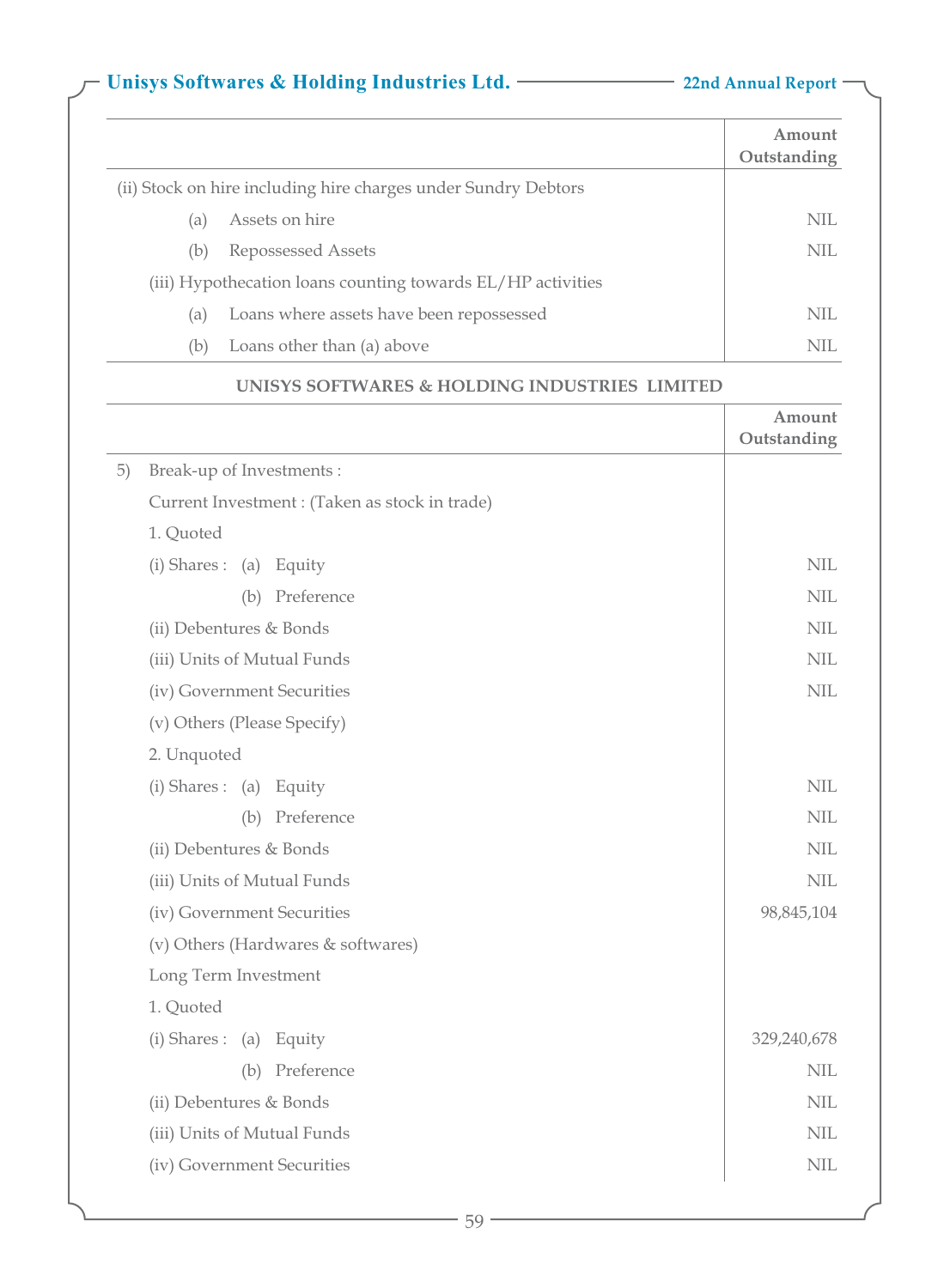| | Amount Outstanding |
|---|---|
| (ii) Stock on hire including hire charges under Sundry Debtors | |
| (a) Assets on hire | NIL |
| (b) Repossessed Assets | NIL |
| (iii) Hypothecation loans counting towards EL/HP activities | |
| (a) Loans where assets have been repossessed | NIL |
| (b) Loans other than (a) above | NIL |

**UNISYS SOFTWARES & HOLDING INDUSTRIES LIMITED**

| | Amount Outstanding |
|---|---|
| 5) Break-up of Investments : | |
| Current Investment : (Taken as stock in trade) | |
| 1. Quoted | |
| (i) Shares : (a) Equity | NIL |
| (b) Preference | NIL |
| (ii) Debentures & Bonds | NIL |
| (iii) Units of Mutual Funds | NIL |
| (iv) Government Securities | NIL |
| (v) Others (Please Specify) | |
| 2. Unquoted | |
| (i) Shares : (a) Equity | NIL |
| (b) Preference | NIL |
| (ii) Debentures & Bonds | NIL |
| (iii) Units of Mutual Funds | NIL |
| (iv) Government Securities | 98,845,104 |
| (v) Others (Hardwares & softwares) | |
| Long Term Investment | |
| 1. Quoted | |
| (i) Shares : (a) Equity | 329,240,678 |
| (b) Preference | NIL |
| (ii) Debentures & Bonds | NIL |
| (iii) Units of Mutual Funds | NIL |
| (iv) Government Securities | NIL |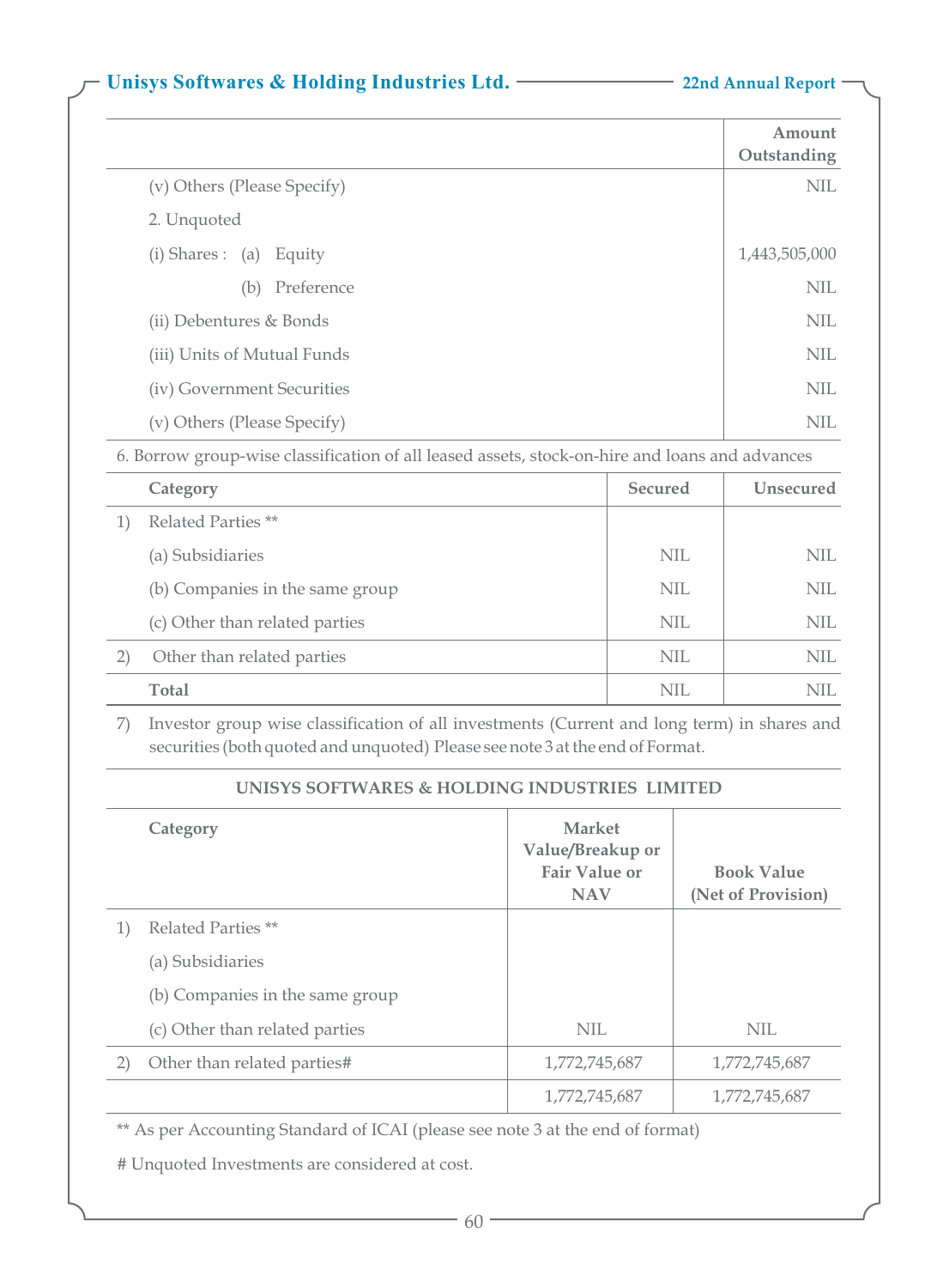| | Amount Outstanding |
|---|---|
| (v) Others (Please Specify) | NIL |
| 2. Unquoted | |
| (i) Shares : (a) Equity | 1,443,505,000 |
| (b) Preference | NIL |
| (ii) Debentures & Bonds | NIL |
| (iii) Units of Mutual Funds | NIL |
| (iv) Government Securities | NIL |
| (v) Others (Please Specify) | NIL |

6. Borrow group-wise classification of all leased assets, stock-on-hire and loans and advances

| | Category | Secured | Unsecured |
|---|---|---|---|
| 1) | Related Parties ** | | |
| | (a) Subsidiaries | NIL | NIL |
| | (b) Companies in the same group | NIL | NIL |
| | (c) Other than related parties | NIL | NIL |
| 2) | Other than related parties | NIL | NIL |
| | **Total** | NIL | NIL |

7) Investor group wise classification of all investments (Current and long term) in shares and securities (both quoted and unquoted) Please see note 3 at the end of Format.

**UNISYS SOFTWARES & HOLDING INDUSTRIES LIMITED**

| | Category | Market Value/Breakup or Fair Value or NAV | Book Value (Net of Provision) |
|---|---|---|---|
| 1) | Related Parties ** | | |
| | (a) Subsidiaries | | |
| | (b) Companies in the same group | | |
| | (c) Other than related parties | NIL | NIL |
| 2) | Other than related parties# | 1,772,745,687 | 1,772,745,687 |
| | | 1,772,745,687 | 1,772,745,687 |

** As per Accounting Standard of ICAI (please see note 3 at the end of format)

# Unquoted Investments are considered at cost.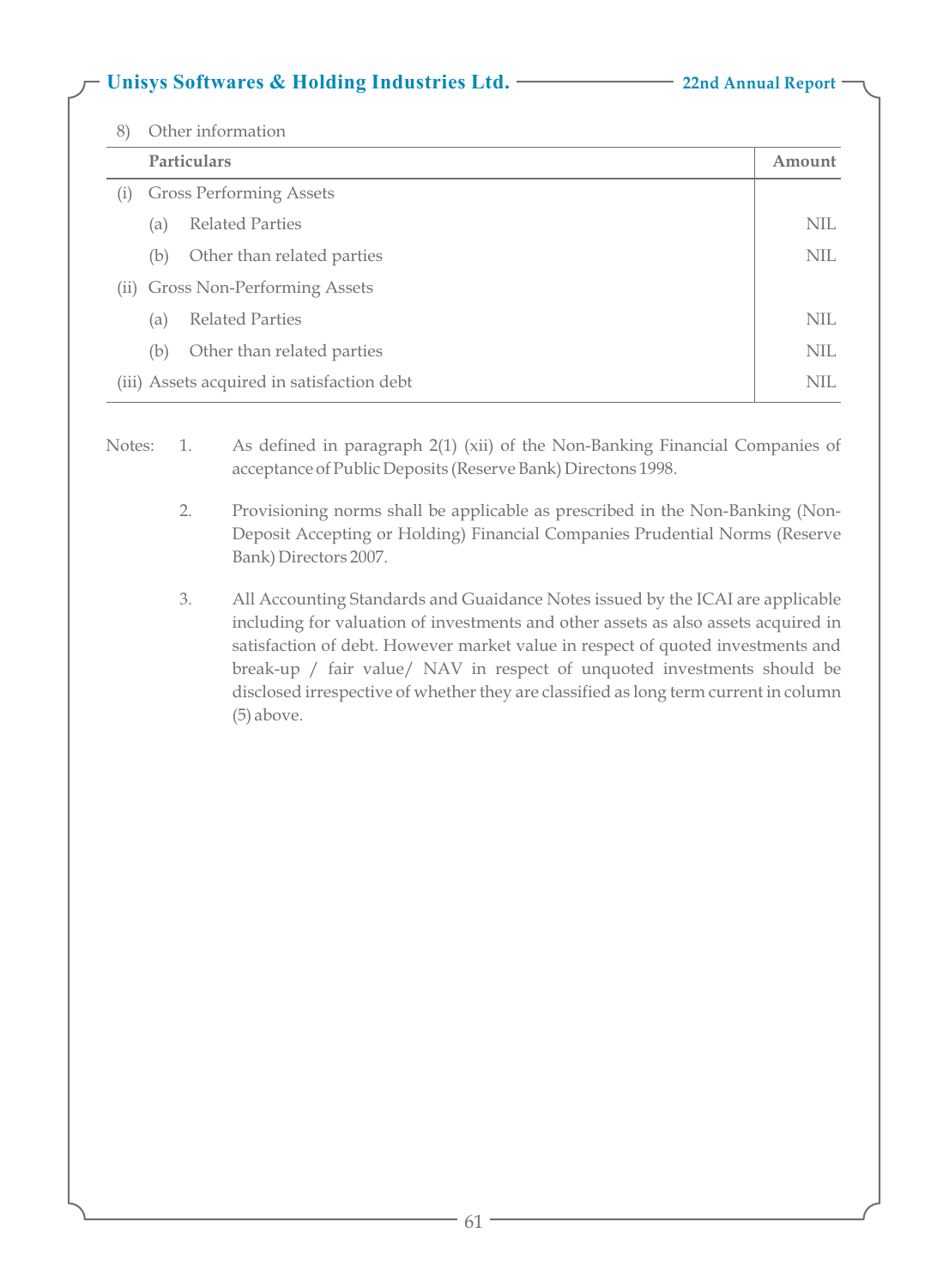8) Other information

| Particulars | Amount |
|---|---|
| (i) Gross Performing Assets | |
| (a) Related Parties | NIL |
| (b) Other than related parties | NIL |
| (ii) Gross Non-Performing Assets | |
| (a) Related Parties | NIL |
| (b) Other than related parties | NIL |
| (iii) Assets acquired in satisfaction debt | NIL |

Notes:

1. As defined in paragraph 2(1) (xii) of the Non-Banking Financial Companies of acceptance of Public Deposits (Reserve Bank) Directons 1998.

2. Provisioning norms shall be applicable as prescribed in the Non-Banking (Non-Deposit Accepting or Holding) Financial Companies Prudential Norms (Reserve Bank) Directors 2007.

3. All Accounting Standards and Guaidance Notes issued by the ICAI are applicable including for valuation of investments and other assets as also assets acquired in satisfaction of debt. However market value in respect of quoted investments and break-up / fair value/ NAV in respect of unquoted investments should be disclosed irrespective of whether they are classified as long term current in column (5) above.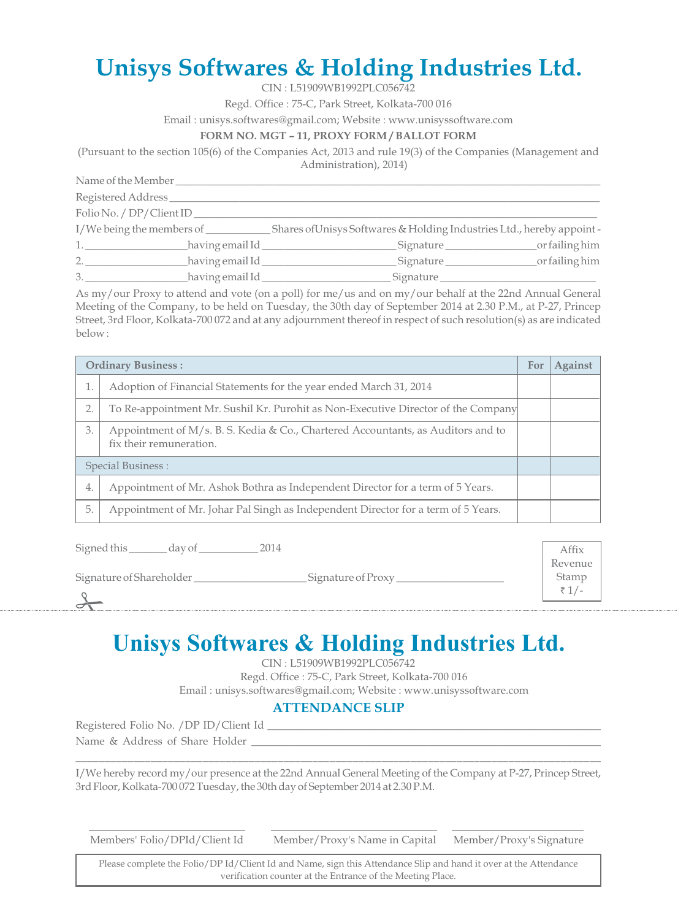# Unisys Softwares & Holding Industries Ltd.

CIN : L51909WB1992PLC056742

Regd. Office : 75-C, Park Street, Kolkata-700 016

Email : unisys.softwares@gmail.com; Website : www.unisyssoftware.com

**FORM NO. MGT – 11, PROXY FORM / BALLOT FORM**

(Pursuant to the section 105(6) of the Companies Act, 2013 and rule 19(3) of the Companies (Management and Administration), 2014)

Name of the Member ____________________________________________

Registered Address ____________________________________________

Folio No. / DP/Client ID ____________________________________________

I/We being the members of ___________ Shares ofUnisys Softwares & Holding Industries Ltd., hereby appoint -

1. _________________having email Id _____________________ Signature ________________or failing him
2. _________________having email Id _____________________ Signature ________________or failing him
3. _________________having email Id _____________________ Signature ________________________

As my/our Proxy to attend and vote (on a poll) for me/us and on my/our behalf at the 22nd Annual General Meeting of the Company, to be held on Tuesday, the 30th day of September 2014 at 2.30 P.M., at P-27, Princep Street, 3rd Floor, Kolkata-700 072 and at any adjournment thereof in respect of such resolution(s) as are indicated below :

| | Ordinary Business : | For | Against |
|---|---|---|---|
| 1. | Adoption of Financial Statements for the year ended March 31, 2014 | | |
| 2. | To Re-appointment Mr. Sushil Kr. Purohit as Non-Executive Director of the Company | | |
| 3. | Appointment of M/s. B. S. Kedia & Co., Chartered Accountants, as Auditors and to fix their remuneration. | | |
| | Special Business : | | |
| 4. | Appointment of Mr. Ashok Bothra as Independent Director for a term of 5 Years. | | |
| 5. | Appointment of Mr. Johar Pal Singh as Independent Director for a term of 5 Years. | | |

Signed this _______ day of ___________ 2014

Signature of Shareholder ____________________ Signature of Proxy ___________________

Affix Revenue Stamp ₹ 1/-

---

# Unisys Softwares & Holding Industries Ltd.

CIN : L51909WB1992PLC056742

Regd. Office : 75-C, Park Street, Kolkata-700 016

Email : unisys.softwares@gmail.com; Website : www.unisyssoftware.com

## ATTENDANCE SLIP

Registered Folio No. /DP ID/Client Id ____________________________________________

Name & Address of Share Holder ____________________________________________

I/We hereby record my/our presence at the 22nd Annual General Meeting of the Company at P-27, Princep Street, 3rd Floor, Kolkata-700 072 Tuesday, the 30th day of September 2014 at 2.30 P.M.

Members' Folio/DPId/Client Id Member/Proxy's Name in Capital Member/Proxy's Signature

Please complete the Folio/DP Id/Client Id and Name, sign this Attendance Slip and hand it over at the Attendance verification counter at the Entrance of the Meeting Place.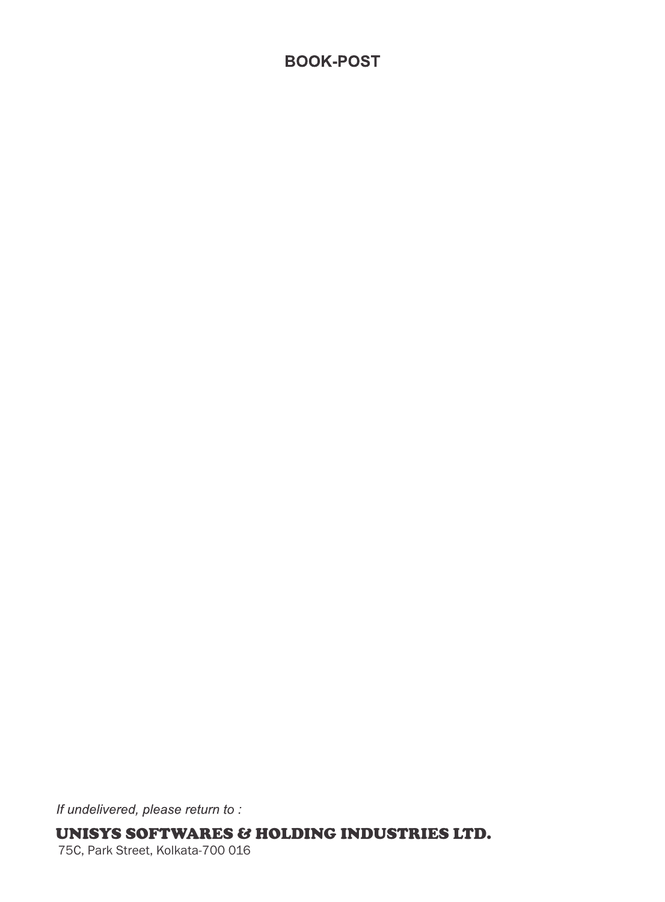**BOOK-POST**

*If undelivered, please return to :*

**UNISYS SOFTWARES & HOLDING INDUSTRIES LTD.**

75C, Park Street, Kolkata-700 016